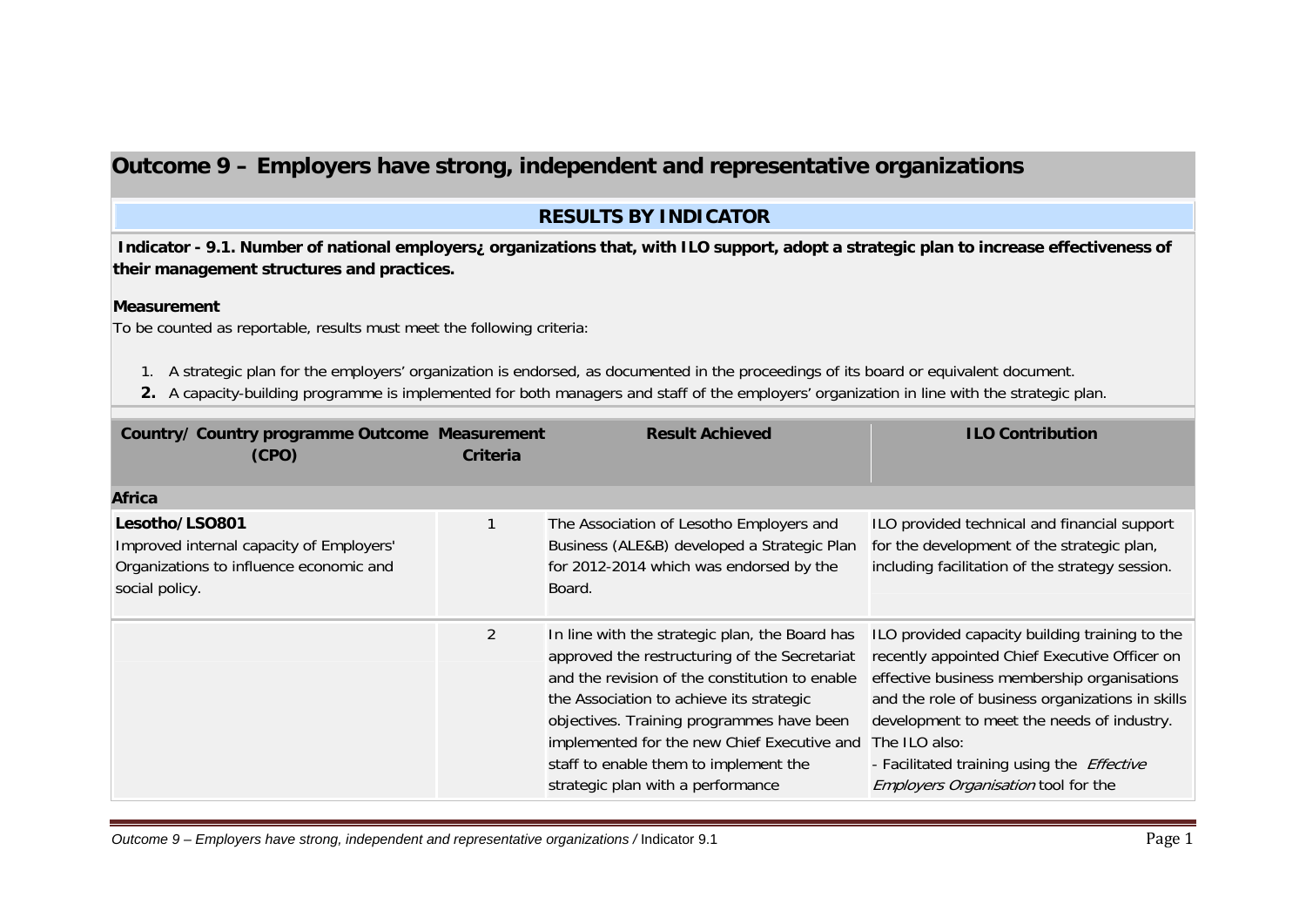# Outcome 9 – Employers have strong, independent and representative organizations

## RESULTS BY INDICATOR

**Indicator - 9.1. Number of national employers¿ organizations that, with ILO support, adopt a strategic plan to increase effectiveness of their management structures and practices.**

**Measurement**

To be counted as reportable, results must meet the following criteria:

1. A strategic plan for the employers' organization is endorsed, as documented in the proceedings of its board or equivalent document.
2. A capacity-building programme is implemented for both managers and staff of the employers' organization in line with the strategic plan.

| Country/ Country programme Outcome (CPO) | Measurement Criteria | Result Achieved | ILO Contribution |
|---|---|---|---|
| **Africa** | | | |
| **Lesotho/LSO801**<br>Improved internal capacity of Employers' Organizations to influence economic and social policy. | 1 | The Association of Lesotho Employers and Business (ALE&B) developed a Strategic Plan for 2012-2014 which was endorsed by the Board. | ILO provided technical and financial support for the development of the strategic plan, including facilitation of the strategy session. |
| | 2 | In line with the strategic plan, the Board has approved the restructuring of the Secretariat and the revision of the constitution to enable the Association to achieve its strategic objectives. Training programmes have been implemented for the new Chief Executive and staff to enable them to implement the strategic plan with a performance | ILO provided capacity building training to the recently appointed Chief Executive Officer on effective business membership organisations and the role of business organizations in skills development to meet the needs of industry. The ILO also:<br>- Facilitated training using the *Effective Employers Organisation* tool for the |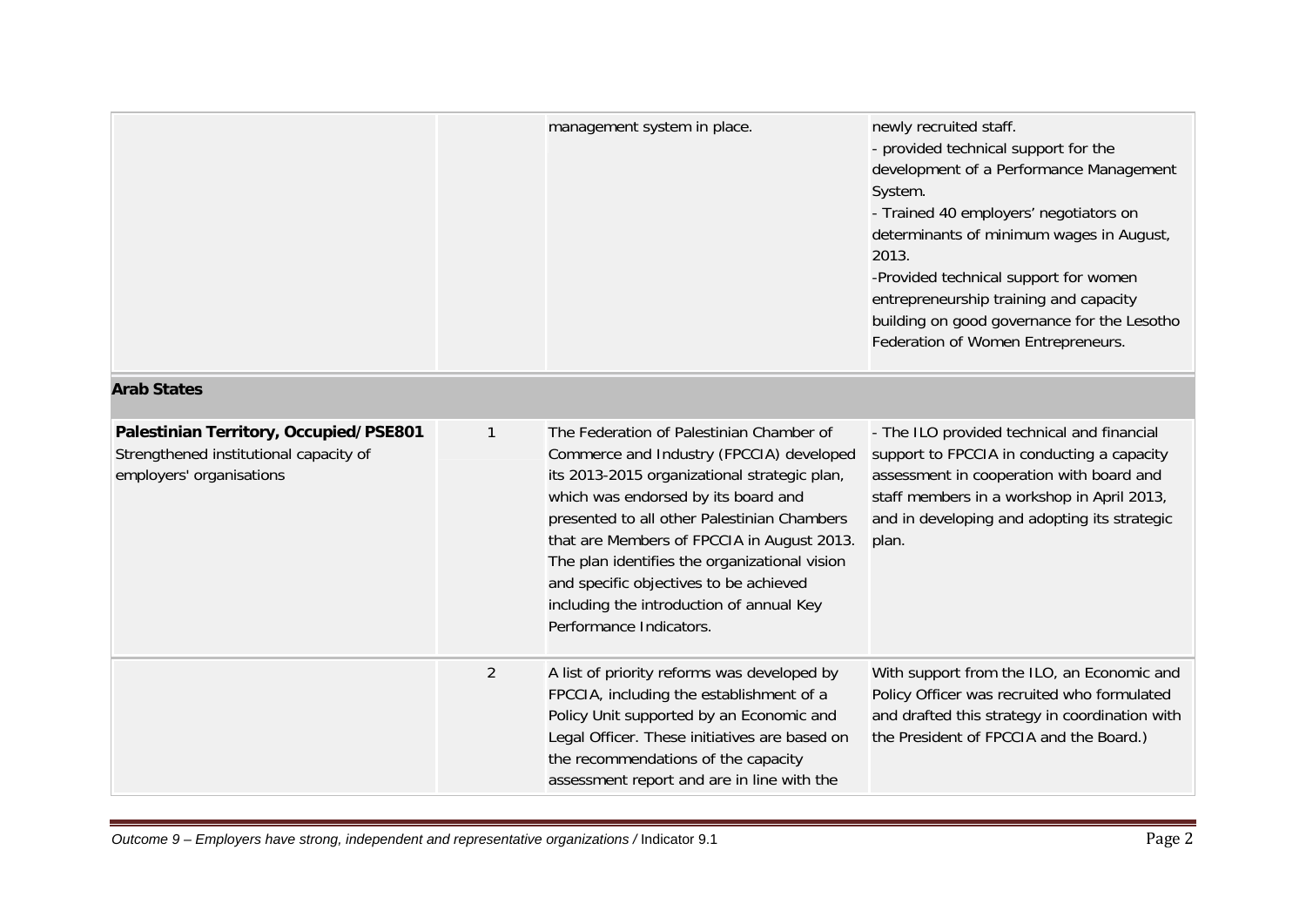| | | | |
|---|---|---|---|
| | | management system in place. | newly recruited staff.<br>- provided technical support for the development of a Performance Management System.<br>- Trained 40 employers' negotiators on determinants of minimum wages in August, 2013.<br>-Provided technical support for women entrepreneurship training and capacity building on good governance for the Lesotho Federation of Women Entrepreneurs. |
| **Arab States** | | | |
| **Palestinian Territory, Occupied/PSE801**<br>Strengthened institutional capacity of employers' organisations | 1 | The Federation of Palestinian Chamber of Commerce and Industry (FPCCIA) developed its 2013-2015 organizational strategic plan, which was endorsed by its board and presented to all other Palestinian Chambers that are Members of FPCCIA in August 2013. The plan identifies the organizational vision and specific objectives to be achieved including the introduction of annual Key Performance Indicators. | - The ILO provided technical and financial support to FPCCIA in conducting a capacity assessment in cooperation with board and staff members in a workshop in April 2013, and in developing and adopting its strategic plan. |
| | 2 | A list of priority reforms was developed by FPCCIA, including the establishment of a Policy Unit supported by an Economic and Legal Officer. These initiatives are based on the recommendations of the capacity assessment report and are in line with the | With support from the ILO, an Economic and Policy Officer was recruited who formulated and drafted this strategy in coordination with the President of FPCCIA and the Board.) |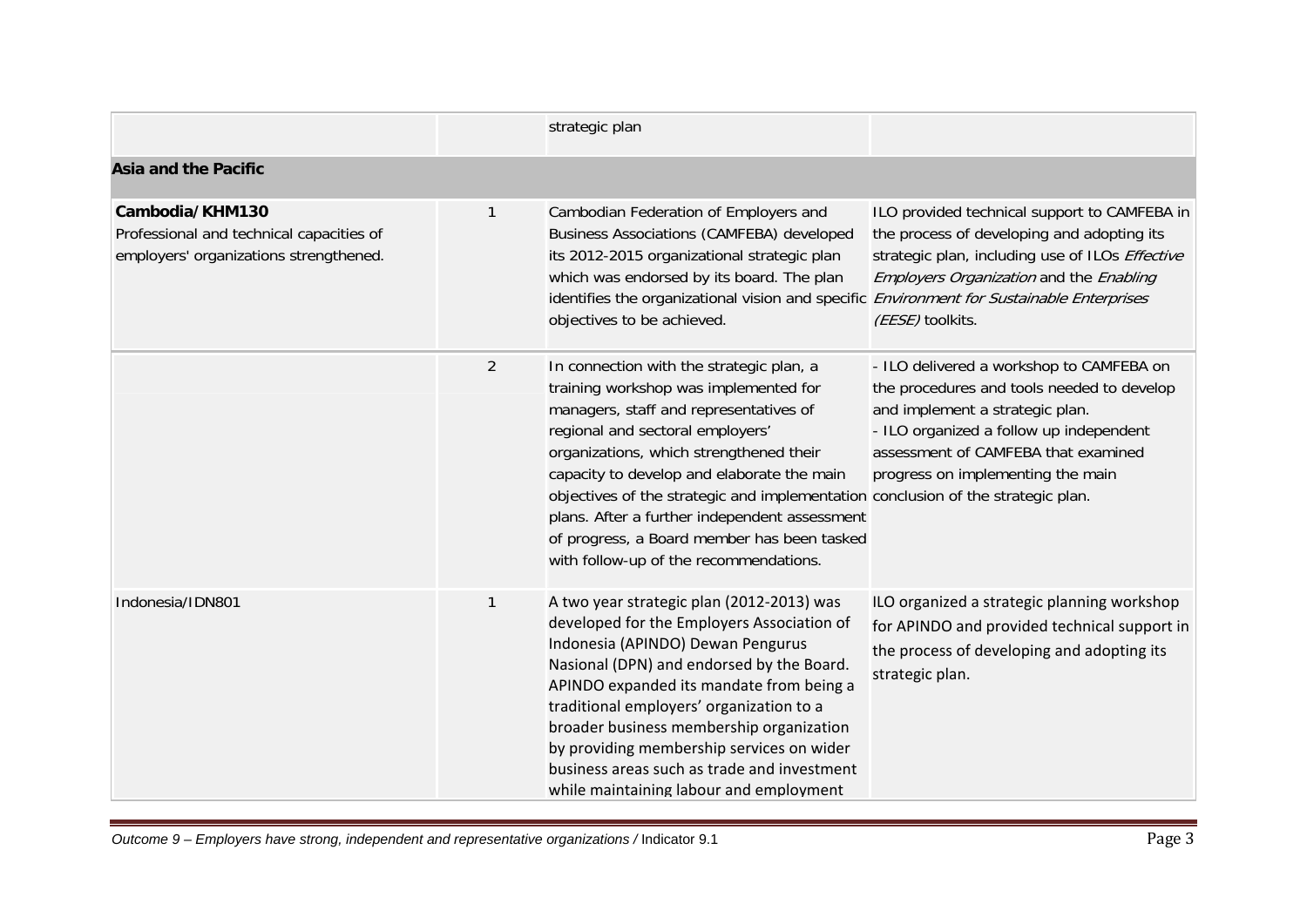| | | | |
|---|---|---|---|
| | | strategic plan | |
| **Asia and the Pacific** | | | |
| **Cambodia/KHM130**<br>Professional and technical capacities of employers' organizations strengthened. | 1 | Cambodian Federation of Employers and Business Associations (CAMFEBA) developed its 2012-2015 organizational strategic plan which was endorsed by its board. The plan identifies the organizational vision and specific objectives to be achieved. | ILO provided technical support to CAMFEBA in the process of developing and adopting its strategic plan, including use of ILOs *Effective Employers Organization* and the *Enabling Environment for Sustainable Enterprises (EESE)* toolkits. |
| | 2 | In connection with the strategic plan, a training workshop was implemented for managers, staff and representatives of regional and sectoral employers' organizations, which strengthened their capacity to develop and elaborate the main objectives of the strategic and implementation plans. After a further independent assessment of progress, a Board member has been tasked with follow-up of the recommendations. | - ILO delivered a workshop to CAMFEBA on the procedures and tools needed to develop and implement a strategic plan.<br>- ILO organized a follow up independent assessment of CAMFEBA that examined progress on implementing the main conclusion of the strategic plan. |
| Indonesia/IDN801 | 1 | A two year strategic plan (2012-2013) was developed for the Employers Association of Indonesia (APINDO) Dewan Pengurus Nasional (DPN) and endorsed by the Board. APINDO expanded its mandate from being a traditional employers' organization to a broader business membership organization by providing membership services on wider business areas such as trade and investment while maintaining labour and employment | ILO organized a strategic planning workshop for APINDO and provided technical support in the process of developing and adopting its strategic plan. |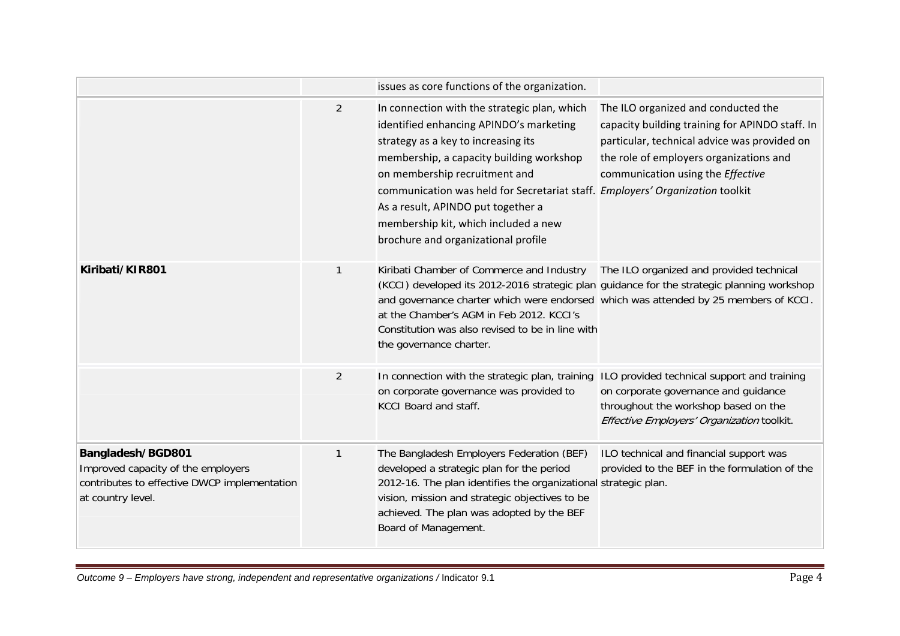| | | | |
|---|---|---|---|
| | | issues as core functions of the organization. | |
| | 2 | In connection with the strategic plan, which identified enhancing APINDO's marketing strategy as a key to increasing its membership, a capacity building workshop on membership recruitment and communication was held for Secretariat staff. As a result, APINDO put together a membership kit, which included a new brochure and organizational profile | The ILO organized and conducted the capacity building training for APINDO staff. In particular, technical advice was provided on the role of employers organizations and communication using the *Effective Employers' Organization* toolkit |
| **Kiribati/KIR801** | 1 | Kiribati Chamber of Commerce and Industry (KCCI) developed its 2012-2016 strategic plan and governance charter which were endorsed at the Chamber's AGM in Feb 2012. KCCI's Constitution was also revised to be in line with the governance charter. | The ILO organized and provided technical guidance for the strategic planning workshop which was attended by 25 members of KCCI. |
| | 2 | In connection with the strategic plan, training on corporate governance was provided to KCCI Board and staff. | ILO provided technical support and training on corporate governance and guidance throughout the workshop based on the *Effective Employers' Organization* toolkit. |
| **Bangladesh/BGD801** Improved capacity of the employers contributes to effective DWCP implementation at country level. | 1 | The Bangladesh Employers Federation (BEF) developed a strategic plan for the period 2012-16. The plan identifies the organizational vision, mission and strategic objectives to be achieved. The plan was adopted by the BEF Board of Management. | ILO technical and financial support was provided to the BEF in the formulation of the strategic plan. |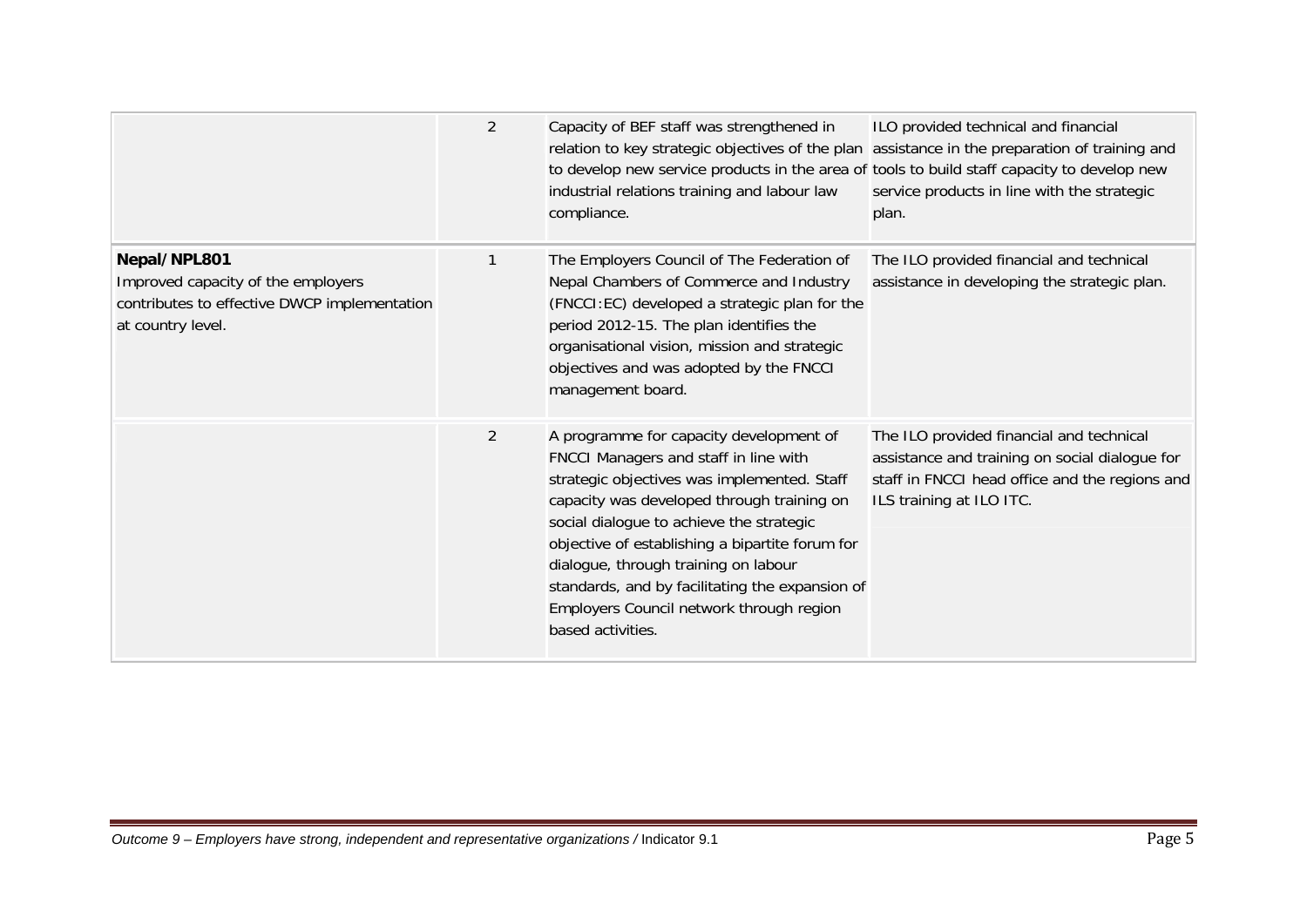| | | | |
|---|---|---|---|
| | 2 | Capacity of BEF staff was strengthened in relation to key strategic objectives of the plan to develop new service products in the area of industrial relations training and labour law compliance. | ILO provided technical and financial assistance in the preparation of training and tools to build staff capacity to develop new service products in line with the strategic plan. |
| **Nepal/NPL801**<br>Improved capacity of the employers contributes to effective DWCP implementation at country level. | 1 | The Employers Council of The Federation of Nepal Chambers of Commerce and Industry (FNCCI:EC) developed a strategic plan for the period 2012-15. The plan identifies the organisational vision, mission and strategic objectives and was adopted by the FNCCI management board. | The ILO provided financial and technical assistance in developing the strategic plan. |
| | 2 | A programme for capacity development of FNCCI Managers and staff in line with strategic objectives was implemented. Staff capacity was developed through training on social dialogue to achieve the strategic objective of establishing a bipartite forum for dialogue, through training on labour standards, and by facilitating the expansion of Employers Council network through region based activities. | The ILO provided financial and technical assistance and training on social dialogue for staff in FNCCI head office and the regions and ILS training at ILO ITC. |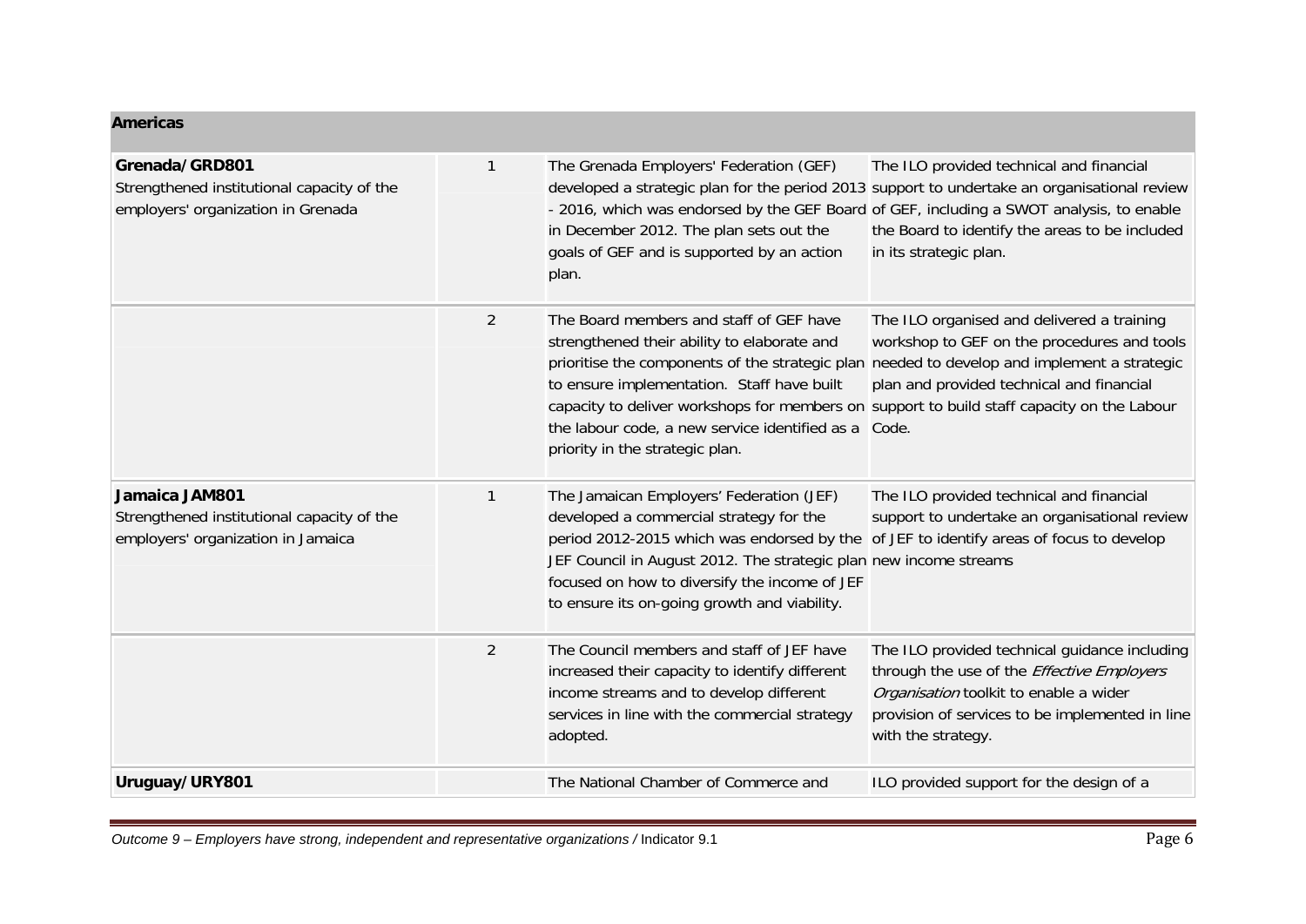| **Americas** | | | |
|---|---|---|---|
| **Grenada/GRD801**<br>Strengthened institutional capacity of the employers' organization in Grenada | 1 | The Grenada Employers' Federation (GEF) developed a strategic plan for the period 2013 - 2016, which was endorsed by the GEF Board in December 2012. The plan sets out the goals of GEF and is supported by an action plan. | The ILO provided technical and financial support to undertake an organisational review of GEF, including a SWOT analysis, to enable the Board to identify the areas to be included in its strategic plan. |
| | 2 | The Board members and staff of GEF have strengthened their ability to elaborate and prioritise the components of the strategic plan to ensure implementation. Staff have built capacity to deliver workshops for members on the labour code, a new service identified as a priority in the strategic plan. | The ILO organised and delivered a training workshop to GEF on the procedures and tools needed to develop and implement a strategic plan and provided technical and financial support to build staff capacity on the Labour Code. |
| **Jamaica JAM801**<br>Strengthened institutional capacity of the employers' organization in Jamaica | 1 | The Jamaican Employers' Federation (JEF) developed a commercial strategy for the period 2012-2015 which was endorsed by the JEF Council in August 2012. The strategic plan focused on how to diversify the income of JEF to ensure its on-going growth and viability. | The ILO provided technical and financial support to undertake an organisational review of JEF to identify areas of focus to develop new income streams |
| | 2 | The Council members and staff of JEF have increased their capacity to identify different income streams and to develop different services in line with the commercial strategy adopted. | The ILO provided technical guidance including through the use of the *Effective Employers Organisation* toolkit to enable a wider provision of services to be implemented in line with the strategy. |
| **Uruguay/URY801** | | The National Chamber of Commerce and | ILO provided support for the design of a |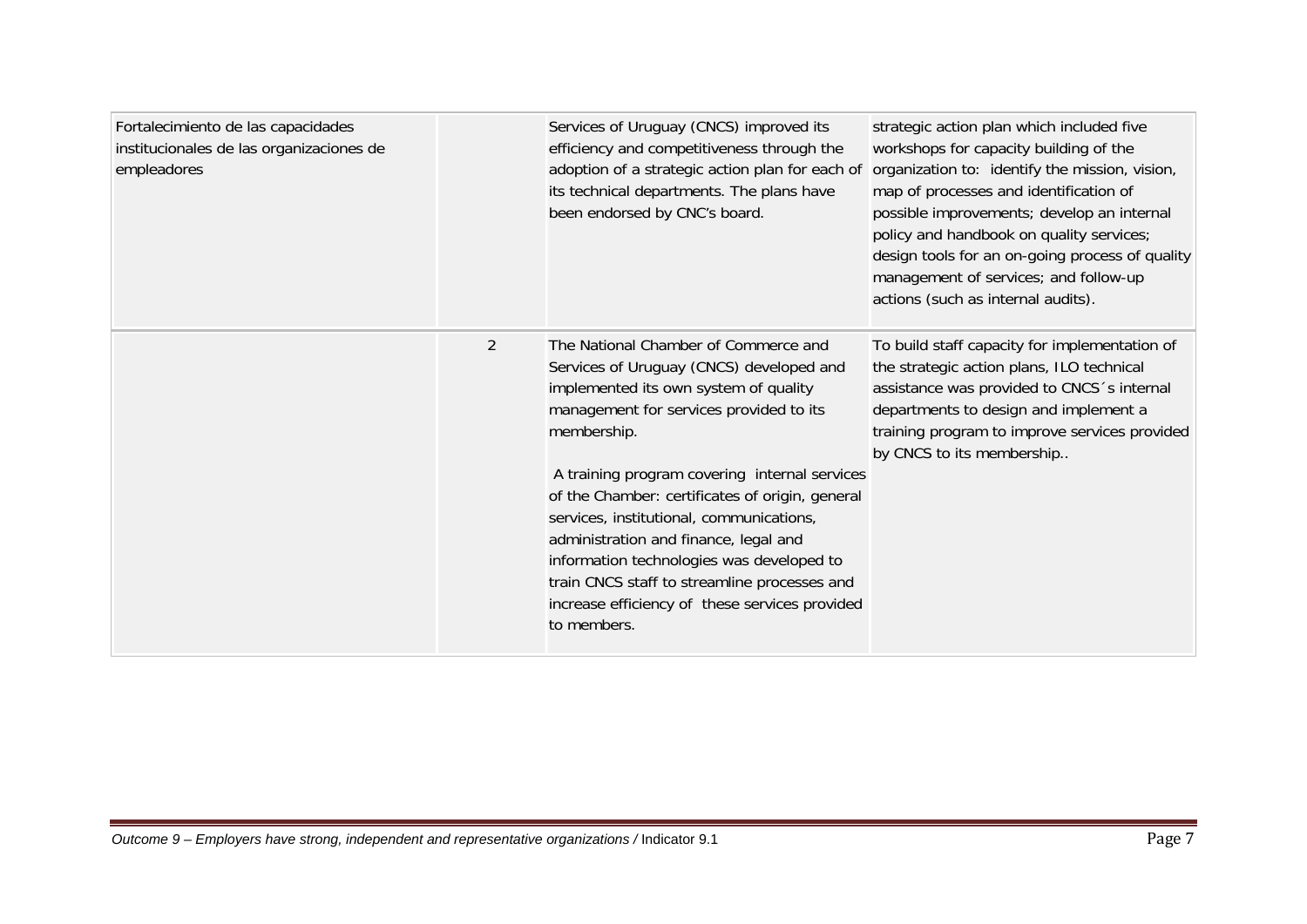| | | | |
|---|---|---|---|
| Fortalecimiento de las capacidades institucionales de las organizaciones de empleadores | | Services of Uruguay (CNCS) improved its efficiency and competitiveness through the adoption of a strategic action plan for each of its technical departments. The plans have been endorsed by CNC's board. | strategic action plan which included five workshops for capacity building of the organization to: identify the mission, vision, map of processes and identification of possible improvements; develop an internal policy and handbook on quality services; design tools for an on-going process of quality management of services; and follow-up actions (such as internal audits). |
| | 2 | The National Chamber of Commerce and Services of Uruguay (CNCS) developed and implemented its own system of quality management for services provided to its membership.<br><br>A training program covering internal services of the Chamber: certificates of origin, general services, institutional, communications, administration and finance, legal and information technologies was developed to train CNCS staff to streamline processes and increase efficiency of these services provided to members. | To build staff capacity for implementation of the strategic action plans, ILO technical assistance was provided to CNCS´s internal departments to design and implement a training program to improve services provided by CNCS to its membership.. |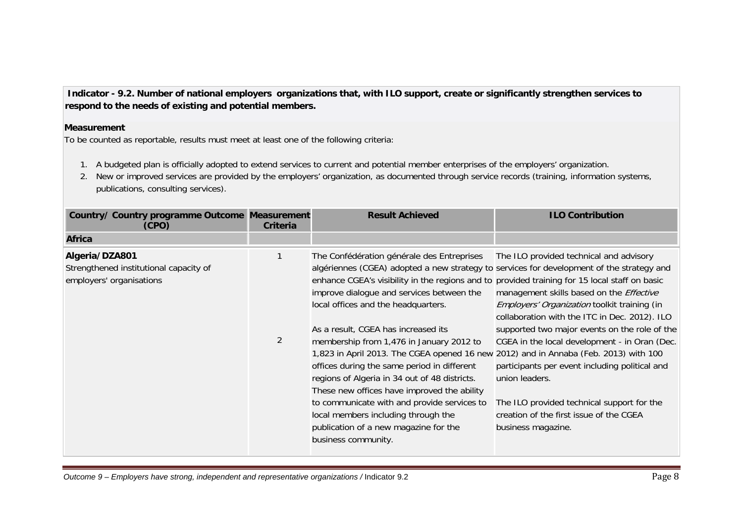**Indicator - 9.2. Number of national employers organizations that, with ILO support, create or significantly strengthen services to respond to the needs of existing and potential members.**

**Measurement**

To be counted as reportable, results must meet at least one of the following criteria:

1. A budgeted plan is officially adopted to extend services to current and potential member enterprises of the employers' organization.
2. New or improved services are provided by the employers' organization, as documented through service records (training, information systems, publications, consulting services).

| Country/ Country programme Outcome (CPO) | Measurement Criteria | Result Achieved | ILO Contribution |
|---|---|---|---|
| **Africa** | | | |
| **Algeria/DZA801**<br>Strengthened institutional capacity of employers' organisations | 1<br><br>2 | The Confédération générale des Entreprises algériennes (CGEA) adopted a new strategy to enhance CGEA's visibility in the regions and to improve dialogue and services between the local offices and the headquarters.<br><br>As a result, CGEA has increased its membership from 1,476 in January 2012 to 1,823 in April 2013. The CGEA opened 16 new offices during the same period in different regions of Algeria in 34 out of 48 districts. These new offices have improved the ability to communicate with and provide services to local members including through the publication of a new magazine for the business community. | The ILO provided technical and advisory services for development of the strategy and provided training for 15 local staff on basic management skills based on the *Effective Employers' Organization* toolkit training (in collaboration with the ITC in Dec. 2012). ILO supported two major events on the role of the CGEA in the local development - in Oran (Dec. 2012) and in Annaba (Feb. 2013) with 100 participants per event including political and union leaders.<br><br>The ILO provided technical support for the creation of the first issue of the CGEA business magazine. |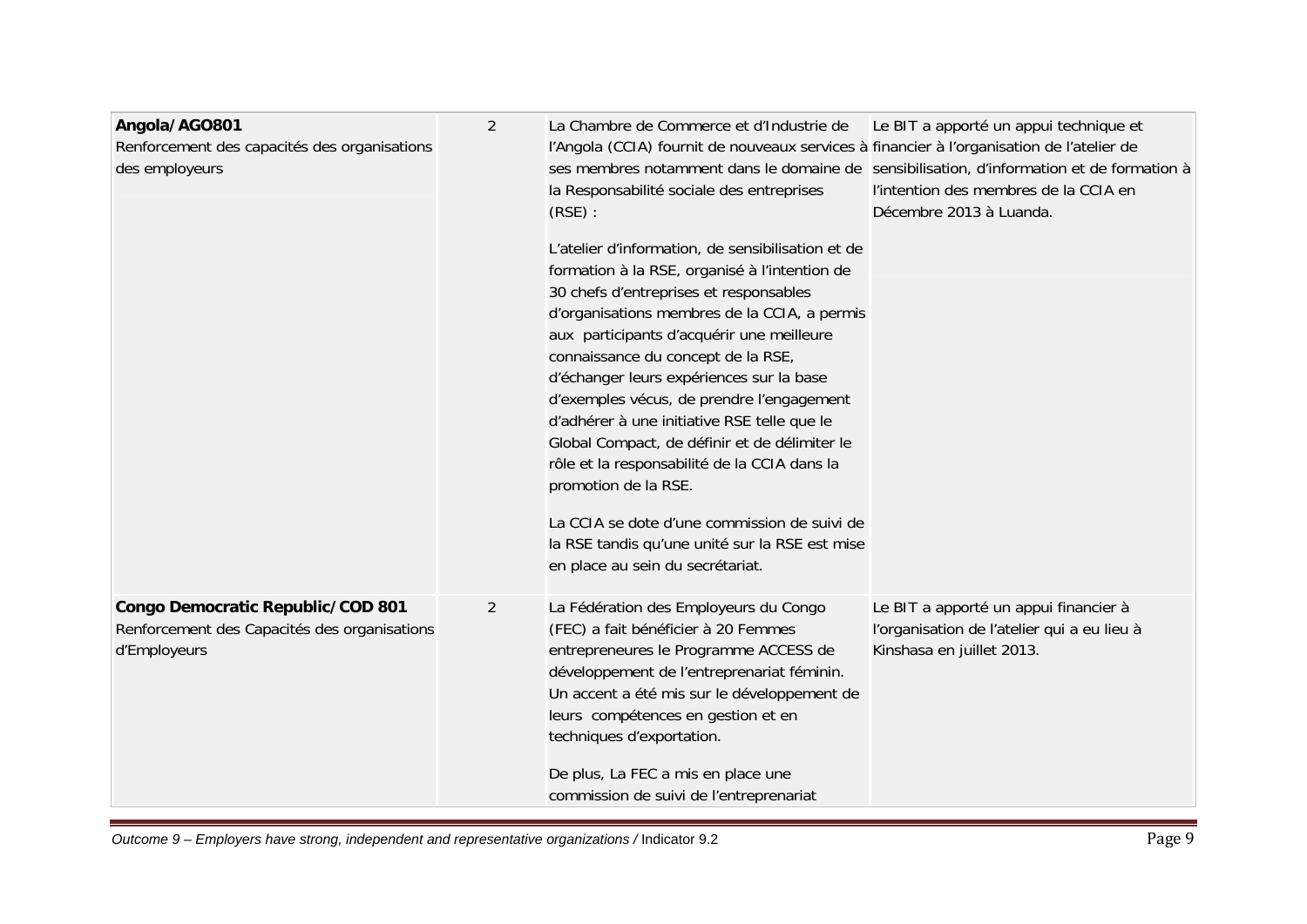| | | | |
|---|---|---|---|
| **Angola/AGO801**<br>Renforcement des capacités des organisations des employeurs | 2 | La Chambre de Commerce et d'Industrie de l'Angola (CCIA) fournit de nouveaux services à ses membres notamment dans le domaine de la Responsabilité sociale des entreprises (RSE) :<br><br>L'atelier d'information, de sensibilisation et de formation à la RSE, organisé à l'intention de 30 chefs d'entreprises et responsables d'organisations membres de la CCIA, a permis aux participants d'acquérir une meilleure connaissance du concept de la RSE, d'échanger leurs expériences sur la base d'exemples vécus, de prendre l'engagement d'adhérer à une initiative RSE telle que le Global Compact, de définir et de délimiter le rôle et la responsabilité de la CCIA dans la promotion de la RSE.<br><br>La CCIA se dote d'une commission de suivi de la RSE tandis qu'une unité sur la RSE est mise en place au sein du secrétariat. | Le BIT a apporté un appui technique et financier à l'organisation de l'atelier de sensibilisation, d'information et de formation à l'intention des membres de la CCIA en Décembre 2013 à Luanda. |
| **Congo Democratic Republic/COD 801**<br>Renforcement des Capacités des organisations d'Employeurs | 2 | La Fédération des Employeurs du Congo (FEC) a fait bénéficier à 20 Femmes entrepreneures le Programme ACCESS de développement de l'entreprenariat féminin. Un accent a été mis sur le développement de leurs compétences en gestion et en techniques d'exportation.<br><br>De plus, La FEC a mis en place une commission de suivi de l'entreprenariat | Le BIT a apporté un appui financier à l'organisation de l'atelier qui a eu lieu à Kinshasa en juillet 2013. |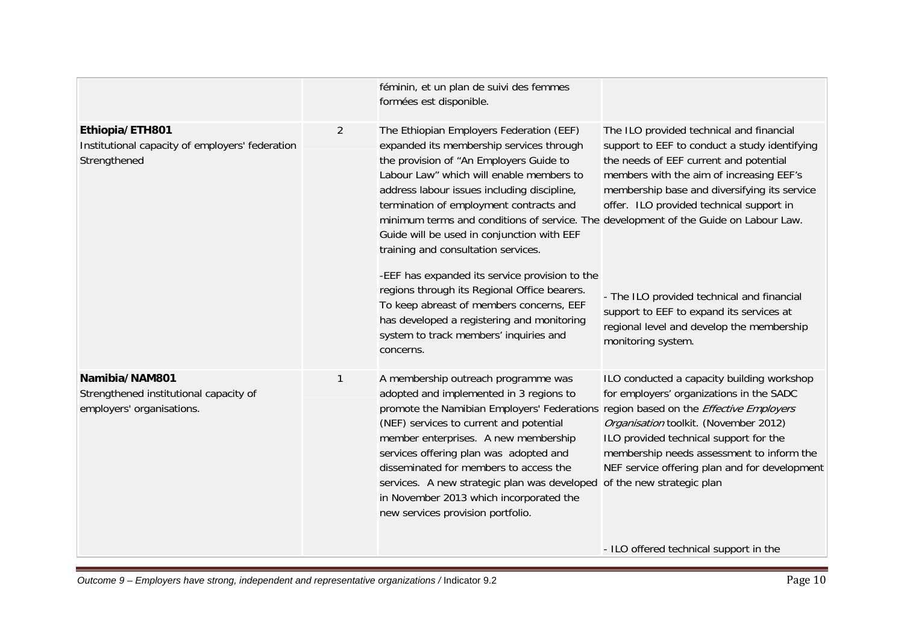| | | | |
|---|---|---|---|
| | | féminin, et un plan de suivi des femmes formées est disponible. | |
| **Ethiopia/ETH801**<br>Institutional capacity of employers' federation Strengthened | 2 | The Ethiopian Employers Federation (EEF) expanded its membership services through the provision of "An Employers Guide to Labour Law" which will enable members to address labour issues including discipline, termination of employment contracts and minimum terms and conditions of service. The Guide will be used in conjunction with EEF training and consultation services.<br><br>-EEF has expanded its service provision to the regions through its Regional Office bearers. To keep abreast of members concerns, EEF has developed a registering and monitoring system to track members' inquiries and concerns. | The ILO provided technical and financial support to EEF to conduct a study identifying the needs of EEF current and potential members with the aim of increasing EEF's membership base and diversifying its service offer. ILO provided technical support in development of the Guide on Labour Law.<br><br>- The ILO provided technical and financial support to EEF to expand its services at regional level and develop the membership monitoring system. |
| **Namibia/NAM801**<br>Strengthened institutional capacity of employers' organisations. | 1 | A membership outreach programme was adopted and implemented in 3 regions to promote the Namibian Employers' Federations (NEF) services to current and potential member enterprises. A new membership services offering plan was adopted and disseminated for members to access the services. A new strategic plan was developed in November 2013 which incorporated the new services provision portfolio. | ILO conducted a capacity building workshop for employers' organizations in the SADC region based on the *Effective Employers Organisation* toolkit. (November 2012)<br>ILO provided technical support for the membership needs assessment to inform the NEF service offering plan and for development of the new strategic plan<br><br>- ILO offered technical support in the |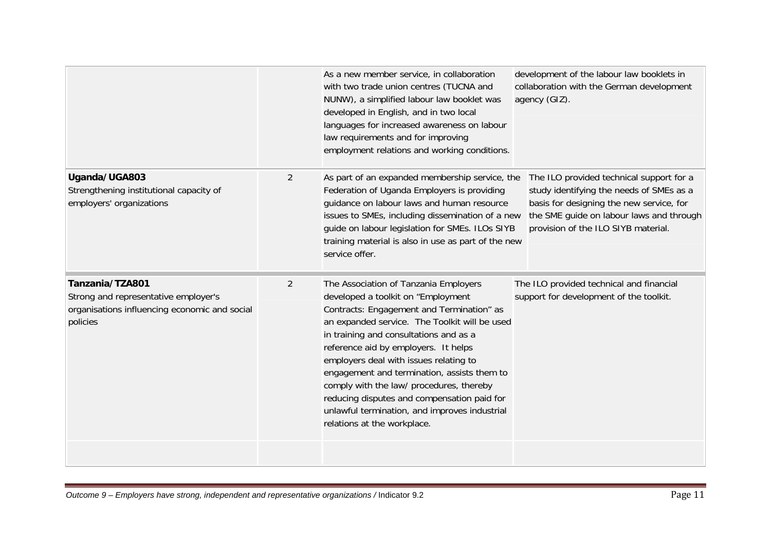| | | | |
|---|---|---|---|
| | | As a new member service, in collaboration with two trade union centres (TUCNA and NUNW), a simplified labour law booklet was developed in English, and in two local languages for increased awareness on labour law requirements and for improving employment relations and working conditions. | development of the labour law booklets in collaboration with the German development agency (GIZ). |
| **Uganda/UGA803**<br>Strengthening institutional capacity of employers' organizations | 2 | As part of an expanded membership service, the Federation of Uganda Employers is providing guidance on labour laws and human resource issues to SMEs, including dissemination of a new guide on labour legislation for SMEs. ILOs SIYB training material is also in use as part of the new service offer. | The ILO provided technical support for a study identifying the needs of SMEs as a basis for designing the new service, for the SME guide on labour laws and through provision of the ILO SIYB material. |
| **Tanzania/TZA801**<br>Strong and representative employer's organisations influencing economic and social policies | 2 | The Association of Tanzania Employers developed a toolkit on "Employment Contracts: Engagement and Termination" as an expanded service. The Toolkit will be used in training and consultations and as a reference aid by employers. It helps employers deal with issues relating to engagement and termination, assists them to comply with the law/ procedures, thereby reducing disputes and compensation paid for unlawful termination, and improves industrial relations at the workplace. | The ILO provided technical and financial support for development of the toolkit. |
| | | | |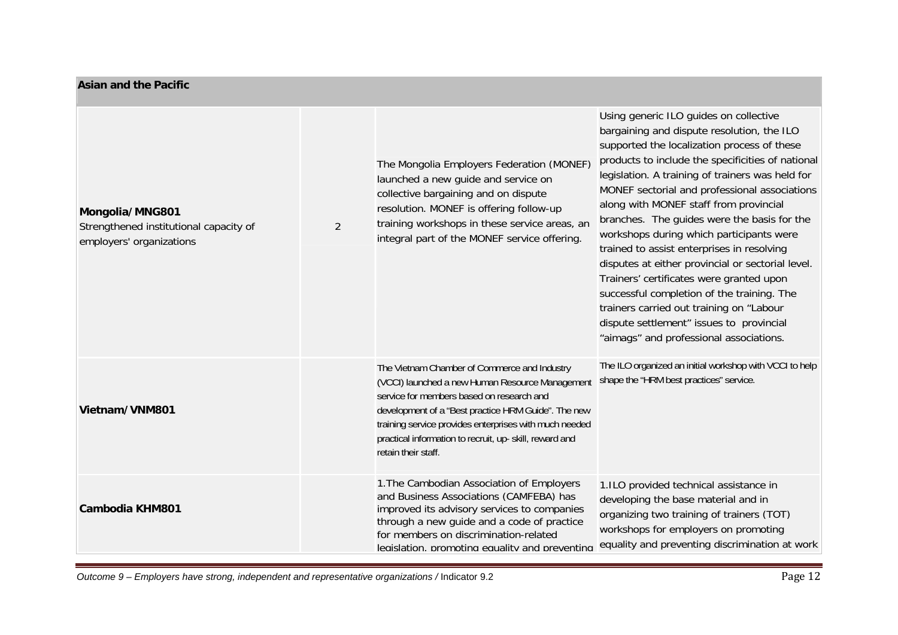| Asian and the Pacific | | | |
|---|---|---|---|
| **Mongolia/MNG801**<br>Strengthened institutional capacity of employers' organizations | 2 | The Mongolia Employers Federation (MONEF) launched a new guide and service on collective bargaining and on dispute resolution. MONEF is offering follow-up training workshops in these service areas, an integral part of the MONEF service offering. | Using generic ILO guides on collective bargaining and dispute resolution, the ILO supported the localization process of these products to include the specificities of national legislation. A training of trainers was held for MONEF sectorial and professional associations along with MONEF staff from provincial branches. The guides were the basis for the workshops during which participants were trained to assist enterprises in resolving disputes at either provincial or sectorial level. Trainers' certificates were granted upon successful completion of the training. The trainers carried out training on "Labour dispute settlement" issues to provincial "aimags" and professional associations. |
| **Vietnam/VNM801** | | The Vietnam Chamber of Commerce and Industry (VCCI) launched a new Human Resource Management service for members based on research and development of a "Best practice HRM Guide". The new training service provides enterprises with much needed practical information to recruit, up- skill, reward and retain their staff. | The ILO organized an initial workshop with VCCI to help shape the "HRM best practices" service. |
| **Cambodia KHM801** | | 1.The Cambodian Association of Employers and Business Associations (CAMFEBA) has improved its advisory services to companies through a new guide and a code of practice for members on discrimination-related legislation, promoting equality and preventing | 1.ILO provided technical assistance in developing the base material and in organizing two training of trainers (TOT) workshops for employers on promoting equality and preventing discrimination at work |

*Outcome 9 – Employers have strong, independent and representative organizations /* Indicator 9.2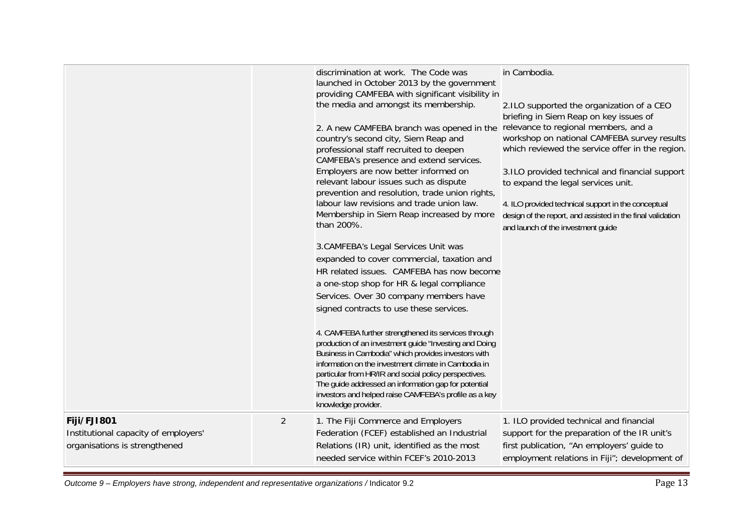| | | | |
|---|---|---|---|
| | | discrimination at work. The Code was launched in October 2013 by the government providing CAMFEBA with significant visibility in the media and amongst its membership.<br><br>2. A new CAMFEBA branch was opened in the country's second city, Siem Reap and professional staff recruited to deepen CAMFEBA's presence and extend services. Employers are now better informed on relevant labour issues such as dispute prevention and resolution, trade union rights, labour law revisions and trade union law. Membership in Siem Reap increased by more than 200%.<br><br>3.CAMFEBA's Legal Services Unit was expanded to cover commercial, taxation and HR related issues. CAMFEBA has now become a one-stop shop for HR & legal compliance Services. Over 30 company members have signed contracts to use these services.<br><br>4. CAMFEBA further strengthened its services through production of an investment guide "Investing and Doing Business in Cambodia" which provides investors with information on the investment climate in Cambodia in particular from HR/IR and social policy perspectives. The guide addressed an information gap for potential investors and helped raise CAMFEBA's profile as a key knowledge provider. | in Cambodia.<br><br>2.ILO supported the organization of a CEO briefing in Siem Reap on key issues of relevance to regional members, and a workshop on national CAMFEBA survey results which reviewed the service offer in the region.<br><br>3.ILO provided technical and financial support to expand the legal services unit.<br><br>4. ILO provided technical support in the conceptual design of the report, and assisted in the final validation and launch of the investment guide |
| **Fiji/FJI801**<br>Institutional capacity of employers' organisations is strengthened | 2 | 1. The Fiji Commerce and Employers Federation (FCEF) established an Industrial Relations (IR) unit, identified as the most needed service within FCEF's 2010-2013 | 1. ILO provided technical and financial support for the preparation of the IR unit's first publication, "An employers' guide to employment relations in Fiji"; development of |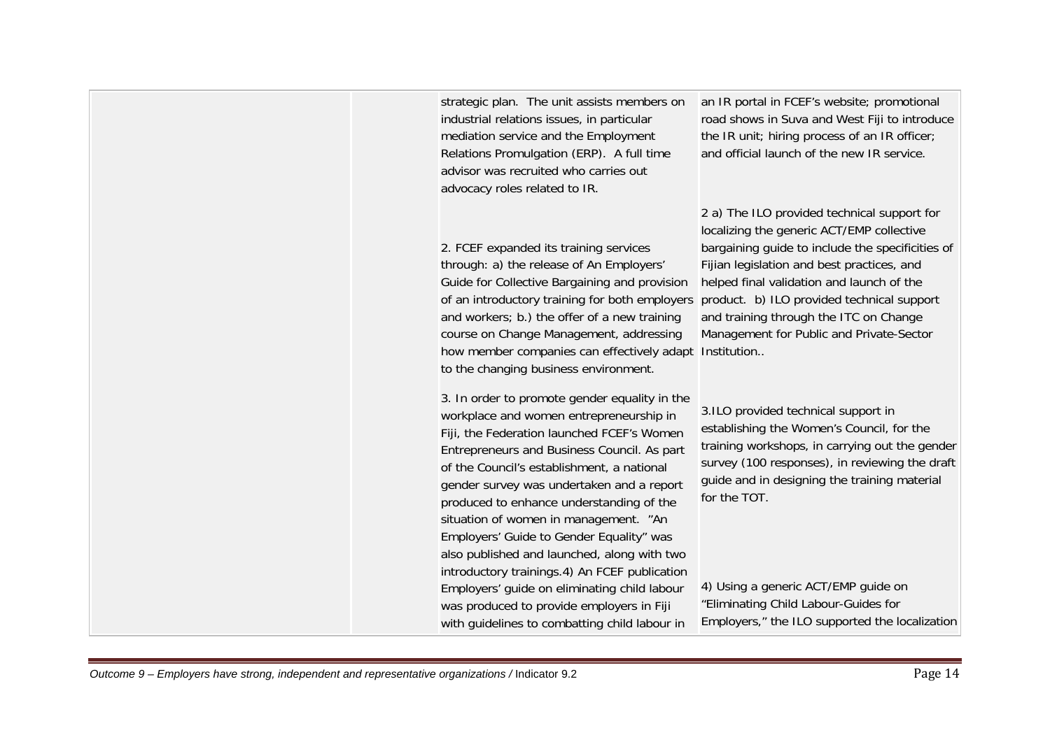| | | | |
|---|---|---|---|
| | | strategic plan. The unit assists members on industrial relations issues, in particular mediation service and the Employment Relations Promulgation (ERP). A full time advisor was recruited who carries out advocacy roles related to IR. | an IR portal in FCEF's website; promotional road shows in Suva and West Fiji to introduce the IR unit; hiring process of an IR officer; and official launch of the new IR service. |
| | | 2. FCEF expanded its training services through: a) the release of An Employers' Guide for Collective Bargaining and provision of an introductory training for both employers and workers; b.) the offer of a new training course on Change Management, addressing how member companies can effectively adapt to the changing business environment. | 2 a) The ILO provided technical support for localizing the generic ACT/EMP collective bargaining guide to include the specificities of Fijian legislation and best practices, and helped final validation and launch of the product. b) ILO provided technical support and training through the ITC on Change Management for Public and Private-Sector Institution.. |
| | | 3. In order to promote gender equality in the workplace and women entrepreneurship in Fiji, the Federation launched FCEF's Women Entrepreneurs and Business Council. As part of the Council's establishment, a national gender survey was undertaken and a report produced to enhance understanding of the situation of women in management. "An Employers' Guide to Gender Equality" was also published and launched, along with two introductory trainings. | 3.ILO provided technical support in establishing the Women's Council, for the training workshops, in carrying out the gender survey (100 responses), in reviewing the draft guide and in designing the training material for the TOT. |
| | | 4) An FCEF publication Employers' guide on eliminating child labour was produced to provide employers in Fiji with guidelines to combatting child labour in | 4) Using a generic ACT/EMP guide on "Eliminating Child Labour-Guides for Employers," the ILO supported the localization |

*Outcome 9 – Employers have strong, independent and representative organizations* / Indicator 9.2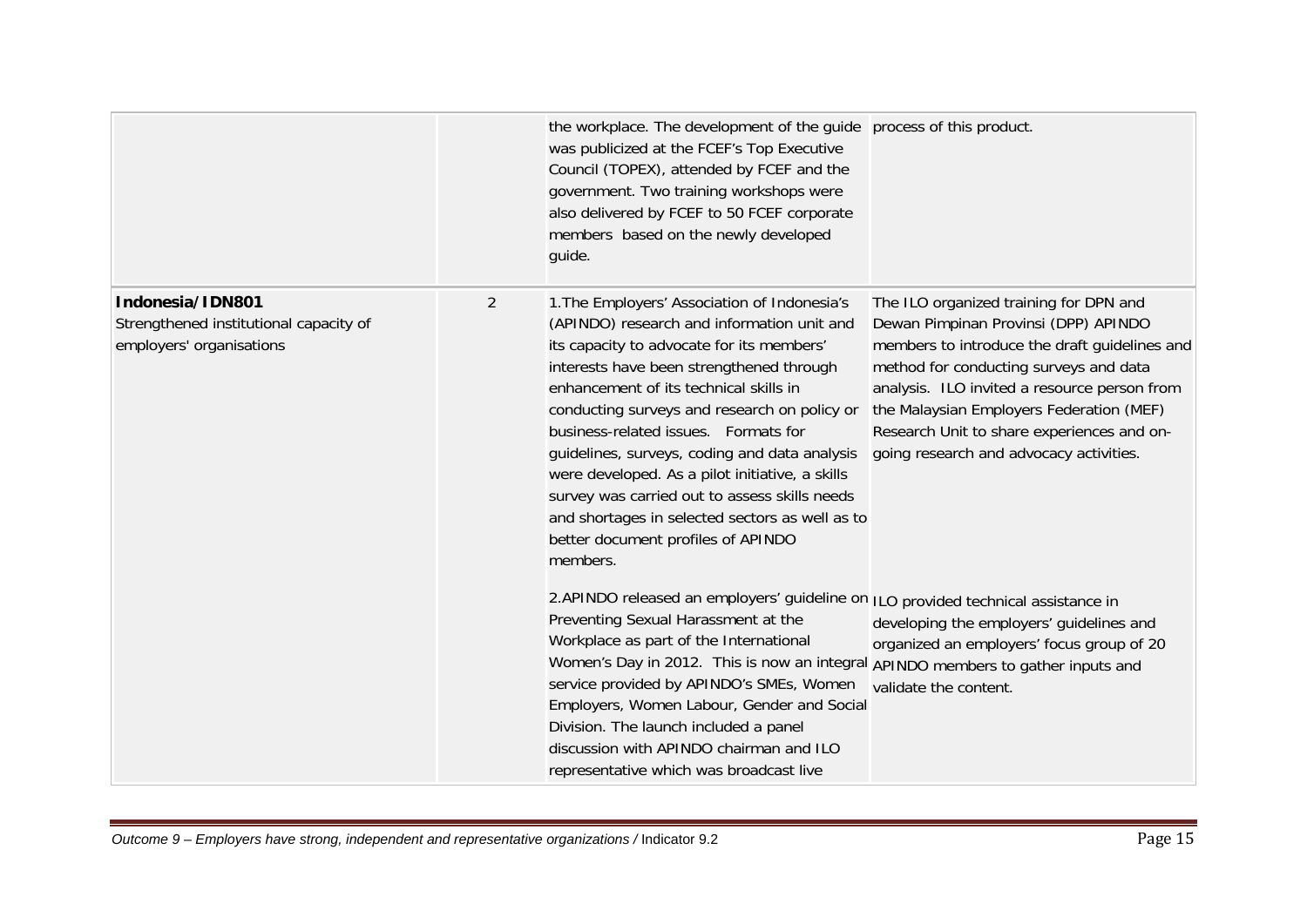| | | | |
|---|---|---|---|
| | | the workplace. The development of the guide was publicized at the FCEF's Top Executive Council (TOPEX), attended by FCEF and the government. Two training workshops were also delivered by FCEF to 50 FCEF corporate members based on the newly developed guide. | process of this product. |
| **Indonesia/IDN801**<br>Strengthened institutional capacity of employers' organisations | 2 | 1.The Employers' Association of Indonesia's (APINDO) research and information unit and its capacity to advocate for its members' interests have been strengthened through enhancement of its technical skills in conducting surveys and research on policy or business-related issues. Formats for guidelines, surveys, coding and data analysis were developed. As a pilot initiative, a skills survey was carried out to assess skills needs and shortages in selected sectors as well as to better document profiles of APINDO members.<br><br>2.APINDO released an employers' guideline on Preventing Sexual Harassment at the Workplace as part of the International Women's Day in 2012. This is now an integral service provided by APINDO's SMEs, Women Employers, Women Labour, Gender and Social Division. The launch included a panel discussion with APINDO chairman and ILO representative which was broadcast live | The ILO organized training for DPN and Dewan Pimpinan Provinsi (DPP) APINDO members to introduce the draft guidelines and method for conducting surveys and data analysis. ILO invited a resource person from the Malaysian Employers Federation (MEF) Research Unit to share experiences and on-going research and advocacy activities.<br><br>ILO provided technical assistance in developing the employers' guidelines and organized an employers' focus group of 20 APINDO members to gather inputs and validate the content. |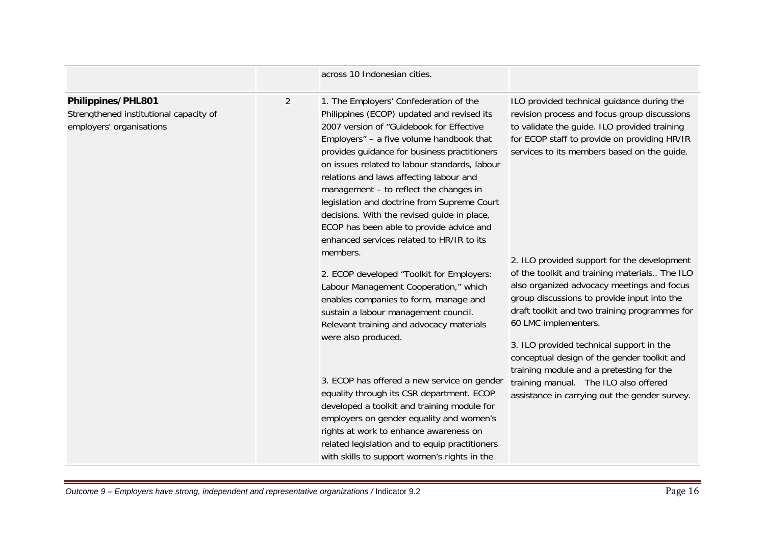| | | | |
|---|---|---|---|
| | | across 10 Indonesian cities. | |
| **Philippines/PHL801**<br>Strengthened institutional capacity of employers' organisations | 2 | 1. The Employers' Confederation of the Philippines (ECOP) updated and revised its 2007 version of "Guidebook for Effective Employers" – a five volume handbook that provides guidance for business practitioners on issues related to labour standards, labour relations and laws affecting labour and management – to reflect the changes in legislation and doctrine from Supreme Court decisions. With the revised guide in place, ECOP has been able to provide advice and enhanced services related to HR/IR to its members.<br><br>2. ECOP developed "Toolkit for Employers: Labour Management Cooperation," which enables companies to form, manage and sustain a labour management council. Relevant training and advocacy materials were also produced.<br><br>3. ECOP has offered a new service on gender equality through its CSR department. ECOP developed a toolkit and training module for employers on gender equality and women's rights at work to enhance awareness on related legislation and to equip practitioners with skills to support women's rights in the | ILO provided technical guidance during the revision process and focus group discussions to validate the guide. ILO provided training for ECOP staff to provide on providing HR/IR services to its members based on the guide.<br><br>2. ILO provided support for the development of the toolkit and training materials.. The ILO also organized advocacy meetings and focus group discussions to provide input into the draft toolkit and two training programmes for 60 LMC implementers.<br><br>3. ILO provided technical support in the conceptual design of the gender toolkit and training module and a pretesting for the training manual. The ILO also offered assistance in carrying out the gender survey. |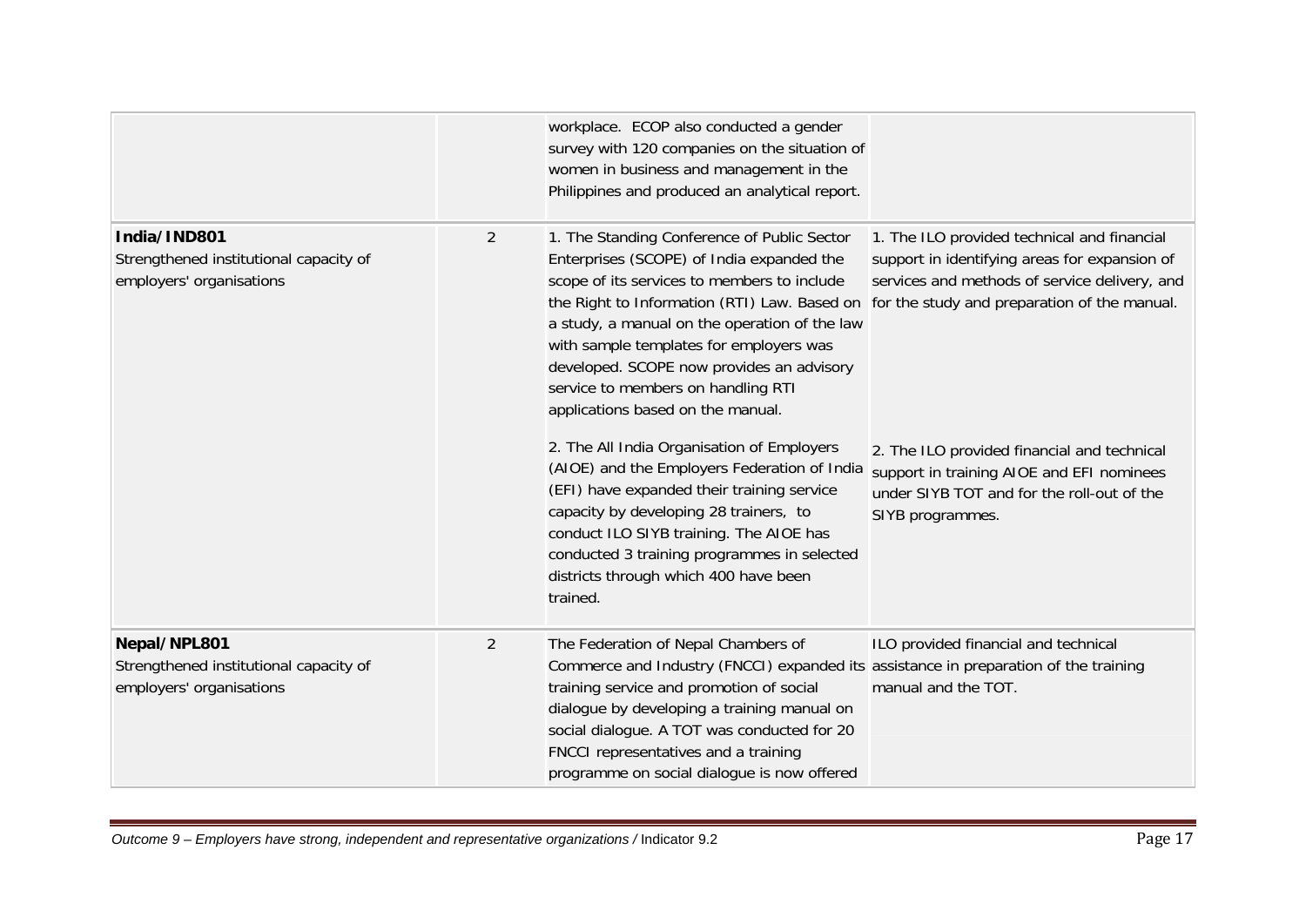| | | | |
|---|---|---|---|
| | | workplace. ECOP also conducted a gender survey with 120 companies on the situation of women in business and management in the Philippines and produced an analytical report. | |
| **India/IND801**<br>Strengthened institutional capacity of employers' organisations | 2 | 1. The Standing Conference of Public Sector Enterprises (SCOPE) of India expanded the scope of its services to members to include the Right to Information (RTI) Law. Based on a study, a manual on the operation of the law with sample templates for employers was developed. SCOPE now provides an advisory service to members on handling RTI applications based on the manual.<br><br>2. The All India Organisation of Employers (AIOE) and the Employers Federation of India (EFI) have expanded their training service capacity by developing 28 trainers, to conduct ILO SIYB training. The AIOE has conducted 3 training programmes in selected districts through which 400 have been trained. | 1. The ILO provided technical and financial support in identifying areas for expansion of services and methods of service delivery, and for the study and preparation of the manual.<br><br>2. The ILO provided financial and technical support in training AIOE and EFI nominees under SIYB TOT and for the roll-out of the SIYB programmes. |
| **Nepal/NPL801**<br>Strengthened institutional capacity of employers' organisations | 2 | The Federation of Nepal Chambers of Commerce and Industry (FNCCI) expanded its training service and promotion of social dialogue by developing a training manual on social dialogue. A TOT was conducted for 20 FNCCI representatives and a training programme on social dialogue is now offered | ILO provided financial and technical assistance in preparation of the training manual and the TOT. |

*Outcome 9 – Employers have strong, independent and representative organizations* / Indicator 9.2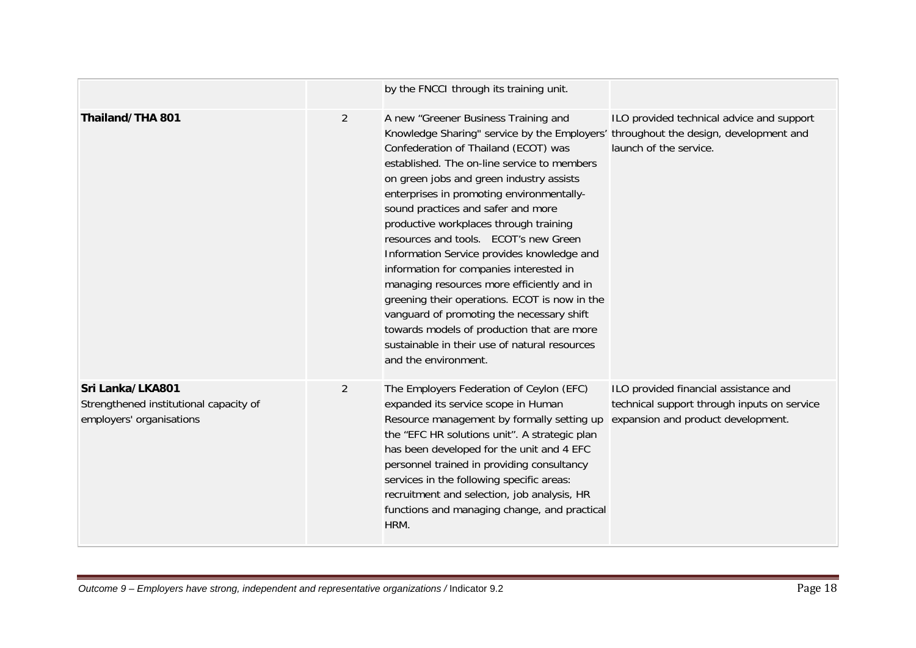| | | | |
|---|---|---|---|
| | | by the FNCCI through its training unit. | |
| **Thailand/THA 801** | 2 | A new "Greener Business Training and Knowledge Sharing" service by the Employers' Confederation of Thailand (ECOT) was established. The on-line service to members on green jobs and green industry assists enterprises in promoting environmentally-sound practices and safer and more productive workplaces through training resources and tools. ECOT's new Green Information Service provides knowledge and information for companies interested in managing resources more efficiently and in greening their operations. ECOT is now in the vanguard of promoting the necessary shift towards models of production that are more sustainable in their use of natural resources and the environment. | ILO provided technical advice and support throughout the design, development and launch of the service. |
| **Sri Lanka/LKA801** Strengthened institutional capacity of employers' organisations | 2 | The Employers Federation of Ceylon (EFC) expanded its service scope in Human Resource management by formally setting up the "EFC HR solutions unit". A strategic plan has been developed for the unit and 4 EFC personnel trained in providing consultancy services in the following specific areas: recruitment and selection, job analysis, HR functions and managing change, and practical HRM. | ILO provided financial assistance and technical support through inputs on service expansion and product development. |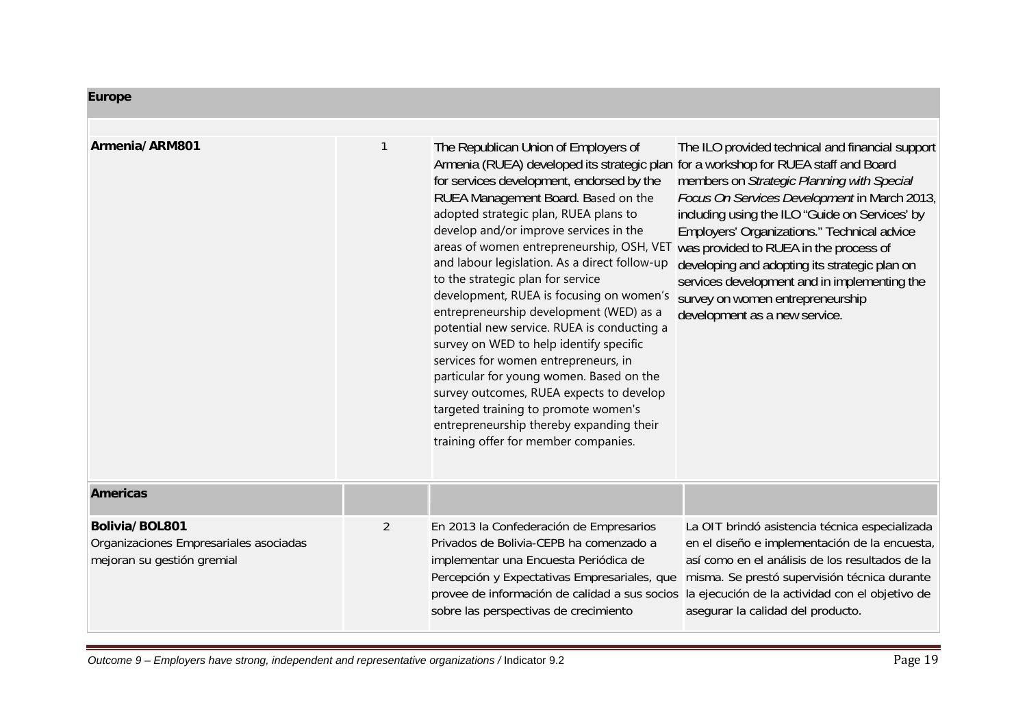| Europe | | | |
|---|---|---|---|
| **Armenia/ARM801** | 1 | The Republican Union of Employers of Armenia (RUEA) developed its strategic plan for services development, endorsed by the RUEA Management Board. Based on the adopted strategic plan, RUEA plans to develop and/or improve services in the areas of women entrepreneurship, OSH, VET and labour legislation. As a direct follow-up to the strategic plan for service development, RUEA is focusing on women's entrepreneurship development (WED) as a potential new service. RUEA is conducting a survey on WED to help identify specific services for women entrepreneurs, in particular for young women. Based on the survey outcomes, RUEA expects to develop targeted training to promote women's entrepreneurship thereby expanding their training offer for member companies. | The ILO provided technical and financial support for a workshop for RUEA staff and Board members on *Strategic Planning with Special Focus On Services Development* in March 2013, including using the ILO "Guide on Services' by Employers' Organizations." Technical advice was provided to RUEA in the process of developing and adopting its strategic plan on services development and in implementing the survey on women entrepreneurship development as a new service. |
| **Americas** | | | |
| **Bolivia/BOL801**<br>Organizaciones Empresariales asociadas mejoran su gestión gremial | 2 | En 2013 la Confederación de Empresarios Privados de Bolivia-CEPB ha comenzado a implementar una Encuesta Periódica de Percepción y Expectativas Empresariales, que provee de información de calidad a sus socios sobre las perspectivas de crecimiento | La OIT brindó asistencia técnica especializada en el diseño e implementación de la encuesta, así como en el análisis de los resultados de la misma. Se prestó supervisión técnica durante la ejecución de la actividad con el objetivo de asegurar la calidad del producto. |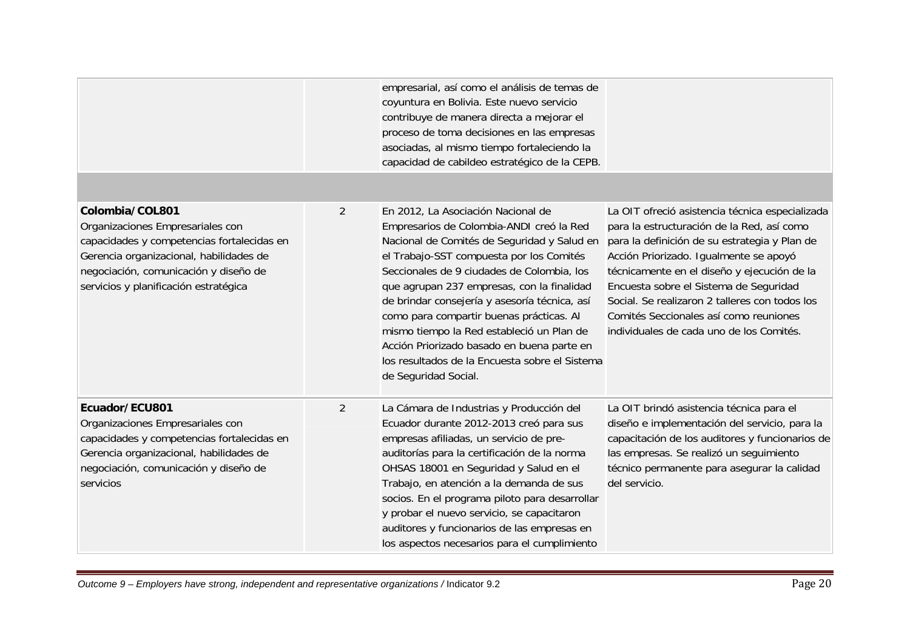| | | | |
|---|---|---|---|
| | | empresarial, así como el análisis de temas de coyuntura en Bolivia. Este nuevo servicio contribuye de manera directa a mejorar el proceso de toma decisiones en las empresas asociadas, al mismo tiempo fortaleciendo la capacidad de cabildeo estratégico de la CEPB. | |
| | | | |
| **Colombia/COL801** Organizaciones Empresariales con capacidades y competencias fortalecidas en Gerencia organizacional, habilidades de negociación, comunicación y diseño de servicios y planificación estratégica | 2 | En 2012, La Asociación Nacional de Empresarios de Colombia-ANDI creó la Red Nacional de Comités de Seguridad y Salud en el Trabajo-SST compuesta por los Comités Seccionales de 9 ciudades de Colombia, los que agrupan 237 empresas, con la finalidad de brindar consejería y asesoría técnica, así como para compartir buenas prácticas. Al mismo tiempo la Red estableció un Plan de Acción Priorizado basado en buena parte en los resultados de la Encuesta sobre el Sistema de Seguridad Social. | La OIT ofreció asistencia técnica especializada para la estructuración de la Red, así como para la definición de su estrategia y Plan de Acción Priorizado. Igualmente se apoyó técnicamente en el diseño y ejecución de la Encuesta sobre el Sistema de Seguridad Social. Se realizaron 2 talleres con todos los Comités Seccionales así como reuniones individuales de cada uno de los Comités. |
| **Ecuador/ECU801** Organizaciones Empresariales con capacidades y competencias fortalecidas en Gerencia organizacional, habilidades de negociación, comunicación y diseño de servicios | 2 | La Cámara de Industrias y Producción del Ecuador durante 2012-2013 creó para sus empresas afiliadas, un servicio de pre-auditorías para la certificación de la norma OHSAS 18001 en Seguridad y Salud en el Trabajo, en atención a la demanda de sus socios. En el programa piloto para desarrollar y probar el nuevo servicio, se capacitaron auditores y funcionarios de las empresas en los aspectos necesarios para el cumplimiento | La OIT brindó asistencia técnica para el diseño e implementación del servicio, para la capacitación de los auditores y funcionarios de las empresas. Se realizó un seguimiento técnico permanente para asegurar la calidad del servicio. |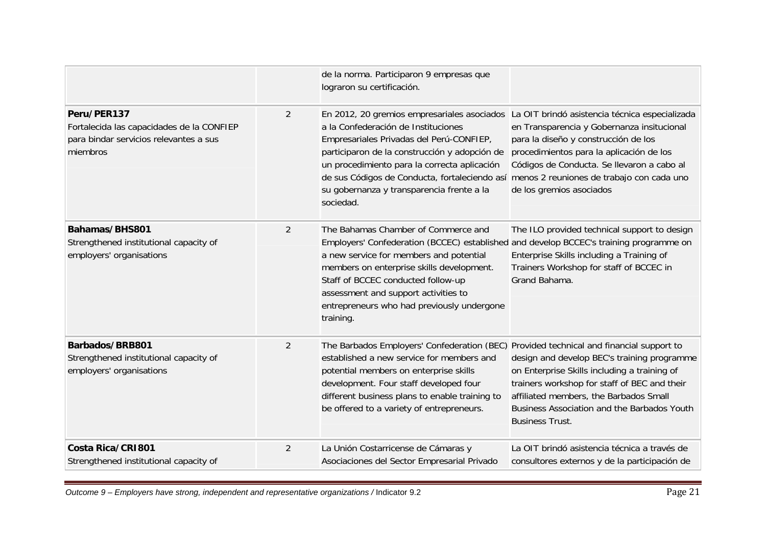| | | | |
|---|---|---|---|
| | | de la norma. Participaron 9 empresas que lograron su certificación. | |
| **Peru/PER137**<br>Fortalecida las capacidades de la CONFIEP para bindar servicios relevantes a sus miembros | 2 | En 2012, 20 gremios empresariales asociados a la Confederación de Instituciones Empresariales Privadas del Perú-CONFIEP, participaron de la construcción y adopción de un procedimiento para la correcta aplicación de sus Códigos de Conducta, fortaleciendo así su gobernanza y transparencia frente a la sociedad. | La OIT brindó asistencia técnica especializada en Transparencia y Gobernanza insitucional para la diseño y construcción de los procedimientos para la aplicación de los Códigos de Conducta. Se llevaron a cabo al menos 2 reuniones de trabajo con cada uno de los gremios asociados |
| **Bahamas/BHS801**<br>Strengthened institutional capacity of employers' organisations | 2 | The Bahamas Chamber of Commerce and Employers' Confederation (BCCEC) established a new service for members and potential members on enterprise skills development. Staff of BCCEC conducted follow-up assessment and support activities to entrepreneurs who had previously undergone training. | The ILO provided technical support to design and develop BCCEC's training programme on Enterprise Skills including a Training of Trainers Workshop for staff of BCCEC in Grand Bahama. |
| **Barbados/BRB801**<br>Strengthened institutional capacity of employers' organisations | 2 | The Barbados Employers' Confederation (BEC) established a new service for members and potential members on enterprise skills development. Four staff developed four different business plans to enable training to be offered to a variety of entrepreneurs. | Provided technical and financial support to design and develop BEC's training programme on Enterprise Skills including a training of trainers workshop for staff of BEC and their affiliated members, the Barbados Small Business Association and the Barbados Youth Business Trust. |
| **Costa Rica/CRI801**<br>Strengthened institutional capacity of | 2 | La Unión Costarricense de Cámaras y Asociaciones del Sector Empresarial Privado | La OIT brindó asistencia técnica a través de consultores externos y de la participación de |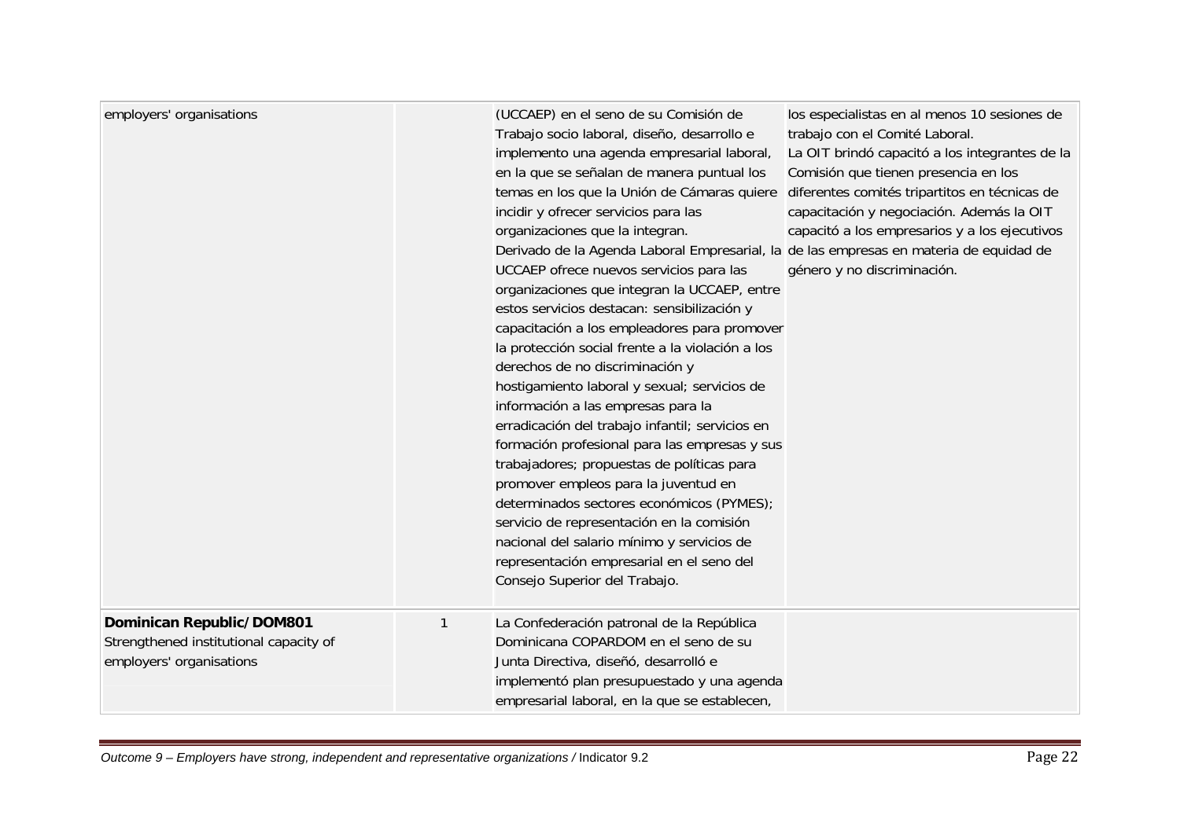| | | | |
|---|---|---|---|
| employers' organisations | | (UCCAEP) en el seno de su Comisión de Trabajo socio laboral, diseño, desarrollo e implemento una agenda empresarial laboral, en la que se señalan de manera puntual los temas en los que la Unión de Cámaras quiere incidir y ofrecer servicios para las organizaciones que la integran.<br>Derivado de la Agenda Laboral Empresarial, la UCCAEP ofrece nuevos servicios para las organizaciones que integran la UCCAEP, entre estos servicios destacan: sensibilización y capacitación a los empleadores para promover la protección social frente a la violación a los derechos de no discriminación y hostigamiento laboral y sexual; servicios de información a las empresas para la erradicación del trabajo infantil; servicios en formación profesional para las empresas y sus trabajadores; propuestas de políticas para promover empleos para la juventud en determinados sectores económicos (PYMES); servicio de representación en la comisión nacional del salario mínimo y servicios de representación empresarial en el seno del Consejo Superior del Trabajo. | los especialistas en al menos 10 sesiones de trabajo con el Comité Laboral.<br>La OIT brindó capacitó a los integrantes de la Comisión que tienen presencia en los diferentes comités tripartitos en técnicas de capacitación y negociación. Además la OIT capacitó a los empresarios y a los ejecutivos de las empresas en materia de equidad de género y no discriminación. |
| **Dominican Republic/DOM801**<br>Strengthened institutional capacity of employers' organisations | 1 | La Confederación patronal de la República Dominicana COPARDOM en el seno de su Junta Directiva, diseñó, desarrolló e implementó plan presupuestado y una agenda empresarial laboral, en la que se establecen, | |

*Outcome 9 – Employers have strong, independent and representative organizations /* Indicator 9.2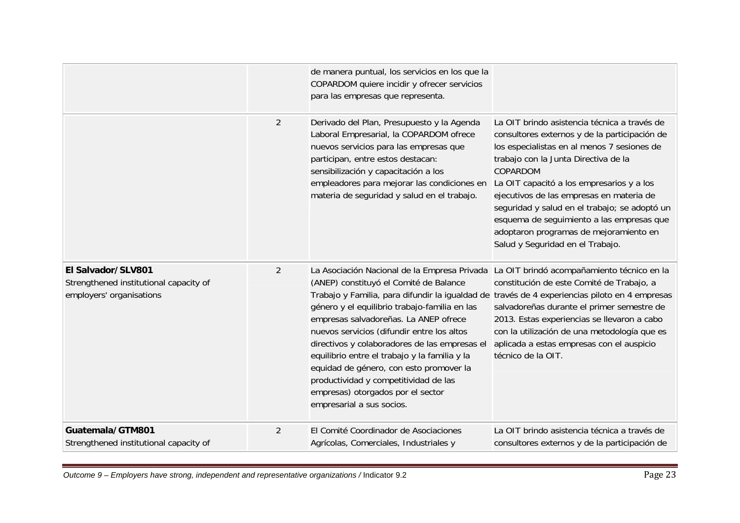| | | | |
|---|---|---|---|
| | | de manera puntual, los servicios en los que la COPARDOM quiere incidir y ofrecer servicios para las empresas que representa. | |
| | 2 | Derivado del Plan, Presupuesto y la Agenda Laboral Empresarial, la COPARDOM ofrece nuevos servicios para las empresas que participan, entre estos destacan: sensibilización y capacitación a los empleadores para mejorar las condiciones en materia de seguridad y salud en el trabajo. | La OIT brindo asistencia técnica a través de consultores externos y de la participación de los especialistas en al menos 7 sesiones de trabajo con la Junta Directiva de la COPARDOM<br>La OIT capacitó a los empresarios y a los ejecutivos de las empresas en materia de seguridad y salud en el trabajo; se adoptó un esquema de seguimiento a las empresas que adoptaron programas de mejoramiento en Salud y Seguridad en el Trabajo. |
| **El Salvador/SLV801**<br>Strengthened institutional capacity of employers' organisations | 2 | La Asociación Nacional de la Empresa Privada (ANEP) constituyó el Comité de Balance Trabajo y Familia, para difundir la igualdad de género y el equilibrio trabajo-familia en las empresas salvadoreñas. La ANEP ofrece nuevos servicios (difundir entre los altos directivos y colaboradores de las empresas el equilibrio entre el trabajo y la familia y la equidad de género, con esto promover la productividad y competitividad de las empresas) otorgados por el sector empresarial a sus socios. | La OIT brindó acompañamiento técnico en la constitución de este Comité de Trabajo, a través de 4 experiencias piloto en 4 empresas salvadoreñas durante el primer semestre de 2013. Estas experiencias se llevaron a cabo con la utilización de una metodología que es aplicada a estas empresas con el auspicio técnico de la OIT. |
| **Guatemala/GTM801**<br>Strengthened institutional capacity of | 2 | El Comité Coordinador de Asociaciones Agrícolas, Comerciales, Industriales y | La OIT brindo asistencia técnica a través de consultores externos y de la participación de |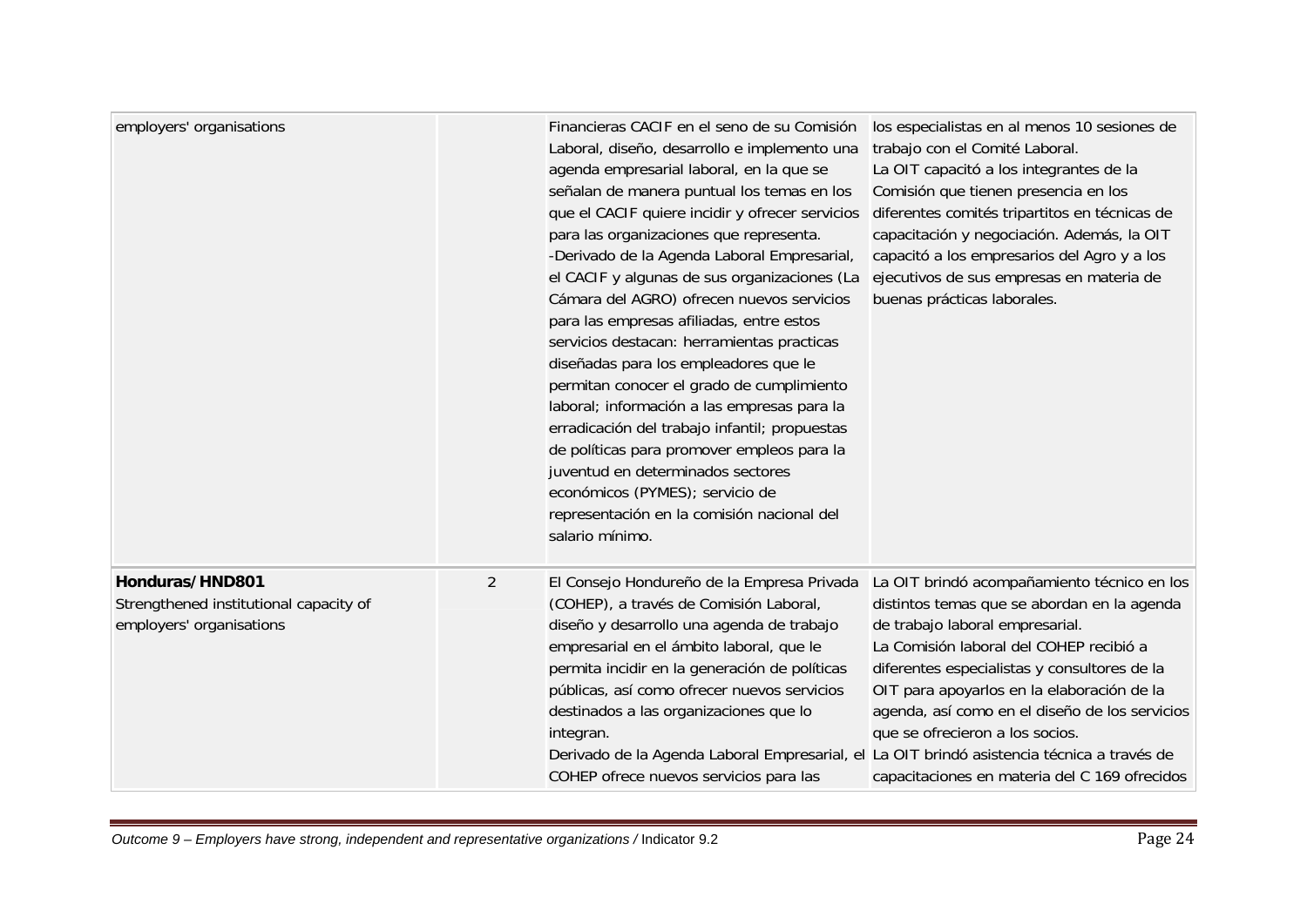| | | | |
|---|---|---|---|
| employers' organisations | | Financieras CACIF en el seno de su Comisión Laboral, diseño, desarrollo e implemento una agenda empresarial laboral, en la que se señalan de manera puntual los temas en los que el CACIF quiere incidir y ofrecer servicios para las organizaciones que representa.<br>-Derivado de la Agenda Laboral Empresarial, el CACIF y algunas de sus organizaciones (La Cámara del AGRO) ofrecen nuevos servicios para las empresas afiliadas, entre estos servicios destacan: herramientas practicas diseñadas para los empleadores que le permitan conocer el grado de cumplimiento laboral; información a las empresas para la erradicación del trabajo infantil; propuestas de políticas para promover empleos para la juventud en determinados sectores económicos (PYMES); servicio de representación en la comisión nacional del salario mínimo. | los especialistas en al menos 10 sesiones de trabajo con el Comité Laboral.<br>La OIT capacitó a los integrantes de la Comisión que tienen presencia en los diferentes comités tripartitos en técnicas de capacitación y negociación. Además, la OIT capacitó a los empresarios del Agro y a los ejecutivos de sus empresas en materia de buenas prácticas laborales. |
| **Honduras/HND801**<br>Strengthened institutional capacity of employers' organisations | 2 | El Consejo Hondureño de la Empresa Privada (COHEP), a través de Comisión Laboral, diseño y desarrollo una agenda de trabajo empresarial en el ámbito laboral, que le permita incidir en la generación de políticas públicas, así como ofrecer nuevos servicios destinados a las organizaciones que lo integran.<br>Derivado de la Agenda Laboral Empresarial, el COHEP ofrece nuevos servicios para las | La OIT brindó acompañamiento técnico en los distintos temas que se abordan en la agenda de trabajo laboral empresarial.<br>La Comisión laboral del COHEP recibió a diferentes especialistas y consultores de la OIT para apoyarlos en la elaboración de la agenda, así como en el diseño de los servicios que se ofrecieron a los socios.<br>La OIT brindó asistencia técnica a través de capacitaciones en materia del C 169 ofrecidos |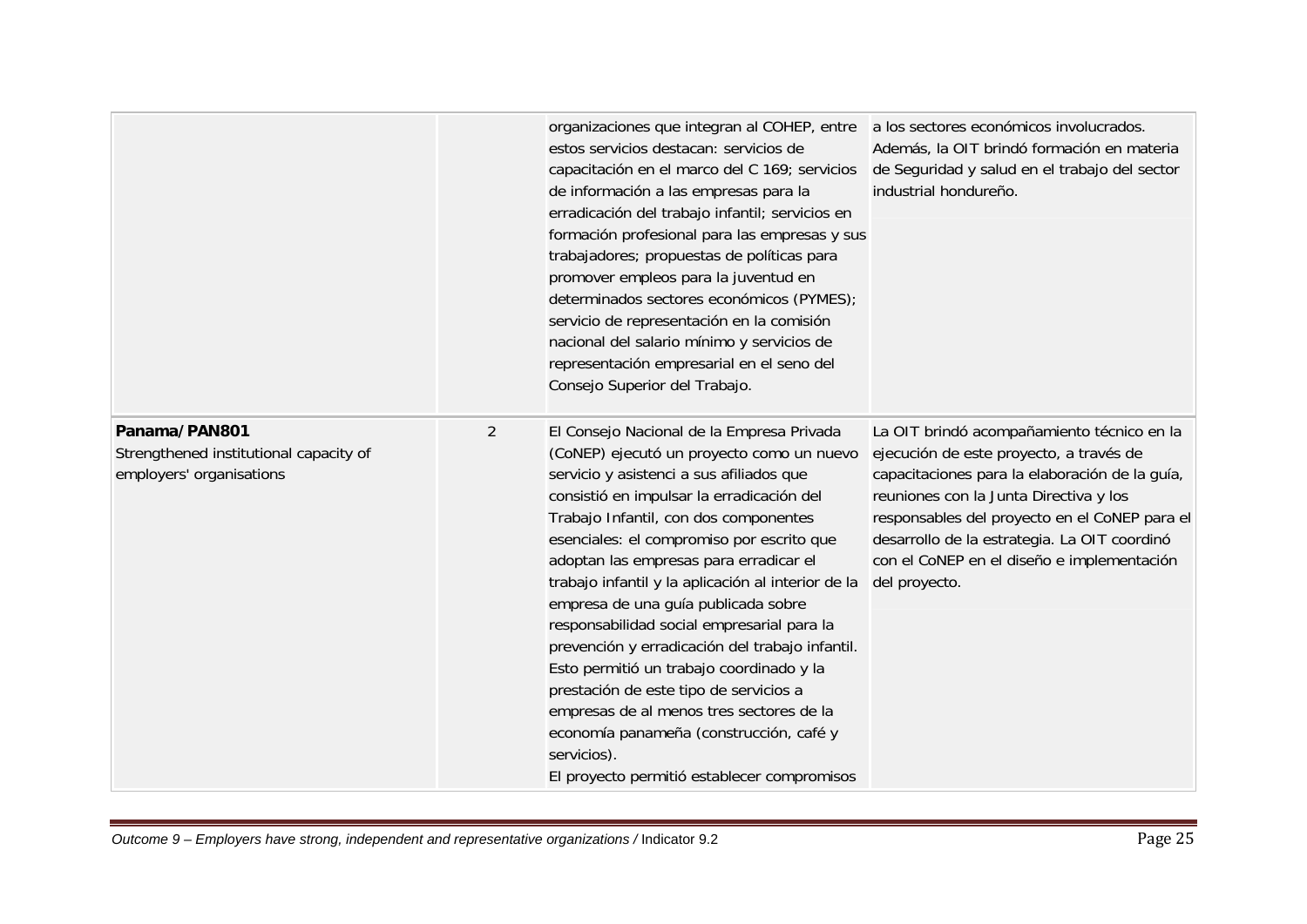| | | | |
|---|---|---|---|
| | | organizaciones que integran al COHEP, entre estos servicios destacan: servicios de capacitación en el marco del C 169; servicios de información a las empresas para la erradicación del trabajo infantil; servicios en formación profesional para las empresas y sus trabajadores; propuestas de políticas para promover empleos para la juventud en determinados sectores económicos (PYMES); servicio de representación en la comisión nacional del salario mínimo y servicios de representación empresarial en el seno del Consejo Superior del Trabajo. | a los sectores económicos involucrados. Además, la OIT brindó formación en materia de Seguridad y salud en el trabajo del sector industrial hondureño. |
| **Panama/PAN801**<br>Strengthened institutional capacity of employers' organisations | 2 | El Consejo Nacional de la Empresa Privada (CoNEP) ejecutó un proyecto como un nuevo servicio y asistenci a sus afiliados que consistió en impulsar la erradicación del Trabajo Infantil, con dos componentes esenciales: el compromiso por escrito que adoptan las empresas para erradicar el trabajo infantil y la aplicación al interior de la empresa de una guía publicada sobre responsabilidad social empresarial para la prevención y erradicación del trabajo infantil. Esto permitió un trabajo coordinado y la prestación de este tipo de servicios a empresas de al menos tres sectores de la economía panameña (construcción, café y servicios).<br>El proyecto permitió establecer compromisos | La OIT brindó acompañamiento técnico en la ejecución de este proyecto, a través de capacitaciones para la elaboración de la guía, reuniones con la Junta Directiva y los responsables del proyecto en el CoNEP para el desarrollo de la estrategia. La OIT coordinó con el CoNEP en el diseño e implementación del proyecto. |

*Outcome 9 – Employers have strong, independent and representative organizations* / Indicator 9.2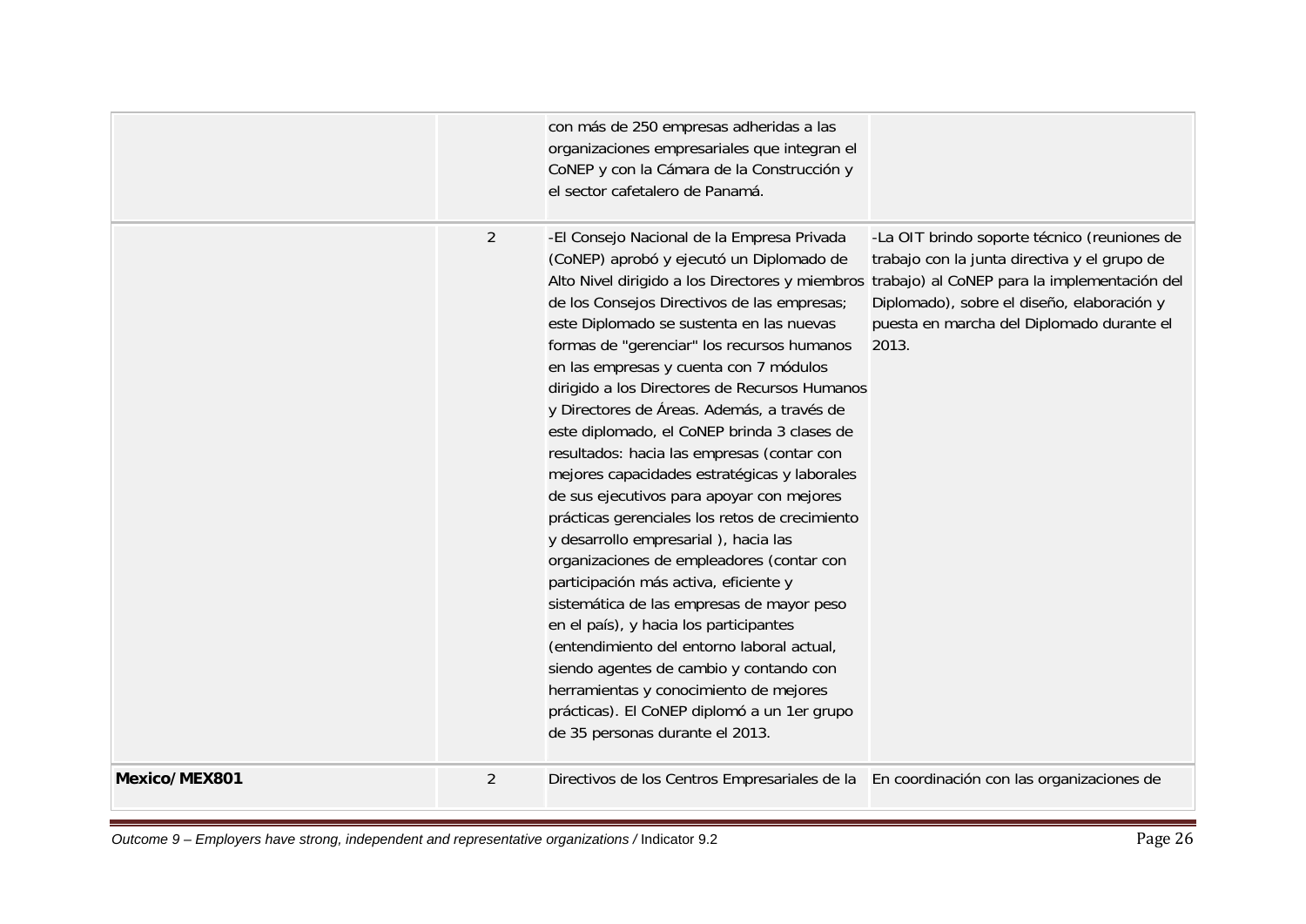| | | | |
|---|---|---|---|
| | | con más de 250 empresas adheridas a las organizaciones empresariales que integran el CoNEP y con la Cámara de la Construcción y el sector cafetalero de Panamá. | |
| | 2 | -El Consejo Nacional de la Empresa Privada (CoNEP) aprobó y ejecutó un Diplomado de Alto Nivel dirigido a los Directores y miembros de los Consejos Directivos de las empresas; este Diplomado se sustenta en las nuevas formas de "gerenciar" los recursos humanos en las empresas y cuenta con 7 módulos dirigido a los Directores de Recursos Humanos y Directores de Áreas. Además, a través de este diplomado, el CoNEP brinda 3 clases de resultados: hacia las empresas (contar con mejores capacidades estratégicas y laborales de sus ejecutivos para apoyar con mejores prácticas gerenciales los retos de crecimiento y desarrollo empresarial ), hacia las organizaciones de empleadores (contar con participación más activa, eficiente y sistemática de las empresas de mayor peso en el país), y hacia los participantes (entendimiento del entorno laboral actual, siendo agentes de cambio y contando con herramientas y conocimiento de mejores prácticas). El CoNEP diplomó a un 1er grupo de 35 personas durante el 2013. | -La OIT brindo soporte técnico (reuniones de trabajo con la junta directiva y el grupo de trabajo) al CoNEP para la implementación del Diplomado), sobre el diseño, elaboración y puesta en marcha del Diplomado durante el 2013. |
| **Mexico/MEX801** | 2 | Directivos de los Centros Empresariales de la | En coordinación con las organizaciones de |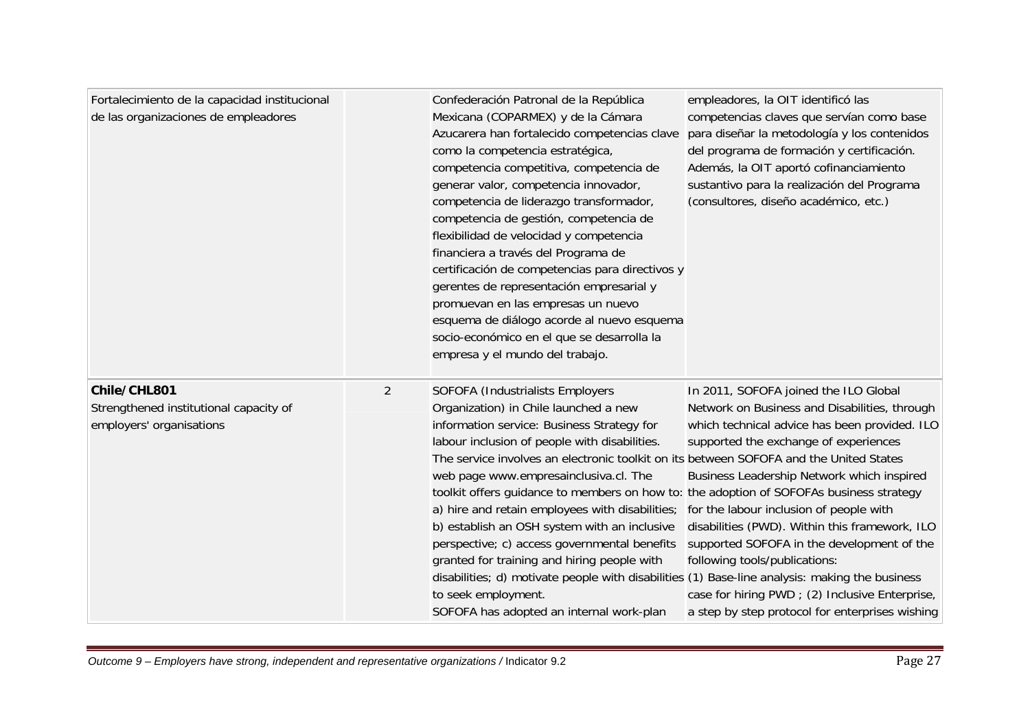| | | | |
|---|---|---|---|
| Fortalecimiento de la capacidad institucional de las organizaciones de empleadores | | Confederación Patronal de la República Mexicana (COPARMEX) y de la Cámara Azucarera han fortalecido competencias clave como la competencia estratégica, competencia competitiva, competencia de generar valor, competencia innovador, competencia de liderazgo transformador, competencia de gestión, competencia de flexibilidad de velocidad y competencia financiera a través del Programa de certificación de competencias para directivos y gerentes de representación empresarial y promuevan en las empresas un nuevo esquema de diálogo acorde al nuevo esquema socio-económico en el que se desarrolla la empresa y el mundo del trabajo. | empleadores, la OIT identificó las competencias claves que servían como base para diseñar la metodología y los contenidos del programa de formación y certificación. Además, la OIT aportó cofinanciamiento sustantivo para la realización del Programa (consultores, diseño académico, etc.) |
| **Chile/CHL801** Strengthened institutional capacity of employers' organisations | 2 | SOFOFA (Industrialists Employers Organization) in Chile launched a new information service: Business Strategy for labour inclusion of people with disabilities. The service involves an electronic toolkit on its web page www.empresainclusiva.cl. The toolkit offers guidance to members on how to: a) hire and retain employees with disabilities; b) establish an OSH system with an inclusive perspective; c) access governmental benefits granted for training and hiring people with disabilities; d) motivate people with disabilities to seek employment. SOFOFA has adopted an internal work-plan | In 2011, SOFOFA joined the ILO Global Network on Business and Disabilities, through which technical advice has been provided. ILO supported the exchange of experiences between SOFOFA and the United States Business Leadership Network which inspired the adoption of SOFOFAs business strategy for the labour inclusion of people with disabilities (PWD). Within this framework, ILO supported SOFOFA in the development of the following tools/publications: (1) Base-line analysis: making the business case for hiring PWD ; (2) Inclusive Enterprise, a step by step protocol for enterprises wishing |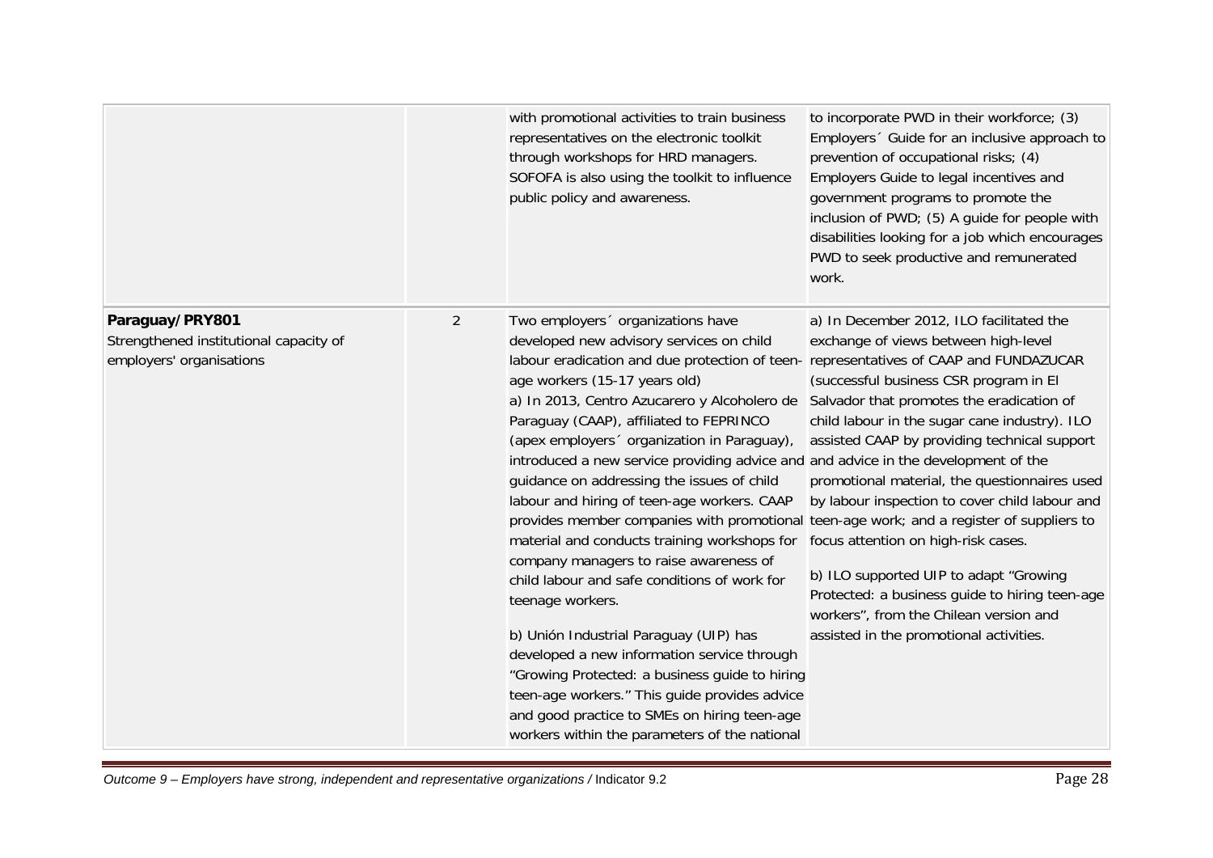| | | | |
|---|---|---|---|
| | | with promotional activities to train business representatives on the electronic toolkit through workshops for HRD managers. SOFOFA is also using the toolkit to influence public policy and awareness. | to incorporate PWD in their workforce; (3) Employers´ Guide for an inclusive approach to prevention of occupational risks; (4) Employers Guide to legal incentives and government programs to promote the inclusion of PWD; (5) A guide for people with disabilities looking for a job which encourages PWD to seek productive and remunerated work. |
| **Paraguay/PRY801**<br>Strengthened institutional capacity of employers' organisations | 2 | Two employers´ organizations have developed new advisory services on child labour eradication and due protection of teen-age workers (15-17 years old)<br>a) In 2013, Centro Azucarero y Alcoholero de Paraguay (CAAP), affiliated to FEPRINCO (apex employers´ organization in Paraguay), introduced a new service providing advice and guidance on addressing the issues of child labour and hiring of teen-age workers. CAAP provides member companies with promotional material and conducts training workshops for company managers to raise awareness of child labour and safe conditions of work for teenage workers.<br><br>b) Unión Industrial Paraguay (UIP) has developed a new information service through "Growing Protected: a business guide to hiring teen-age workers." This guide provides advice and good practice to SMEs on hiring teen-age workers within the parameters of the national | a) In December 2012, ILO facilitated the exchange of views between high-level representatives of CAAP and FUNDAZUCAR (successful business CSR program in El Salvador that promotes the eradication of child labour in the sugar cane industry). ILO assisted CAAP by providing technical support and advice in the development of the promotional material, the questionnaires used by labour inspection to cover child labour and teen-age work; and a register of suppliers to focus attention on high-risk cases.<br><br>b) ILO supported UIP to adapt "Growing Protected: a business guide to hiring teen-age workers", from the Chilean version and assisted in the promotional activities. |

*Outcome 9 – Employers have strong, independent and representative organizations /* Indicator 9.2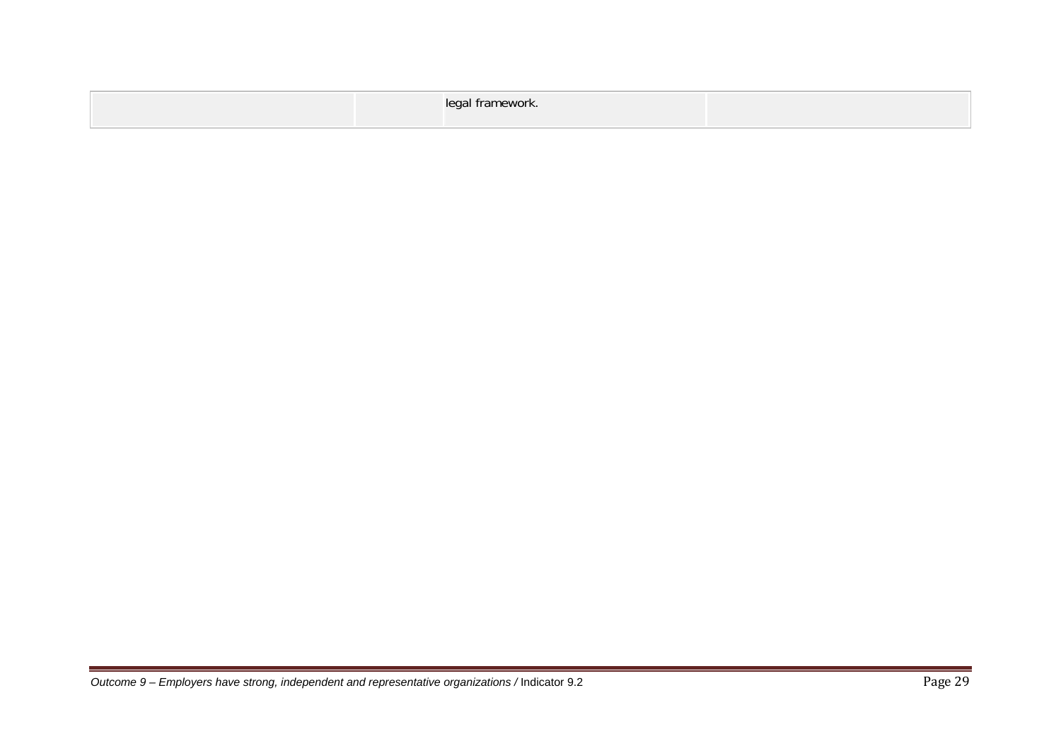|  |  | legal framework. |  |
|---|---|---|---|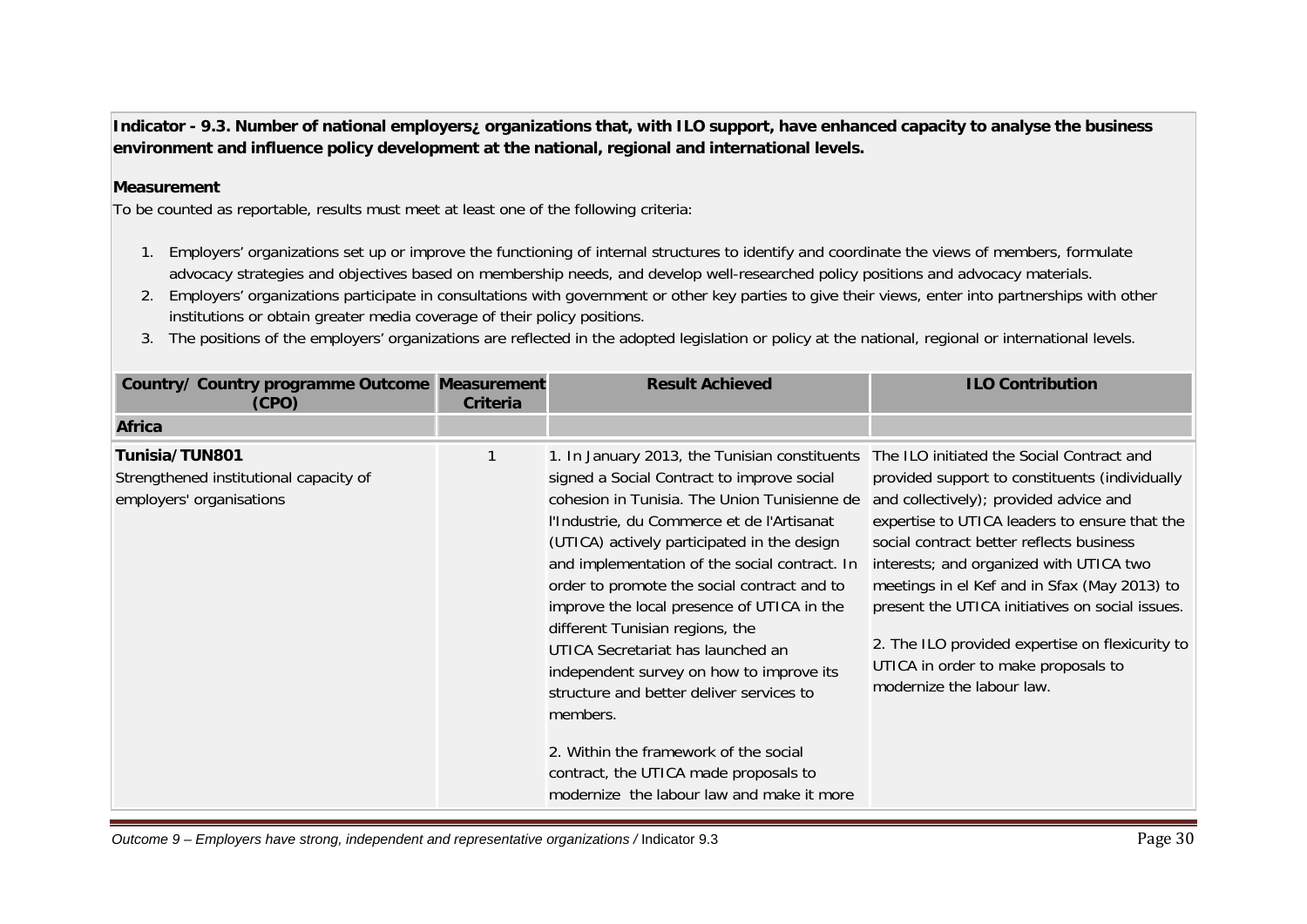**Indicator - 9.3. Number of national employers¿ organizations that, with ILO support, have enhanced capacity to analyse the business environment and influence policy development at the national, regional and international levels.**

**Measurement**

To be counted as reportable, results must meet at least one of the following criteria:

1. Employers' organizations set up or improve the functioning of internal structures to identify and coordinate the views of members, formulate advocacy strategies and objectives based on membership needs, and develop well-researched policy positions and advocacy materials.
2. Employers' organizations participate in consultations with government or other key parties to give their views, enter into partnerships with other institutions or obtain greater media coverage of their policy positions.
3. The positions of the employers' organizations are reflected in the adopted legislation or policy at the national, regional or international levels.

| Country/ Country programme Outcome (CPO) | Measurement Criteria | Result Achieved | ILO Contribution |
|---|---|---|---|
| **Africa** | | | |
| **Tunisia/TUN801**<br>Strengthened institutional capacity of employers' organisations | 1 | 1. In January 2013, the Tunisian constituents signed a Social Contract to improve social cohesion in Tunisia. The Union Tunisienne de l'Industrie, du Commerce et de l'Artisanat (UTICA) actively participated in the design and implementation of the social contract. In order to promote the social contract and to improve the local presence of UTICA in the different Tunisian regions, the UTICA Secretariat has launched an independent survey on how to improve its structure and better deliver services to members.<br><br>2. Within the framework of the social contract, the UTICA made proposals to modernize the labour law and make it more | The ILO initiated the Social Contract and provided support to constituents (individually and collectively); provided advice and expertise to UTICA leaders to ensure that the social contract better reflects business interests; and organized with UTICA two meetings in el Kef and in Sfax (May 2013) to present the UTICA initiatives on social issues.<br><br>2. The ILO provided expertise on flexicurity to UTICA in order to make proposals to modernize the labour law. |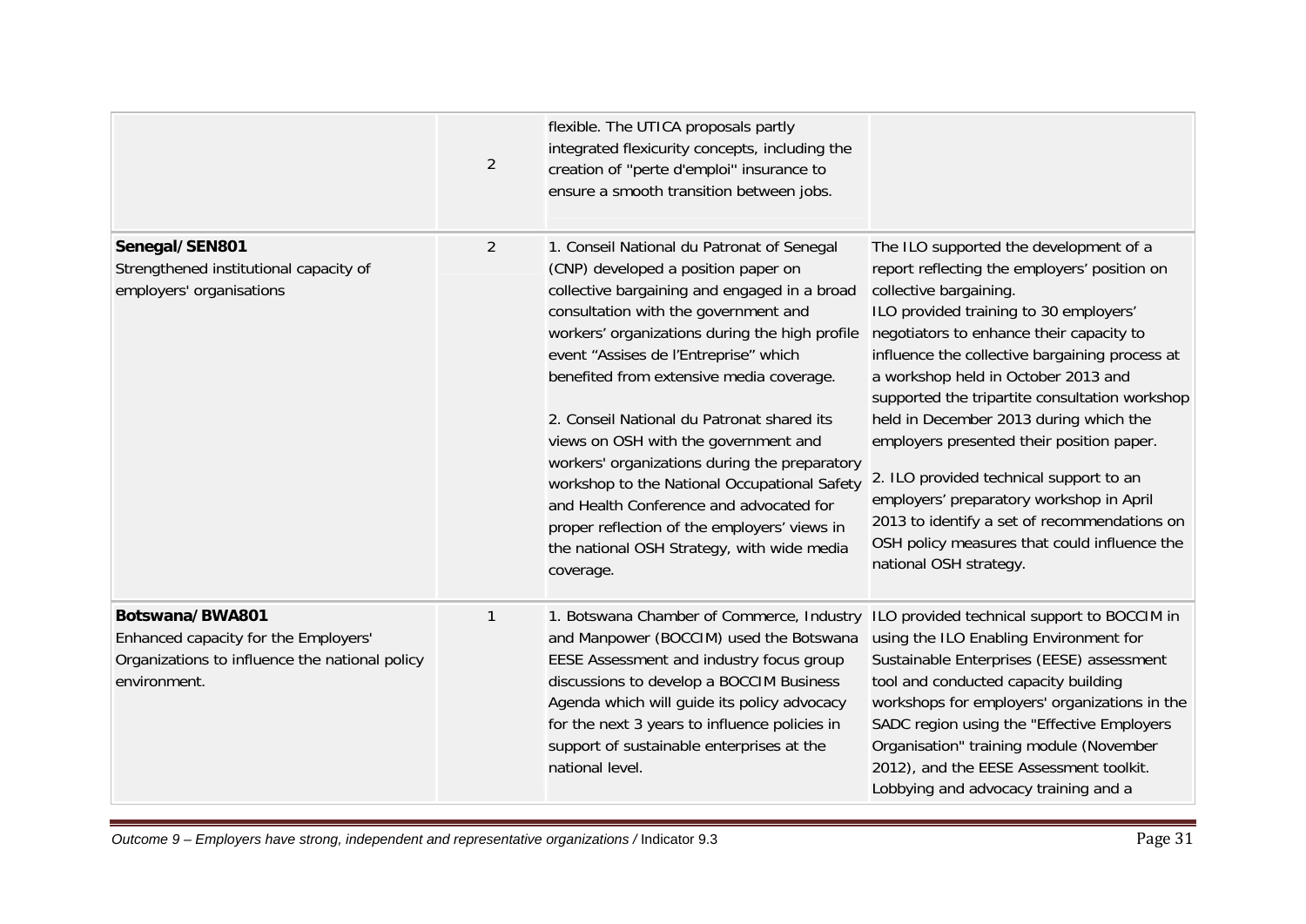| | | | |
|---|---|---|---|
| | 2 | flexible. The UTICA proposals partly integrated flexicurity concepts, including the creation of "perte d'emploi" insurance to ensure a smooth transition between jobs. | |
| **Senegal/SEN801**<br>Strengthened institutional capacity of employers' organisations | 2 | 1. Conseil National du Patronat of Senegal (CNP) developed a position paper on collective bargaining and engaged in a broad consultation with the government and workers' organizations during the high profile event "Assises de l'Entreprise" which benefited from extensive media coverage.<br><br>2. Conseil National du Patronat shared its views on OSH with the government and workers' organizations during the preparatory workshop to the National Occupational Safety and Health Conference and advocated for proper reflection of the employers' views in the national OSH Strategy, with wide media coverage. | The ILO supported the development of a report reflecting the employers' position on collective bargaining.<br>ILO provided training to 30 employers' negotiators to enhance their capacity to influence the collective bargaining process at a workshop held in October 2013 and supported the tripartite consultation workshop held in December 2013 during which the employers presented their position paper.<br><br>2. ILO provided technical support to an employers' preparatory workshop in April 2013 to identify a set of recommendations on OSH policy measures that could influence the national OSH strategy. |
| **Botswana/BWA801**<br>Enhanced capacity for the Employers' Organizations to influence the national policy environment. | 1 | 1. Botswana Chamber of Commerce, Industry and Manpower (BOCCIM) used the Botswana EESE Assessment and industry focus group discussions to develop a BOCCIM Business Agenda which will guide its policy advocacy for the next 3 years to influence policies in support of sustainable enterprises at the national level. | ILO provided technical support to BOCCIM in using the ILO Enabling Environment for Sustainable Enterprises (EESE) assessment tool and conducted capacity building workshops for employers' organizations in the SADC region using the "Effective Employers Organisation" training module (November 2012), and the EESE Assessment toolkit. Lobbying and advocacy training and a |

*Outcome 9 – Employers have strong, independent and representative organizations /* Indicator 9.3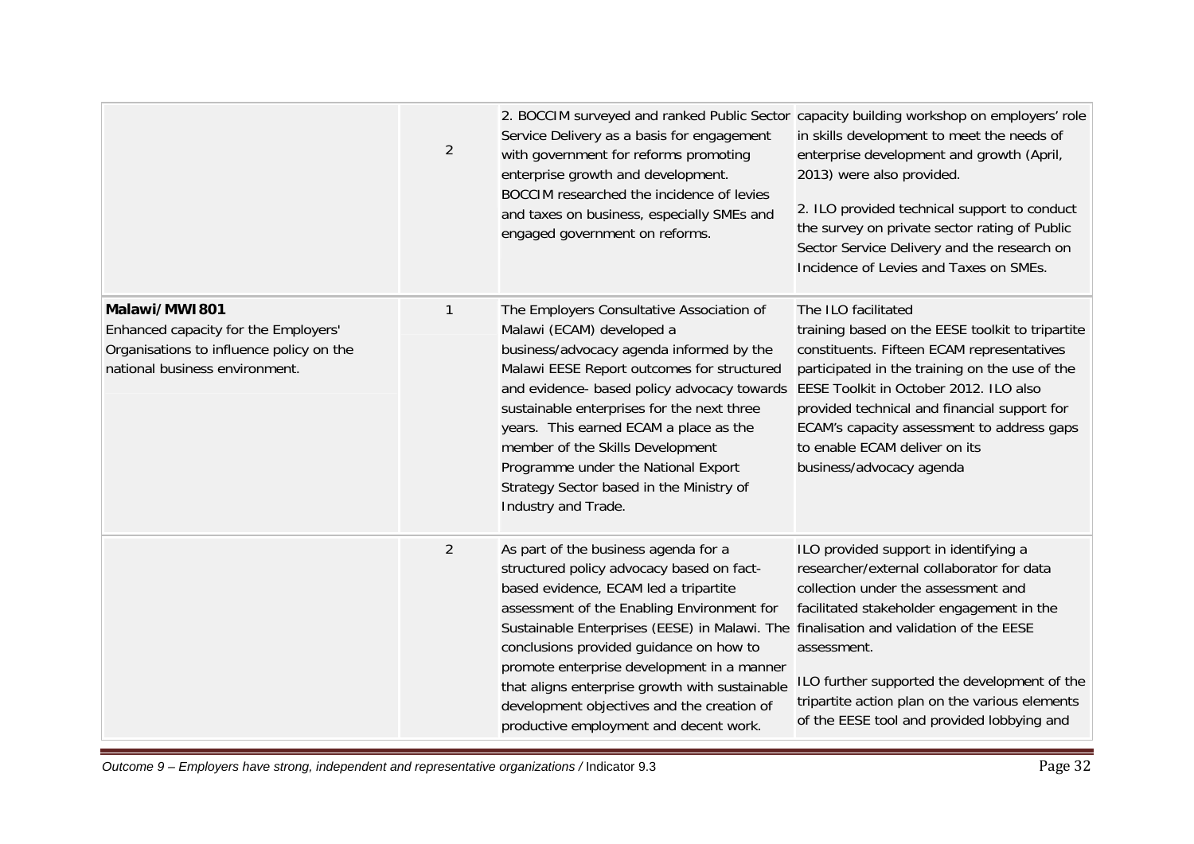| | | | |
|---|---|---|---|
| | 2 | 2. BOCCIM surveyed and ranked Public Sector Service Delivery as a basis for engagement with government for reforms promoting enterprise growth and development. BOCCIM researched the incidence of levies and taxes on business, especially SMEs and engaged government on reforms. | capacity building workshop on employers' role in skills development to meet the needs of enterprise development and growth (April, 2013) were also provided.<br><br>2. ILO provided technical support to conduct the survey on private sector rating of Public Sector Service Delivery and the research on Incidence of Levies and Taxes on SMEs. |
| **Malawi/MWI801**<br>Enhanced capacity for the Employers' Organisations to influence policy on the national business environment. | 1 | The Employers Consultative Association of Malawi (ECAM) developed a business/advocacy agenda informed by the Malawi EESE Report outcomes for structured and evidence- based policy advocacy towards sustainable enterprises for the next three years. This earned ECAM a place as the member of the Skills Development Programme under the National Export Strategy Sector based in the Ministry of Industry and Trade. | The ILO facilitated training based on the EESE toolkit to tripartite constituents. Fifteen ECAM representatives participated in the training on the use of the EESE Toolkit in October 2012. ILO also provided technical and financial support for ECAM's capacity assessment to address gaps to enable ECAM deliver on its business/advocacy agenda |
| | 2 | As part of the business agenda for a structured policy advocacy based on fact-based evidence, ECAM led a tripartite assessment of the Enabling Environment for Sustainable Enterprises (EESE) in Malawi. The conclusions provided guidance on how to promote enterprise development in a manner that aligns enterprise growth with sustainable development objectives and the creation of productive employment and decent work. | ILO provided support in identifying a researcher/external collaborator for data collection under the assessment and facilitated stakeholder engagement in the finalisation and validation of the EESE assessment.<br><br>ILO further supported the development of the tripartite action plan on the various elements of the EESE tool and provided lobbying and |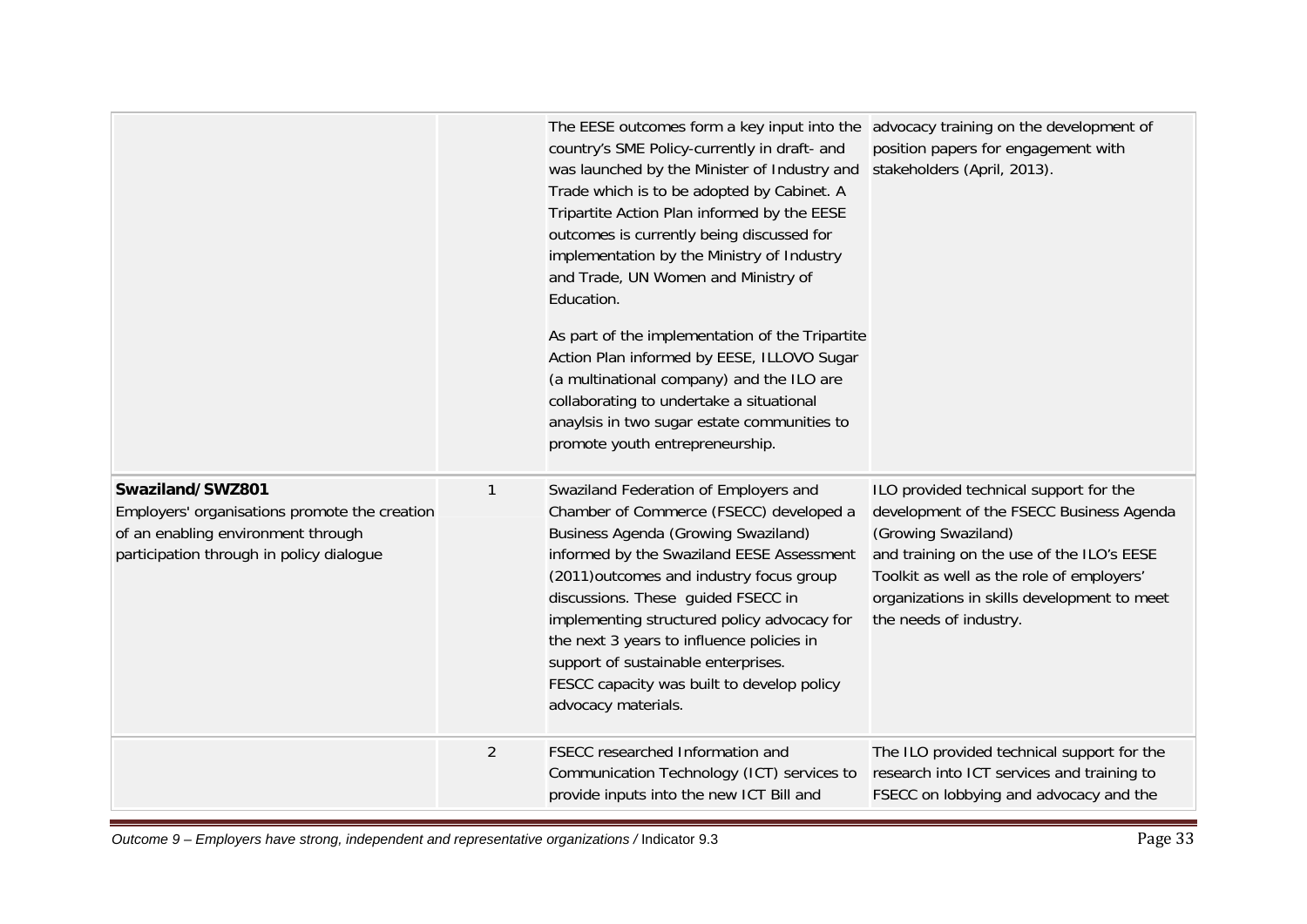| | | | |
|---|---|---|---|
| | | The EESE outcomes form a key input into the country's SME Policy-currently in draft- and was launched by the Minister of Industry and Trade which is to be adopted by Cabinet. A Tripartite Action Plan informed by the EESE outcomes is currently being discussed for implementation by the Ministry of Industry and Trade, UN Women and Ministry of Education.<br><br>As part of the implementation of the Tripartite Action Plan informed by EESE, ILLOVO Sugar (a multinational company) and the ILO are collaborating to undertake a situational anaylsis in two sugar estate communities to promote youth entrepreneurship. | advocacy training on the development of position papers for engagement with stakeholders (April, 2013). |
| **Swaziland/SWZ801**<br>Employers' organisations promote the creation of an enabling environment through participation through in policy dialogue | 1 | Swaziland Federation of Employers and Chamber of Commerce (FSECC) developed a Business Agenda (Growing Swaziland) informed by the Swaziland EESE Assessment (2011)outcomes and industry focus group discussions. These guided FSECC in implementing structured policy advocacy for the next 3 years to influence policies in support of sustainable enterprises.<br>FESCC capacity was built to develop policy advocacy materials. | ILO provided technical support for the development of the FSECC Business Agenda (Growing Swaziland)<br>and training on the use of the ILO's EESE Toolkit as well as the role of employers' organizations in skills development to meet the needs of industry. |
| | 2 | FSECC researched Information and Communication Technology (ICT) services to provide inputs into the new ICT Bill and | The ILO provided technical support for the research into ICT services and training to FSECC on lobbying and advocacy and the |

*Outcome 9 – Employers have strong, independent and representative organizations* / Indicator 9.3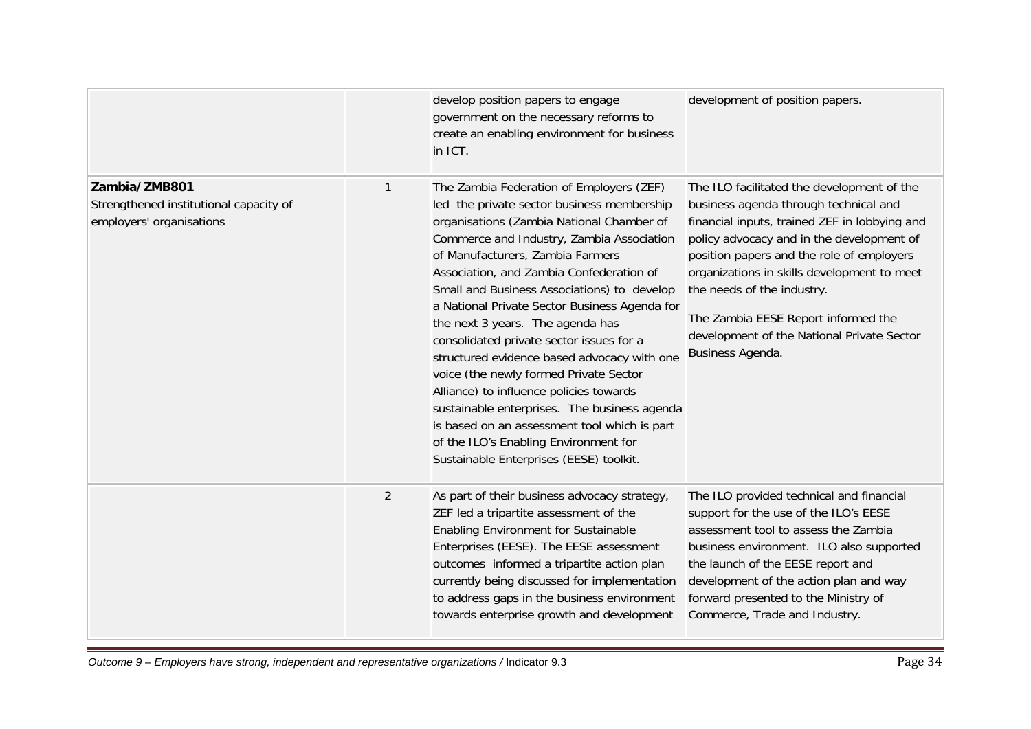| | | | |
|---|---|---|---|
| | | develop position papers to engage government on the necessary reforms to create an enabling environment for business in ICT. | development of position papers. |
| **Zambia/ZMB801** Strengthened institutional capacity of employers' organisations | 1 | The Zambia Federation of Employers (ZEF) led the private sector business membership organisations (Zambia National Chamber of Commerce and Industry, Zambia Association of Manufacturers, Zambia Farmers Association, and Zambia Confederation of Small and Business Associations) to develop a National Private Sector Business Agenda for the next 3 years. The agenda has consolidated private sector issues for a structured evidence based advocacy with one voice (the newly formed Private Sector Alliance) to influence policies towards sustainable enterprises. The business agenda is based on an assessment tool which is part of the ILO's Enabling Environment for Sustainable Enterprises (EESE) toolkit. | The ILO facilitated the development of the business agenda through technical and financial inputs, trained ZEF in lobbying and policy advocacy and in the development of position papers and the role of employers organizations in skills development to meet the needs of the industry.<br><br>The Zambia EESE Report informed the development of the National Private Sector Business Agenda. |
| | 2 | As part of their business advocacy strategy, ZEF led a tripartite assessment of the Enabling Environment for Sustainable Enterprises (EESE). The EESE assessment outcomes informed a tripartite action plan currently being discussed for implementation to address gaps in the business environment towards enterprise growth and development | The ILO provided technical and financial support for the use of the ILO's EESE assessment tool to assess the Zambia business environment. ILO also supported the launch of the EESE report and development of the action plan and way forward presented to the Ministry of Commerce, Trade and Industry. |

*Outcome 9 – Employers have strong, independent and representative organizations* / Indicator 9.3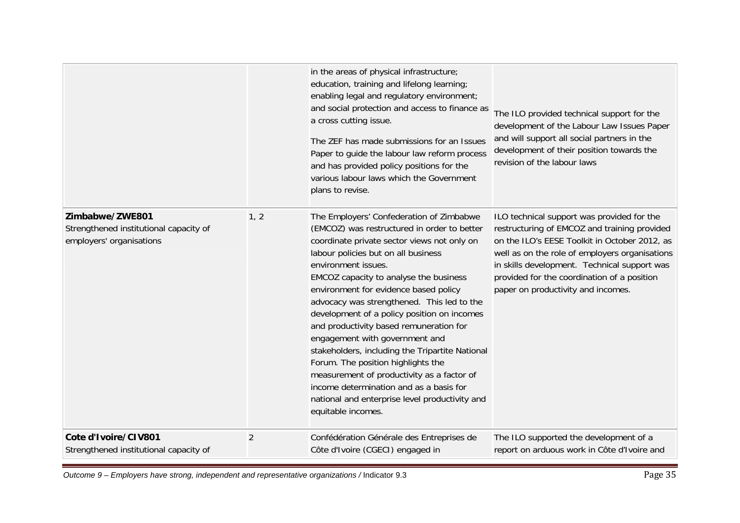| | | | |
|---|---|---|---|
| | | in the areas of physical infrastructure; education, training and lifelong learning; enabling legal and regulatory environment; and social protection and access to finance as a cross cutting issue.<br><br>The ZEF has made submissions for an Issues Paper to guide the labour law reform process and has provided policy positions for the various labour laws which the Government plans to revise. | The ILO provided technical support for the development of the Labour Law Issues Paper and will support all social partners in the development of their position towards the revision of the labour laws |
| **Zimbabwe/ZWE801**<br>Strengthened institutional capacity of employers' organisations | 1, 2 | The Employers' Confederation of Zimbabwe (EMCOZ) was restructured in order to better coordinate private sector views not only on labour policies but on all business environment issues.<br>EMCOZ capacity to analyse the business environment for evidence based policy advocacy was strengthened. This led to the development of a policy position on incomes and productivity based remuneration for engagement with government and stakeholders, including the Tripartite National Forum. The position highlights the measurement of productivity as a factor of income determination and as a basis for national and enterprise level productivity and equitable incomes. | ILO technical support was provided for the restructuring of EMCOZ and training provided on the ILO's EESE Toolkit in October 2012, as well as on the role of employers organisations in skills development. Technical support was provided for the coordination of a position paper on productivity and incomes. |
| **Cote d'Ivoire/CIV801**<br>Strengthened institutional capacity of | 2 | Confédération Générale des Entreprises de Côte d'Ivoire (CGECI) engaged in | The ILO supported the development of a report on arduous work in Côte d'Ivoire and |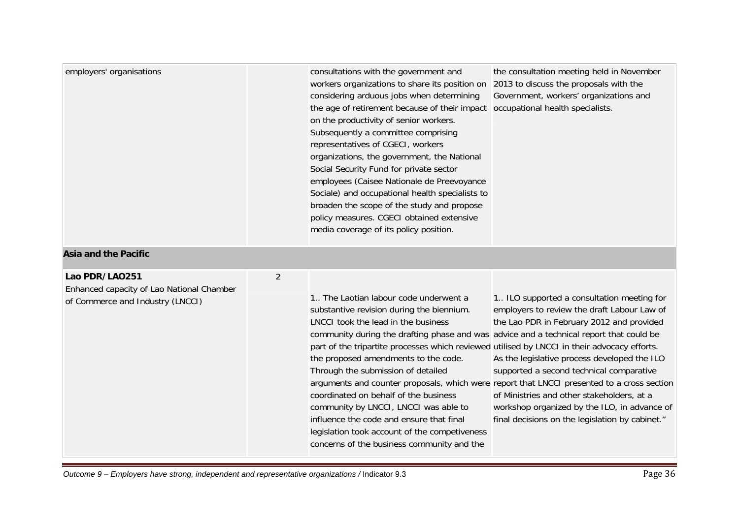| | | | |
|---|---|---|---|
| employers' organisations | | consultations with the government and workers organizations to share its position on considering arduous jobs when determining the age of retirement because of their impact on the productivity of senior workers. Subsequently a committee comprising representatives of CGECI, workers organizations, the government, the National Social Security Fund for private sector employees (Caisee Nationale de Preevoyance Sociale) and occupational health specialists to broaden the scope of the study and propose policy measures. CGECI obtained extensive media coverage of its policy position. | the consultation meeting held in November 2013 to discuss the proposals with the Government, workers' organizations and occupational health specialists. |
| **Asia and the Pacific** | | | |
| **Lao PDR/LAO251** Enhanced capacity of Lao National Chamber of Commerce and Industry (LNCCI) | 2 | 1.. The Laotian labour code underwent a substantive revision during the biennium. LNCCI took the lead in the business community during the drafting phase and was part of the tripartite processes which reviewed the proposed amendments to the code. Through the submission of detailed arguments and counter proposals, which were coordinated on behalf of the business community by LNCCI, LNCCI was able to influence the code and ensure that final legislation took account of the competiveness concerns of the business community and the | 1.. ILO supported a consultation meeting for employers to review the draft Labour Law of the Lao PDR in February 2012 and provided advice and a technical report that could be utilised by LNCCI in their advocacy efforts. As the legislative process developed the ILO supported a second technical comparative report that LNCCI presented to a cross section of Ministries and other stakeholders, at a workshop organized by the ILO, in advance of final decisions on the legislation by cabinet." |

*Outcome 9 – Employers have strong, independent and representative organizations /* Indicator 9.3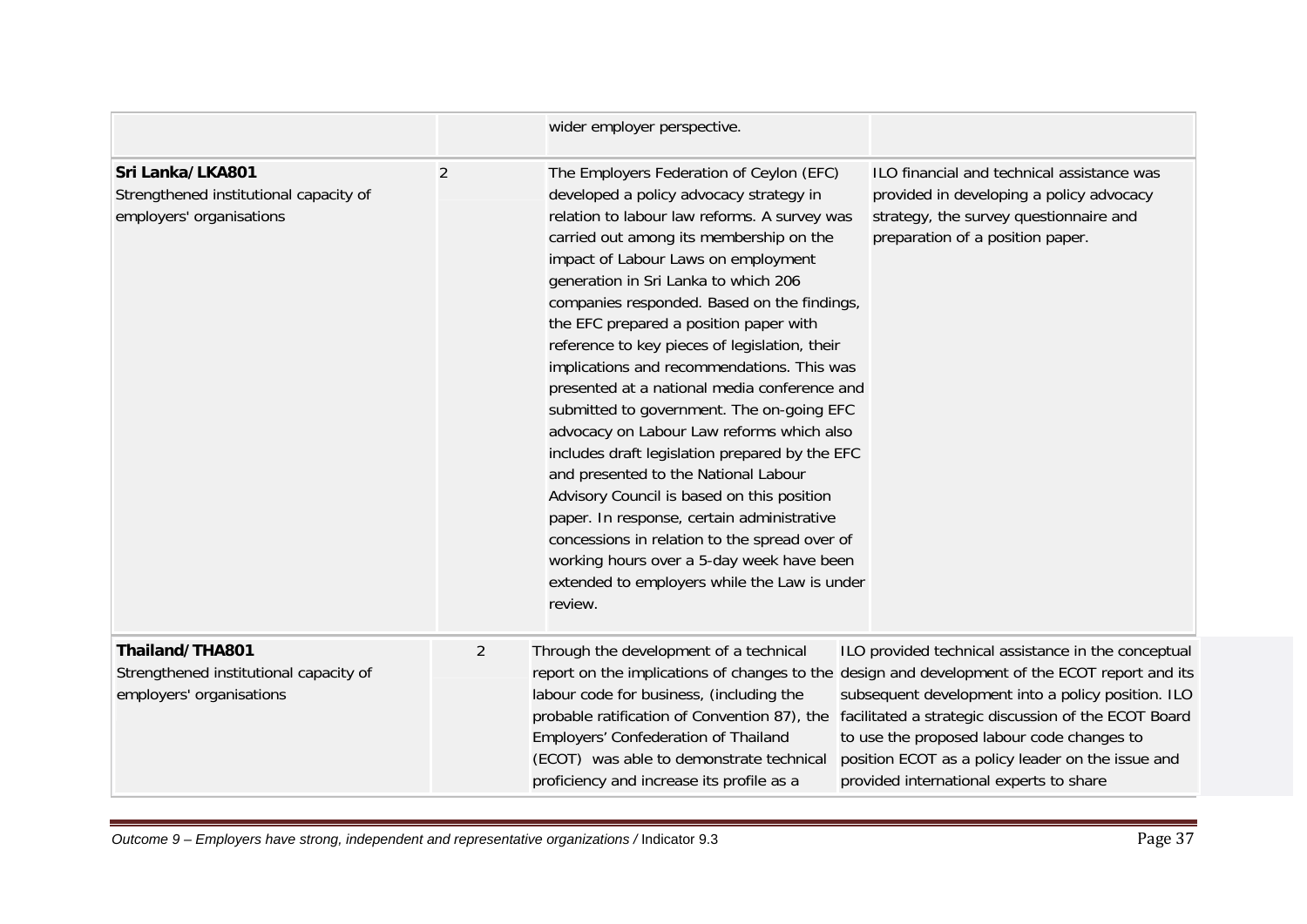| | | | |
|---|---|---|---|
| | | wider employer perspective. | |
| **Sri Lanka/LKA801**<br>Strengthened institutional capacity of employers' organisations | 2 | The Employers Federation of Ceylon (EFC) developed a policy advocacy strategy in relation to labour law reforms. A survey was carried out among its membership on the impact of Labour Laws on employment generation in Sri Lanka to which 206 companies responded. Based on the findings, the EFC prepared a position paper with reference to key pieces of legislation, their implications and recommendations. This was presented at a national media conference and submitted to government. The on-going EFC advocacy on Labour Law reforms which also includes draft legislation prepared by the EFC and presented to the National Labour Advisory Council is based on this position paper. In response, certain administrative concessions in relation to the spread over of working hours over a 5-day week have been extended to employers while the Law is under review. | ILO financial and technical assistance was provided in developing a policy advocacy strategy, the survey questionnaire and preparation of a position paper. |
| **Thailand/THA801**<br>Strengthened institutional capacity of employers' organisations | 2 | Through the development of a technical report on the implications of changes to the labour code for business, (including the probable ratification of Convention 87), the Employers' Confederation of Thailand (ECOT) was able to demonstrate technical proficiency and increase its profile as a | ILO provided technical assistance in the conceptual design and development of the ECOT report and its subsequent development into a policy position. ILO facilitated a strategic discussion of the ECOT Board to use the proposed labour code changes to position ECOT as a policy leader on the issue and provided international experts to share |

*Outcome 9 – Employers have strong, independent and representative organizations /* Indicator 9.3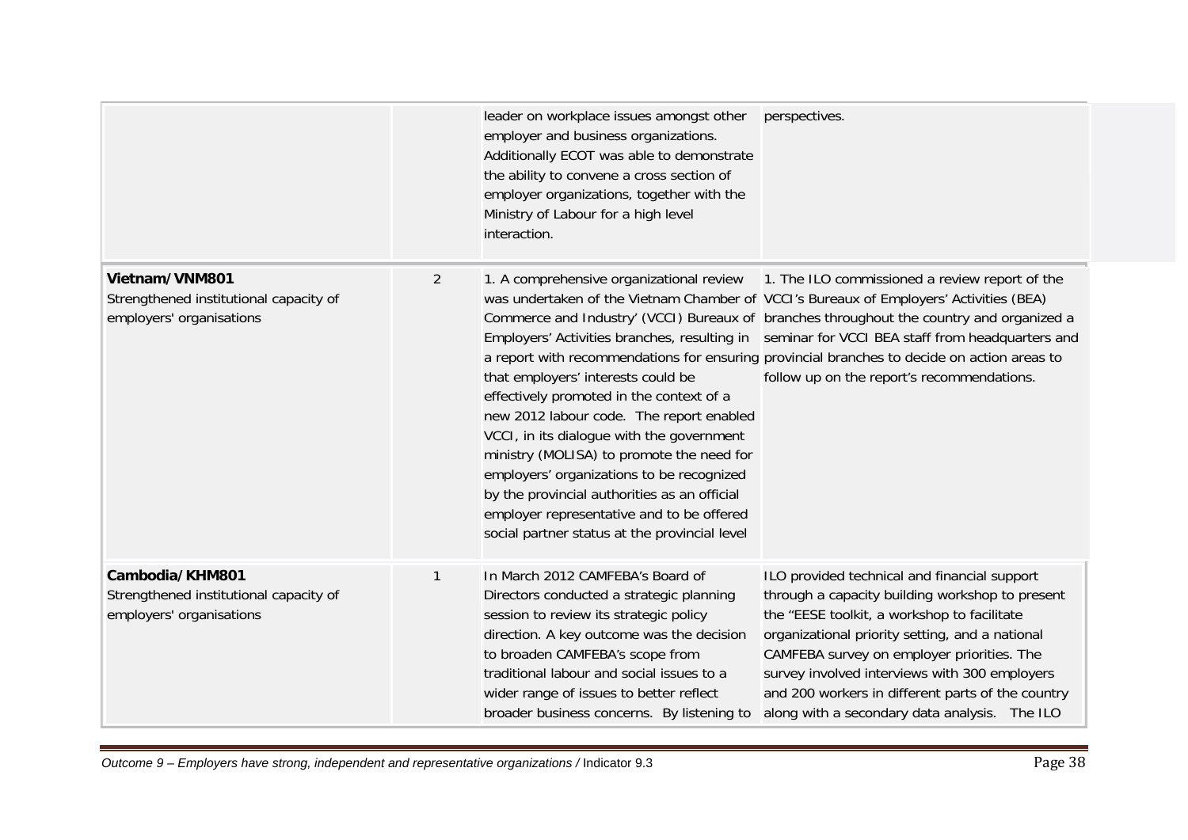| | | | |
|---|---|---|---|
| | | leader on workplace issues amongst other employer and business organizations. Additionally ECOT was able to demonstrate the ability to convene a cross section of employer organizations, together with the Ministry of Labour for a high level interaction. | perspectives. |
| **Vietnam/VNM801**<br>Strengthened institutional capacity of employers' organisations | 2 | 1. A comprehensive organizational review was undertaken of the Vietnam Chamber of Commerce and Industry' (VCCI) Bureaux of Employers' Activities branches, resulting in a report with recommendations for ensuring that employers' interests could be effectively promoted in the context of a new 2012 labour code. The report enabled VCCI, in its dialogue with the government ministry (MOLISA) to promote the need for employers' organizations to be recognized by the provincial authorities as an official employer representative and to be offered social partner status at the provincial level | 1. The ILO commissioned a review report of the VCCI's Bureaux of Employers' Activities (BEA) branches throughout the country and organized a seminar for VCCI BEA staff from headquarters and provincial branches to decide on action areas to follow up on the report's recommendations. |
| **Cambodia/KHM801**<br>Strengthened institutional capacity of employers' organisations | 1 | In March 2012 CAMFEBA's Board of Directors conducted a strategic planning session to review its strategic policy direction. A key outcome was the decision to broaden CAMFEBA's scope from traditional labour and social issues to a wider range of issues to better reflect broader business concerns. By listening to | ILO provided technical and financial support through a capacity building workshop to present the "EESE toolkit, a workshop to facilitate organizational priority setting, and a national CAMFEBA survey on employer priorities. The survey involved interviews with 300 employers and 200 workers in different parts of the country along with a secondary data analysis. The ILO |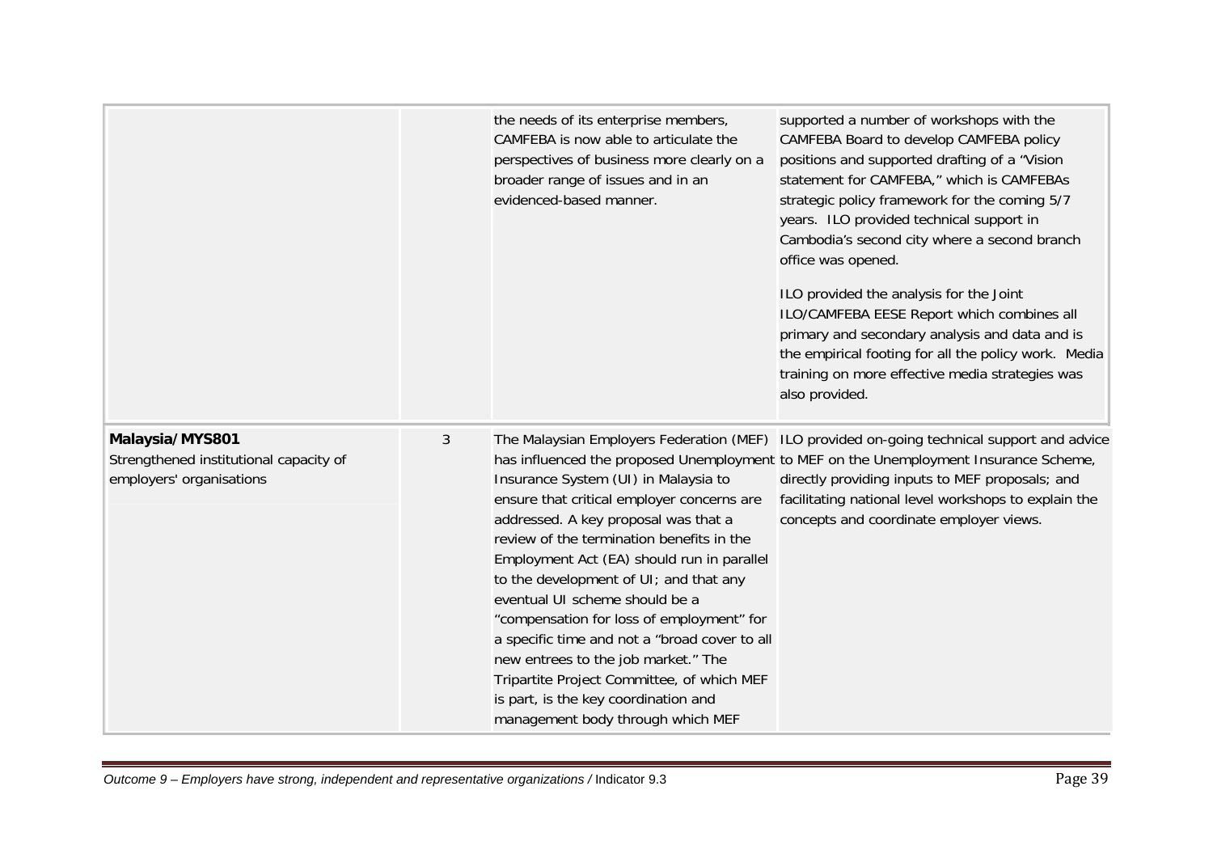| | | | |
|---|---|---|---|
| | | the needs of its enterprise members, CAMFEBA is now able to articulate the perspectives of business more clearly on a broader range of issues and in an evidenced-based manner. | supported a number of workshops with the CAMFEBA Board to develop CAMFEBA policy positions and supported drafting of a "Vision statement for CAMFEBA," which is CAMFEBAs strategic policy framework for the coming 5/7 years. ILO provided technical support in Cambodia's second city where a second branch office was opened.<br><br>ILO provided the analysis for the Joint ILO/CAMFEBA EESE Report which combines all primary and secondary analysis and data and is the empirical footing for all the policy work. Media training on more effective media strategies was also provided. |
| **Malaysia/MYS801**<br>Strengthened institutional capacity of employers' organisations | 3 | The Malaysian Employers Federation (MEF) has influenced the proposed Unemployment Insurance System (UI) in Malaysia to ensure that critical employer concerns are addressed. A key proposal was that a review of the termination benefits in the Employment Act (EA) should run in parallel to the development of UI; and that any eventual UI scheme should be a "compensation for loss of employment" for a specific time and not a "broad cover to all new entrees to the job market." The Tripartite Project Committee, of which MEF is part, is the key coordination and management body through which MEF | ILO provided on-going technical support and advice to MEF on the Unemployment Insurance Scheme, directly providing inputs to MEF proposals; and facilitating national level workshops to explain the concepts and coordinate employer views. |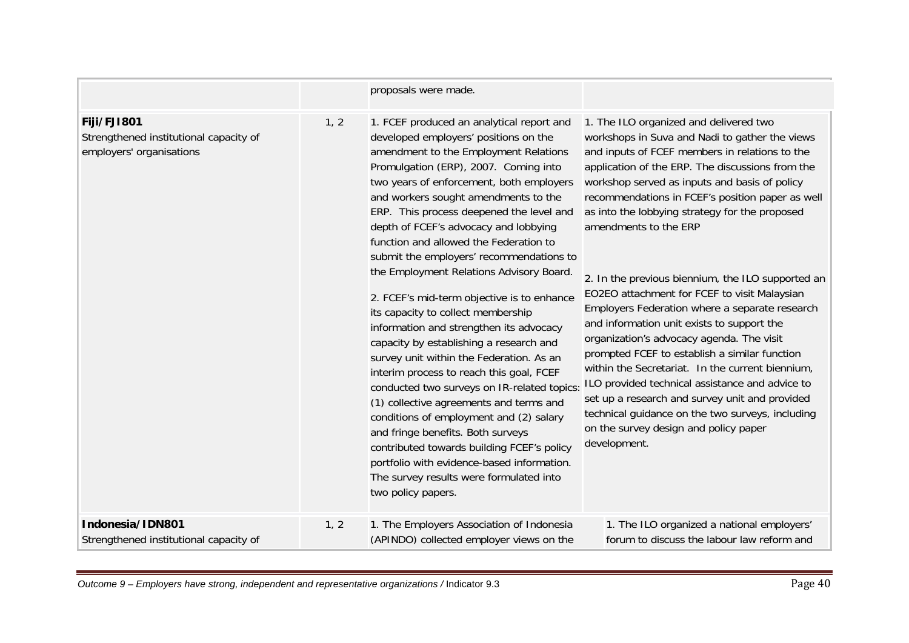| | | | |
|---|---|---|---|
| | | proposals were made. | |
| **Fiji/FJI801**<br>Strengthened institutional capacity of employers' organisations | 1, 2 | 1. FCEF produced an analytical report and developed employers' positions on the amendment to the Employment Relations Promulgation (ERP), 2007. Coming into two years of enforcement, both employers and workers sought amendments to the ERP. This process deepened the level and depth of FCEF's advocacy and lobbying function and allowed the Federation to submit the employers' recommendations to the Employment Relations Advisory Board.<br><br>2. FCEF's mid-term objective is to enhance its capacity to collect membership information and strengthen its advocacy capacity by establishing a research and survey unit within the Federation. As an interim process to reach this goal, FCEF conducted two surveys on IR-related topics: (1) collective agreements and terms and conditions of employment and (2) salary and fringe benefits. Both surveys contributed towards building FCEF's policy portfolio with evidence-based information. The survey results were formulated into two policy papers. | 1. The ILO organized and delivered two workshops in Suva and Nadi to gather the views and inputs of FCEF members in relations to the application of the ERP. The discussions from the workshop served as inputs and basis of policy recommendations in FCEF's position paper as well as into the lobbying strategy for the proposed amendments to the ERP<br><br>2. In the previous biennium, the ILO supported an EO2EO attachment for FCEF to visit Malaysian Employers Federation where a separate research and information unit exists to support the organization's advocacy agenda. The visit prompted FCEF to establish a similar function within the Secretariat. In the current biennium, ILO provided technical assistance and advice to set up a research and survey unit and provided technical guidance on the two surveys, including on the survey design and policy paper development. |
| **Indonesia/IDN801**<br>Strengthened institutional capacity of | 1, 2 | 1. The Employers Association of Indonesia (APINDO) collected employer views on the | 1. The ILO organized a national employers' forum to discuss the labour law reform and |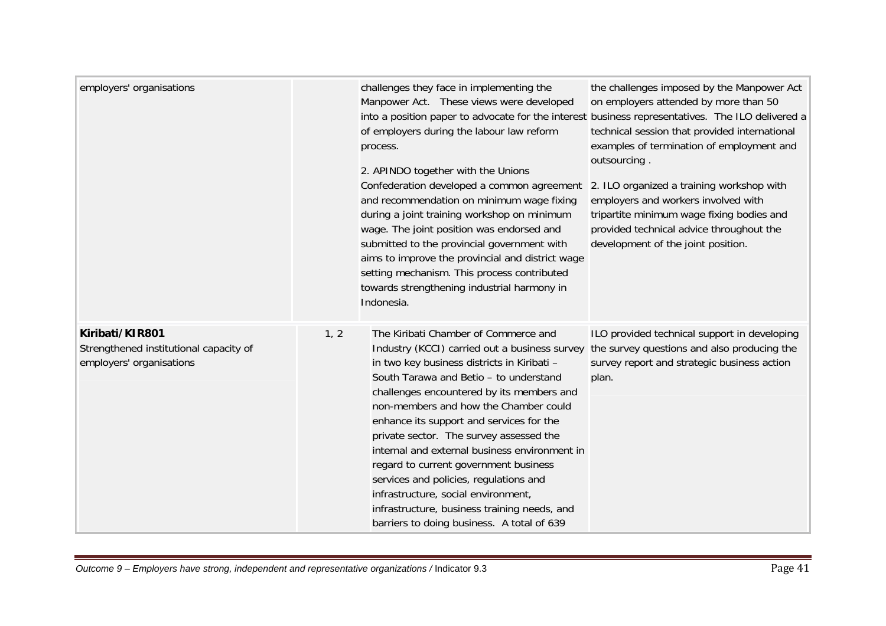| | | | |
|---|---|---|---|
| employers' organisations | | challenges they face in implementing the Manpower Act. These views were developed into a position paper to advocate for the interest of employers during the labour law reform process.<br><br>2. APINDO together with the Unions Confederation developed a common agreement and recommendation on minimum wage fixing during a joint training workshop on minimum wage. The joint position was endorsed and submitted to the provincial government with aims to improve the provincial and district wage setting mechanism. This process contributed towards strengthening industrial harmony in Indonesia. | the challenges imposed by the Manpower Act on employers attended by more than 50 business representatives. The ILO delivered a technical session that provided international examples of termination of employment and outsourcing .<br><br>2. ILO organized a training workshop with employers and workers involved with tripartite minimum wage fixing bodies and provided technical advice throughout the development of the joint position. |
| **Kiribati/KIR801**<br>Strengthened institutional capacity of employers' organisations | 1, 2 | The Kiribati Chamber of Commerce and Industry (KCCI) carried out a business survey in two key business districts in Kiribati – South Tarawa and Betio – to understand challenges encountered by its members and non-members and how the Chamber could enhance its support and services for the private sector. The survey assessed the internal and external business environment in regard to current government business services and policies, regulations and infrastructure, social environment, infrastructure, business training needs, and barriers to doing business. A total of 639 | ILO provided technical support in developing the survey questions and also producing the survey report and strategic business action plan. |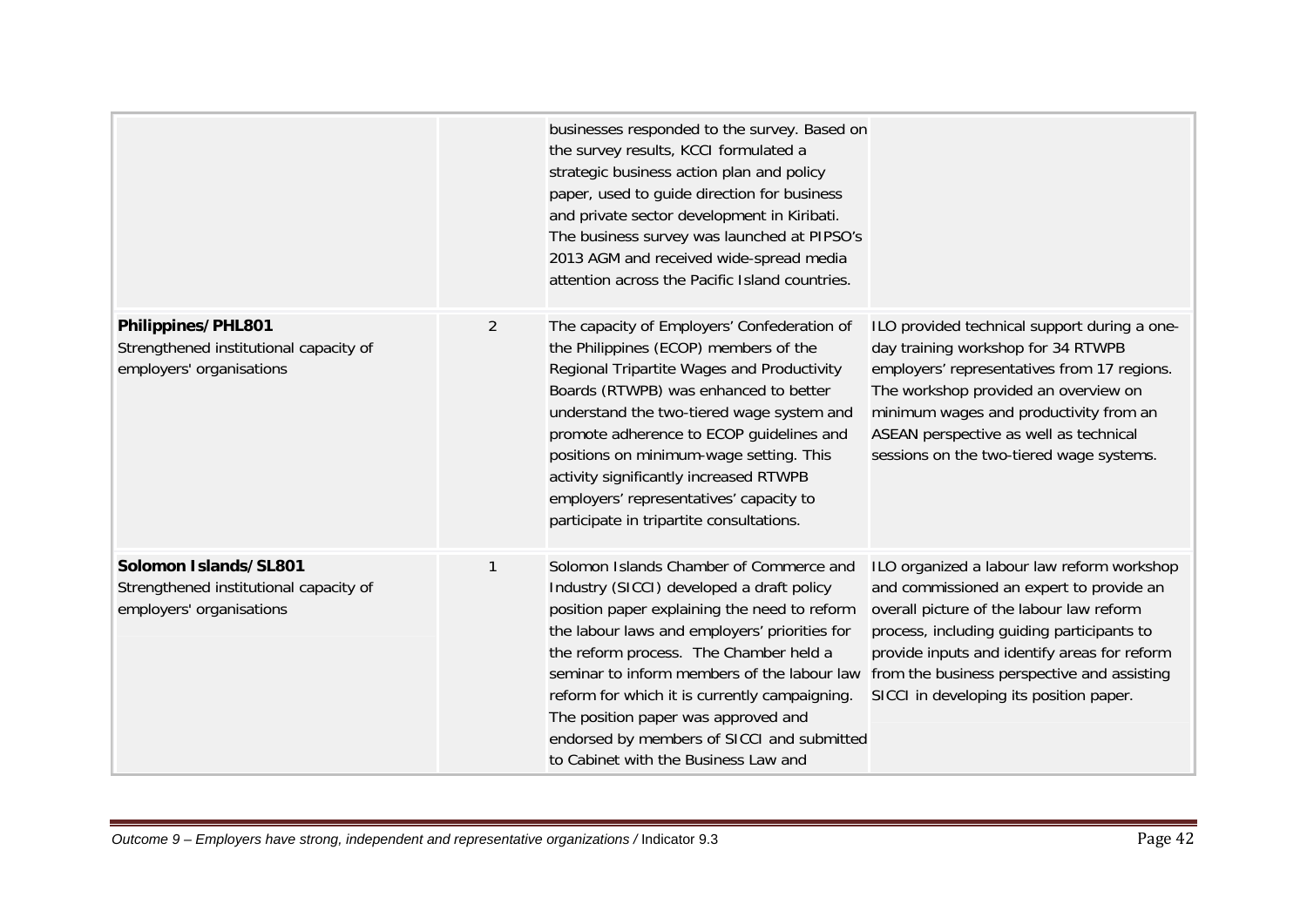| | | | |
|---|---|---|---|
| | | businesses responded to the survey. Based on the survey results, KCCI formulated a strategic business action plan and policy paper, used to guide direction for business and private sector development in Kiribati. The business survey was launched at PIPSO's 2013 AGM and received wide-spread media attention across the Pacific Island countries. | |
| **Philippines/PHL801** Strengthened institutional capacity of employers' organisations | 2 | The capacity of Employers' Confederation of the Philippines (ECOP) members of the Regional Tripartite Wages and Productivity Boards (RTWPB) was enhanced to better understand the two-tiered wage system and promote adherence to ECOP guidelines and positions on minimum-wage setting. This activity significantly increased RTWPB employers' representatives' capacity to participate in tripartite consultations. | ILO provided technical support during a one-day training workshop for 34 RTWPB employers' representatives from 17 regions. The workshop provided an overview on minimum wages and productivity from an ASEAN perspective as well as technical sessions on the two-tiered wage systems. |
| **Solomon Islands/SL801** Strengthened institutional capacity of employers' organisations | 1 | Solomon Islands Chamber of Commerce and Industry (SICCI) developed a draft policy position paper explaining the need to reform the labour laws and employers' priorities for the reform process. The Chamber held a seminar to inform members of the labour law reform for which it is currently campaigning. The position paper was approved and endorsed by members of SICCI and submitted to Cabinet with the Business Law and | ILO organized a labour law reform workshop and commissioned an expert to provide an overall picture of the labour law reform process, including guiding participants to provide inputs and identify areas for reform from the business perspective and assisting SICCI in developing its position paper. |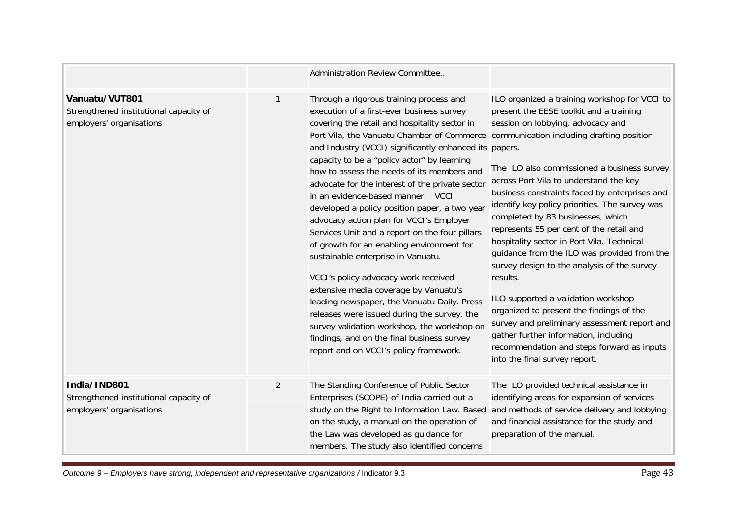| | | | |
|---|---|---|---|
| | | Administration Review Committee.. | |
| **Vanuatu/VUT801**<br>Strengthened institutional capacity of employers' organisations | 1 | Through a rigorous training process and execution of a first-ever business survey covering the retail and hospitality sector in Port Vila, the Vanuatu Chamber of Commerce and Industry (VCCI) significantly enhanced its capacity to be a "policy actor" by learning how to assess the needs of its members and advocate for the interest of the private sector in an evidence-based manner. VCCI developed a policy position paper, a two year advocacy action plan for VCCI's Employer Services Unit and a report on the four pillars of growth for an enabling environment for sustainable enterprise in Vanuatu.<br><br>VCCI's policy advocacy work received extensive media coverage by Vanuatu's leading newspaper, the Vanuatu Daily. Press releases were issued during the survey, the survey validation workshop, the workshop on findings, and on the final business survey report and on VCCI's policy framework. | ILO organized a training workshop for VCCI to present the EESE toolkit and a training session on lobbying, advocacy and communication including drafting position papers.<br><br>The ILO also commissioned a business survey across Port Vila to understand the key business constraints faced by enterprises and identify key policy priorities. The survey was completed by 83 businesses, which represents 55 per cent of the retail and hospitality sector in Port Vila. Technical guidance from the ILO was provided from the survey design to the analysis of the survey results.<br><br>ILO supported a validation workshop organized to present the findings of the survey and preliminary assessment report and gather further information, including recommendation and steps forward as inputs into the final survey report. |
| **India/IND801**<br>Strengthened institutional capacity of employers' organisations | 2 | The Standing Conference of Public Sector Enterprises (SCOPE) of India carried out a study on the Right to Information Law. Based on the study, a manual on the operation of the Law was developed as guidance for members. The study also identified concerns | The ILO provided technical assistance in identifying areas for expansion of services and methods of service delivery and lobbying and financial assistance for the study and preparation of the manual. |

*Outcome 9 – Employers have strong, independent and representative organizations* / Indicator 9.3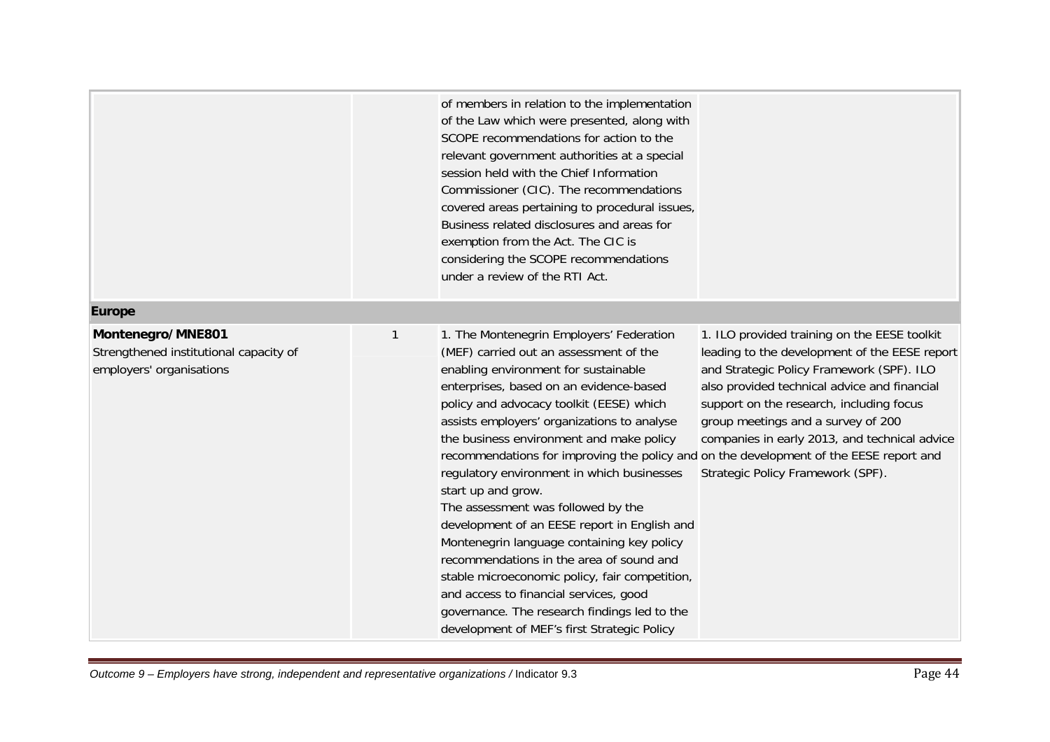| | | | |
|---|---|---|---|
| | | of members in relation to the implementation of the Law which were presented, along with SCOPE recommendations for action to the relevant government authorities at a special session held with the Chief Information Commissioner (CIC). The recommendations covered areas pertaining to procedural issues, Business related disclosures and areas for exemption from the Act. The CIC is considering the SCOPE recommendations under a review of the RTI Act. | |
| **Europe** | | | |
| **Montenegro/MNE801**<br>Strengthened institutional capacity of employers' organisations | 1 | 1. The Montenegrin Employers' Federation (MEF) carried out an assessment of the enabling environment for sustainable enterprises, based on an evidence-based policy and advocacy toolkit (EESE) which assists employers' organizations to analyse the business environment and make policy recommendations for improving the policy and regulatory environment in which businesses start up and grow.<br>The assessment was followed by the development of an EESE report in English and Montenegrin language containing key policy recommendations in the area of sound and stable microeconomic policy, fair competition, and access to financial services, good governance. The research findings led to the development of MEF's first Strategic Policy | 1. ILO provided training on the EESE toolkit leading to the development of the EESE report and Strategic Policy Framework (SPF). ILO also provided technical advice and financial support on the research, including focus group meetings and a survey of 200 companies in early 2013, and technical advice on the development of the EESE report and Strategic Policy Framework (SPF). |

*Outcome 9 – Employers have strong, independent and representative organizations* / Indicator 9.3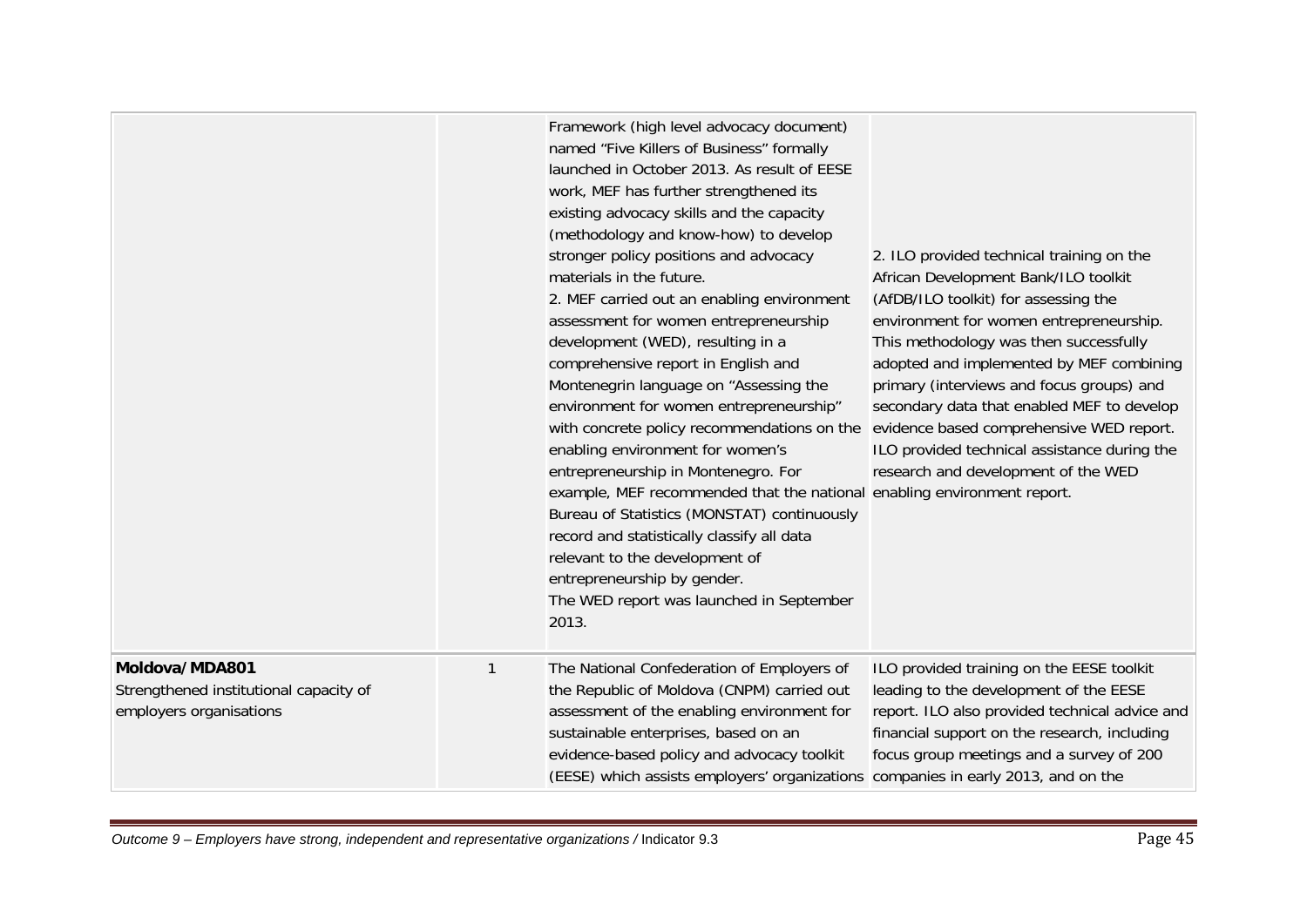| | | | |
|---|---|---|---|
| | | Framework (high level advocacy document) named "Five Killers of Business" formally launched in October 2013. As result of EESE work, MEF has further strengthened its existing advocacy skills and the capacity (methodology and know-how) to develop stronger policy positions and advocacy materials in the future.<br>2. MEF carried out an enabling environment assessment for women entrepreneurship development (WED), resulting in a comprehensive report in English and Montenegrin language on "Assessing the environment for women entrepreneurship" with concrete policy recommendations on the enabling environment for women's entrepreneurship in Montenegro. For example, MEF recommended that the national Bureau of Statistics (MONSTAT) continuously record and statistically classify all data relevant to the development of entrepreneurship by gender.<br>The WED report was launched in September 2013. | 2. ILO provided technical training on the African Development Bank/ILO toolkit (AfDB/ILO toolkit) for assessing the environment for women entrepreneurship. This methodology was then successfully adopted and implemented by MEF combining primary (interviews and focus groups) and secondary data that enabled MEF to develop evidence based comprehensive WED report. ILO provided technical assistance during the research and development of the WED enabling environment report. |
| **Moldova/MDA801**<br>Strengthened institutional capacity of employers organisations | 1 | The National Confederation of Employers of the Republic of Moldova (CNPM) carried out assessment of the enabling environment for sustainable enterprises, based on an evidence-based policy and advocacy toolkit (EESE) which assists employers' organizations | ILO provided training on the EESE toolkit leading to the development of the EESE report. ILO also provided technical advice and financial support on the research, including focus group meetings and a survey of 200 companies in early 2013, and on the |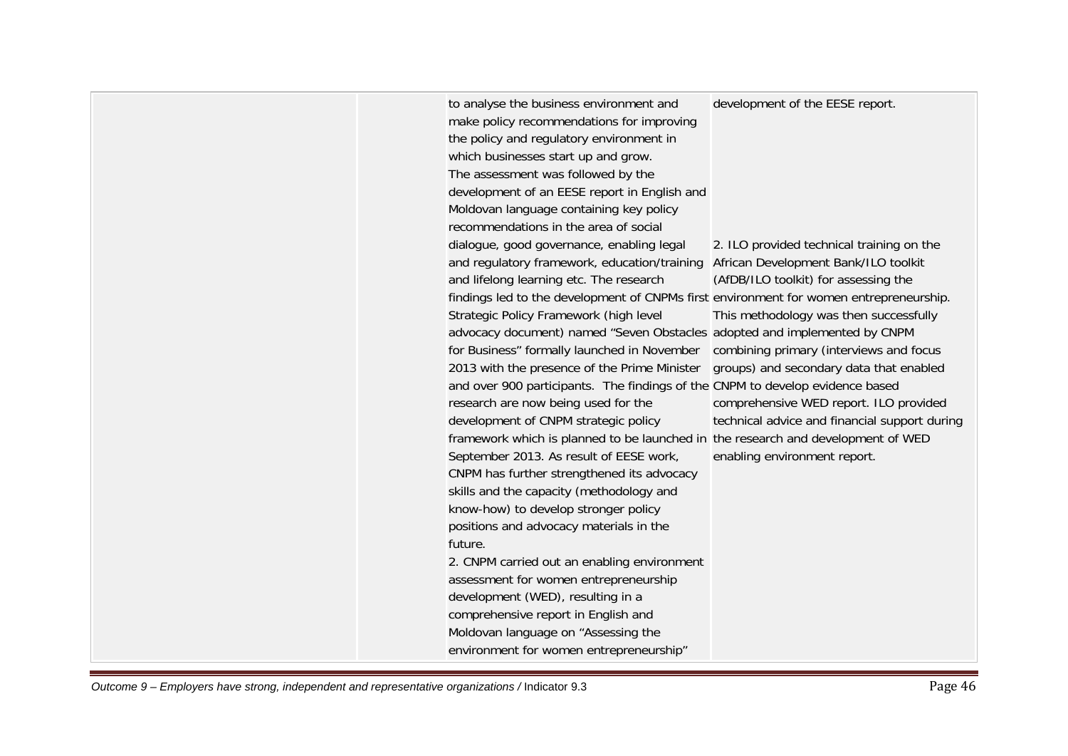|  |  | to analyse the business environment and make policy recommendations for improving the policy and regulatory environment in which businesses start up and grow.<br>The assessment was followed by the development of an EESE report in English and Moldovan language containing key policy recommendations in the area of social dialogue, good governance, enabling legal and regulatory framework, education/training and lifelong learning etc. The research findings led to the development of CNPMs first Strategic Policy Framework (high level advocacy document) named "Seven Obstacles for Business" formally launched in November 2013 with the presence of the Prime Minister and over 900 participants. The findings of the research are now being used for the development of CNPM strategic policy framework which is planned to be launched in September 2013. As result of EESE work, CNPM has further strengthened its advocacy skills and the capacity (methodology and know-how) to develop stronger policy positions and advocacy materials in the future.<br>2. CNPM carried out an enabling environment assessment for women entrepreneurship development (WED), resulting in a comprehensive report in English and Moldovan language on "Assessing the environment for women entrepreneurship" | development of the EESE report.<br><br>2. ILO provided technical training on the African Development Bank/ILO toolkit (AfDB/ILO toolkit) for assessing the environment for women entrepreneurship. This methodology was then successfully adopted and implemented by CNPM combining primary (interviews and focus groups) and secondary data that enabled CNPM to develop evidence based comprehensive WED report. ILO provided technical advice and financial support during the research and development of WED enabling environment report. |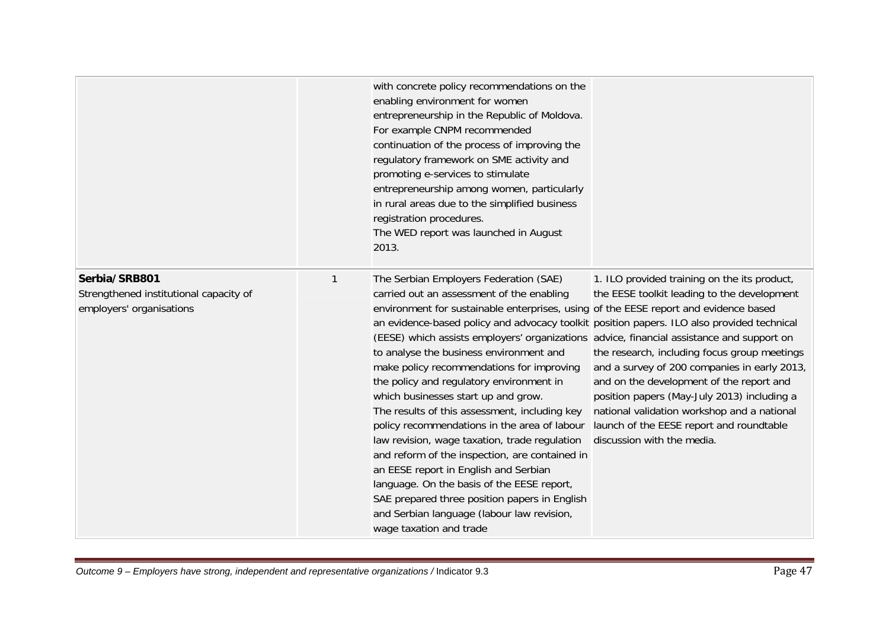|  |  |  |  |
|---|---|---|---|
|  |  | with concrete policy recommendations on the enabling environment for women entrepreneurship in the Republic of Moldova. For example CNPM recommended continuation of the process of improving the regulatory framework on SME activity and promoting e-services to stimulate entrepreneurship among women, particularly in rural areas due to the simplified business registration procedures.<br>The WED report was launched in August 2013. |  |
| **Serbia/SRB801**<br>Strengthened institutional capacity of employers' organisations | 1 | The Serbian Employers Federation (SAE) carried out an assessment of the enabling environment for sustainable enterprises, using an evidence-based policy and advocacy toolkit (EESE) which assists employers' organizations to analyse the business environment and make policy recommendations for improving the policy and regulatory environment in which businesses start up and grow.<br>The results of this assessment, including key policy recommendations in the area of labour law revision, wage taxation, trade regulation and reform of the inspection, are contained in an EESE report in English and Serbian language. On the basis of the EESE report, SAE prepared three position papers in English and Serbian language (labour law revision, wage taxation and trade | 1. ILO provided training on the its product, the EESE toolkit leading to the development of the EESE report and evidence based position papers. ILO also provided technical advice, financial assistance and support on the research, including focus group meetings and a survey of 200 companies in early 2013, and on the development of the report and position papers (May-July 2013) including a national validation workshop and a national launch of the EESE report and roundtable discussion with the media. |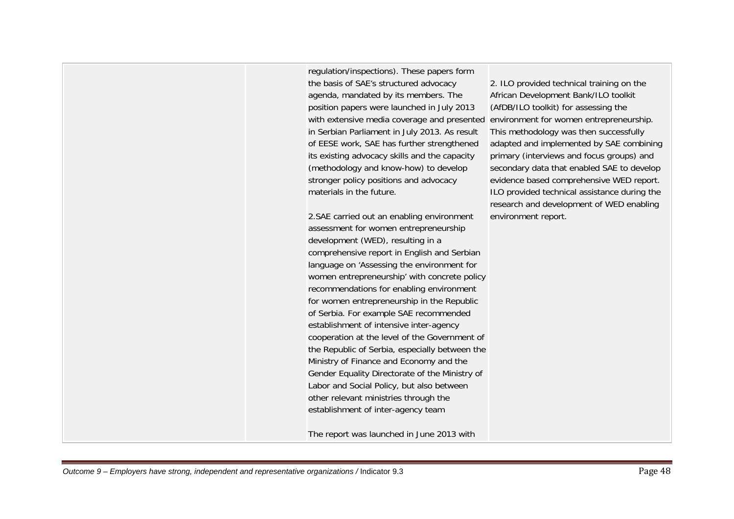| | | | |
|---|---|---|---|
| | | regulation/inspections). These papers form the basis of SAE's structured advocacy agenda, mandated by its members. The position papers were launched in July 2013 with extensive media coverage and presented in Serbian Parliament in July 2013. As result of EESE work, SAE has further strengthened its existing advocacy skills and the capacity (methodology and know-how) to develop stronger policy positions and advocacy materials in the future.<br><br>2.SAE carried out an enabling environment assessment for women entrepreneurship development (WED), resulting in a comprehensive report in English and Serbian language on 'Assessing the environment for women entrepreneurship' with concrete policy recommendations for enabling environment for women entrepreneurship in the Republic of Serbia. For example SAE recommended establishment of intensive inter-agency cooperation at the level of the Government of the Republic of Serbia, especially between the Ministry of Finance and Economy and the Gender Equality Directorate of the Ministry of Labor and Social Policy, but also between other relevant ministries through the establishment of inter-agency team<br><br>The report was launched in June 2013 with | 2. ILO provided technical training on the African Development Bank/ILO toolkit (AfDB/ILO toolkit) for assessing the environment for women entrepreneurship. This methodology was then successfully adapted and implemented by SAE combining primary (interviews and focus groups) and secondary data that enabled SAE to develop evidence based comprehensive WED report. ILO provided technical assistance during the research and development of WED enabling environment report. |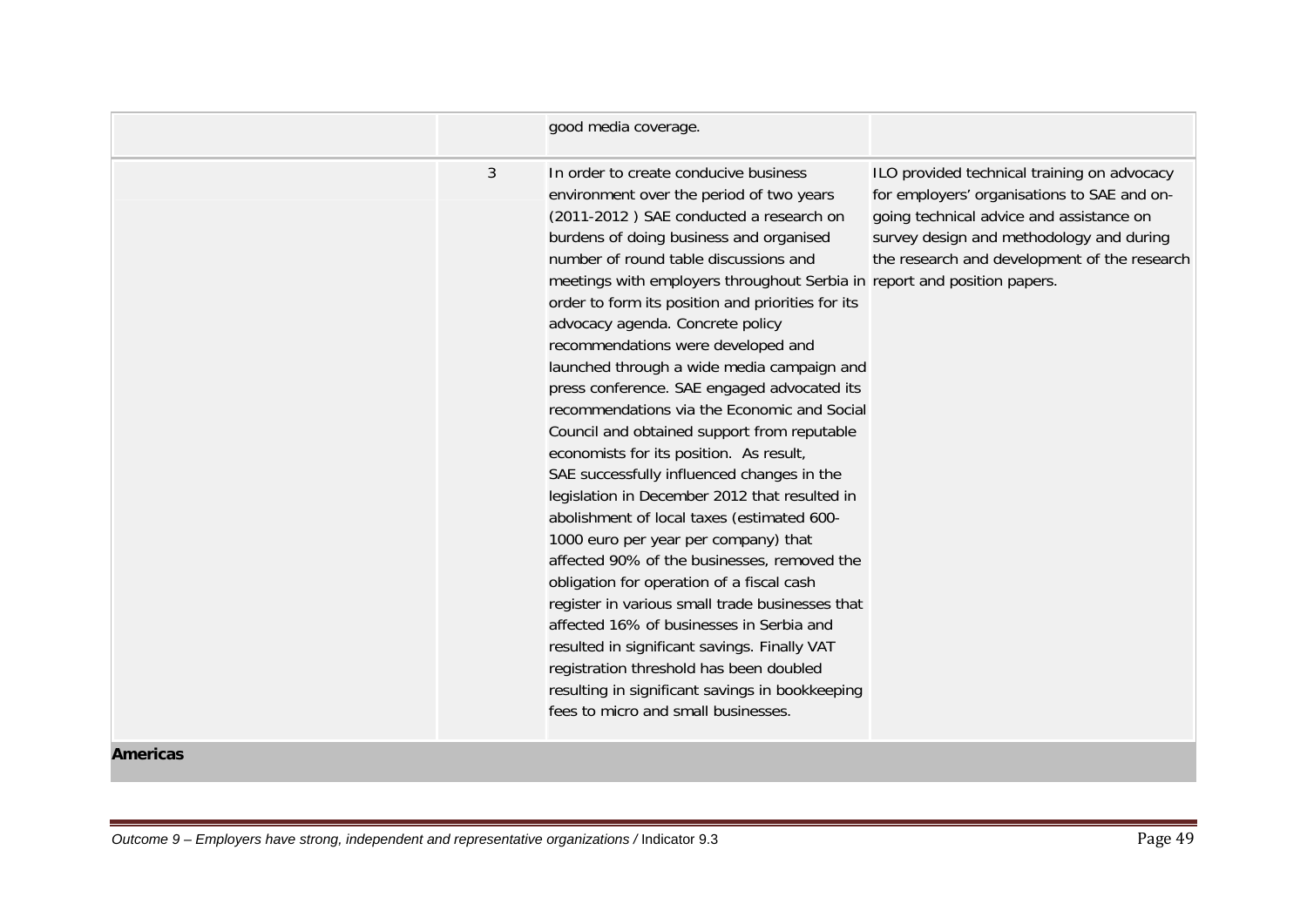| | | | |
|---|---|---|---|
| | | good media coverage. | |
| | 3 | In order to create conducive business environment over the period of two years (2011-2012 ) SAE conducted a research on burdens of doing business and organised number of round table discussions and meetings with employers throughout Serbia in order to form its position and priorities for its advocacy agenda. Concrete policy recommendations were developed and launched through a wide media campaign and press conference. SAE engaged advocated its recommendations via the Economic and Social Council and obtained support from reputable economists for its position. As result, SAE successfully influenced changes in the legislation in December 2012 that resulted in abolishment of local taxes (estimated 600-1000 euro per year per company) that affected 90% of the businesses, removed the obligation for operation of a fiscal cash register in various small trade businesses that affected 16% of businesses in Serbia and resulted in significant savings. Finally VAT registration threshold has been doubled resulting in significant savings in bookkeeping fees to micro and small businesses. | ILO provided technical training on advocacy for employers' organisations to SAE and on-going technical advice and assistance on survey design and methodology and during the research and development of the research report and position papers. |
| **Americas** | | | |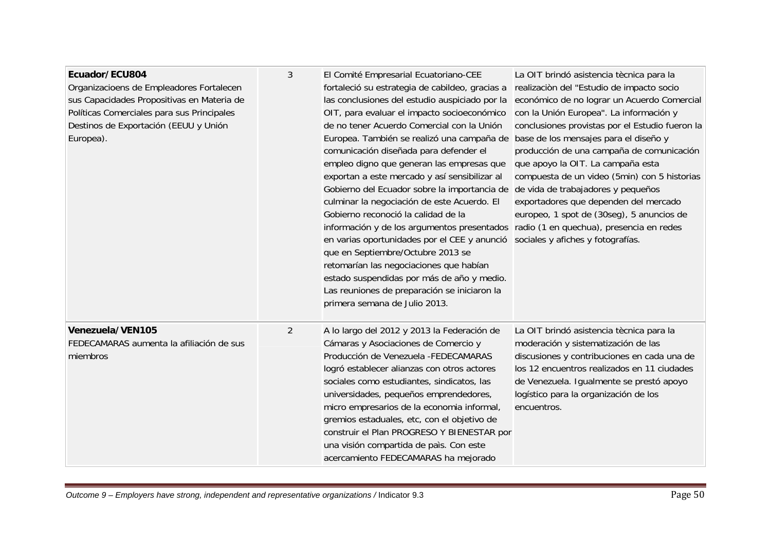| | | | |
|---|---|---|---|
| **Ecuador/ECU804**<br>Organizacioens de Empleadores Fortalecen sus Capacidades Propositivas en Materia de Políticas Comerciales para sus Principales Destinos de Exportación (EEUU y Unión Europea). | 3 | El Comité Empresarial Ecuatoriano-CEE fortaleció su estrategia de cabildeo, gracias a las conclusiones del estudio auspiciado por la OIT, para evaluar el impacto socioeconómico de no tener Acuerdo Comercial con la Unión Europea. También se realizó una campaña de comunicación diseñada para defender el empleo digno que generan las empresas que exportan a este mercado y así sensibilizar al Gobierno del Ecuador sobre la importancia de culminar la negociación de este Acuerdo. El Gobierno reconoció la calidad de la información y de los argumentos presentados en varias oportunidades por el CEE y anunció que en Septiembre/Octubre 2013 se retomarían las negociaciones que habían estado suspendidas por más de año y medio. Las reuniones de preparación se iniciaron la primera semana de Julio 2013. | La OIT brindó asistencia tècnica para la realizaciòn del "Estudio de impacto socio económico de no lograr un Acuerdo Comercial con la Unión Europea". La información y conclusiones provistas por el Estudio fueron la base de los mensajes para el diseño y producción de una campaña de comunicación que apoyo la OIT. La campaña esta compuesta de un video (5min) con 5 historias de vida de trabajadores y pequeños exportadores que dependen del mercado europeo, 1 spot de (30seg), 5 anuncios de radio (1 en quechua), presencia en redes sociales y afiches y fotografías. |
| **Venezuela/VEN105**<br>FEDECAMARAS aumenta la afiliación de sus miembros | 2 | A lo largo del 2012 y 2013 la Federación de Cámaras y Asociaciones de Comercio y Producción de Venezuela -FEDECAMARAS logró establecer alianzas con otros actores sociales como estudiantes, sindicatos, las universidades, pequeños emprendedores, micro empresarios de la economia informal, gremios estaduales, etc, con el objetivo de construir el Plan PROGRESO Y BIENESTAR por una visión compartida de paìs. Con este acercamiento FEDECAMARAS ha mejorado | La OIT brindó asistencia tècnica para la moderación y sistematización de las discusiones y contribuciones en cada una de los 12 encuentros realizados en 11 ciudades de Venezuela. Igualmente se prestó apoyo logístico para la organización de los encuentros. |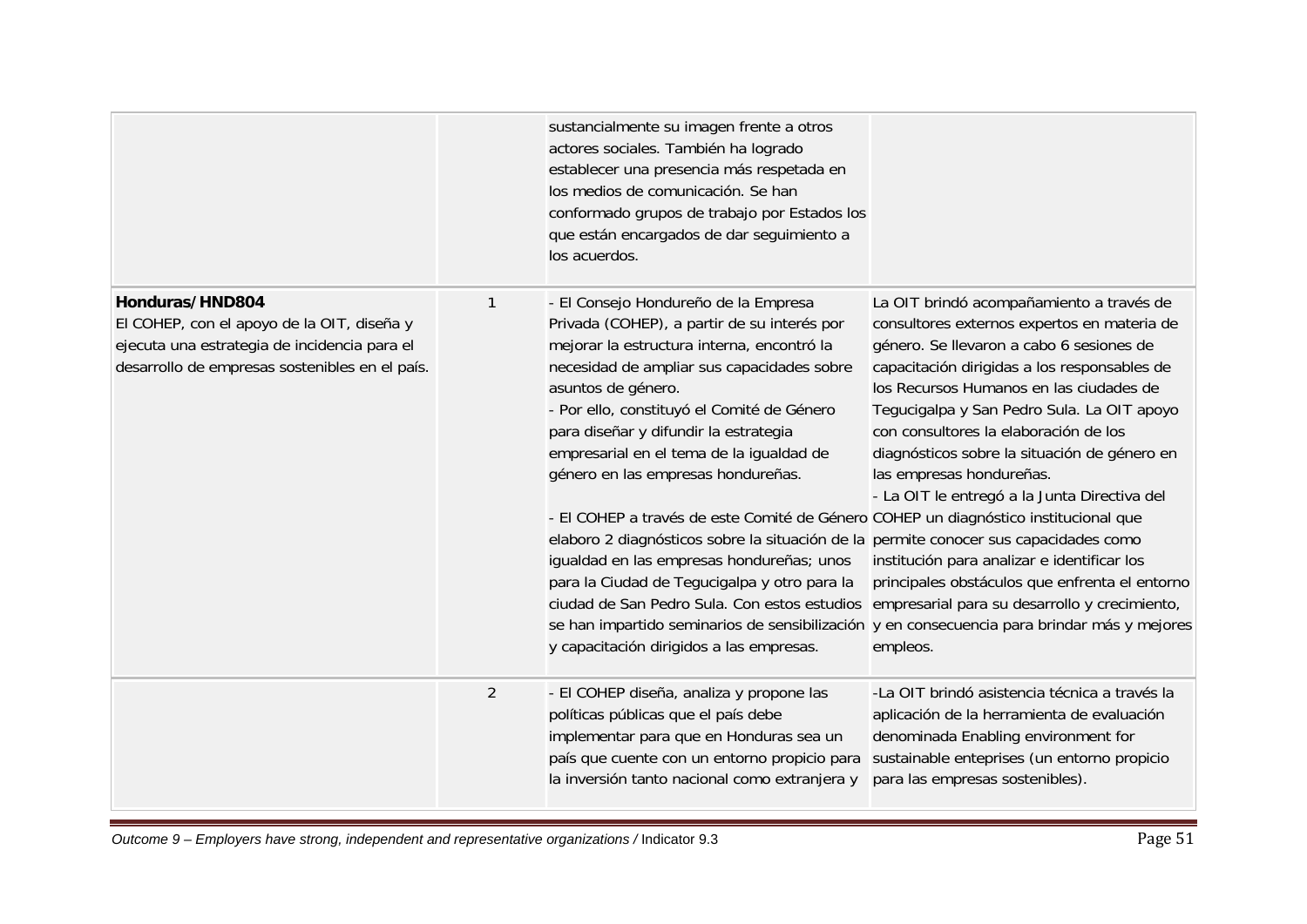| | | | |
|---|---|---|---|
| | | sustancialmente su imagen frente a otros actores sociales. También ha logrado establecer una presencia más respetada en los medios de comunicación. Se han conformado grupos de trabajo por Estados los que están encargados de dar seguimiento a los acuerdos. | |
| **Honduras/HND804**<br>El COHEP, con el apoyo de la OIT, diseña y ejecuta una estrategia de incidencia para el desarrollo de empresas sostenibles en el país. | 1 | - El Consejo Hondureño de la Empresa Privada (COHEP), a partir de su interés por mejorar la estructura interna, encontró la necesidad de ampliar sus capacidades sobre asuntos de género.<br>- Por ello, constituyó el Comité de Género para diseñar y difundir la estrategia empresarial en el tema de la igualdad de género en las empresas hondureñas.<br><br>- El COHEP a través de este Comité de Género elaboro 2 diagnósticos sobre la situación de la igualdad en las empresas hondureñas; unos para la Ciudad de Tegucigalpa y otro para la ciudad de San Pedro Sula. Con estos estudios se han impartido seminarios de sensibilización y capacitación dirigidos a las empresas. | La OIT brindó acompañamiento a través de consultores externos expertos en materia de género. Se llevaron a cabo 6 sesiones de capacitación dirigidas a los responsables de los Recursos Humanos en las ciudades de Tegucigalpa y San Pedro Sula. La OIT apoyo con consultores la elaboración de los diagnósticos sobre la situación de género en las empresas hondureñas.<br>- La OIT le entregó a la Junta Directiva del COHEP un diagnóstico institucional que permite conocer sus capacidades como institución para analizar e identificar los principales obstáculos que enfrenta el entorno empresarial para su desarrollo y crecimiento, y en consecuencia para brindar más y mejores empleos. |
| | 2 | - El COHEP diseña, analiza y propone las políticas públicas que el país debe implementar para que en Honduras sea un país que cuente con un entorno propicio para la inversión tanto nacional como extranjera y | -La OIT brindó asistencia técnica a través la aplicación de la herramienta de evaluación denominada Enabling environment for sustainable enteprises (un entorno propicio para las empresas sostenibles). |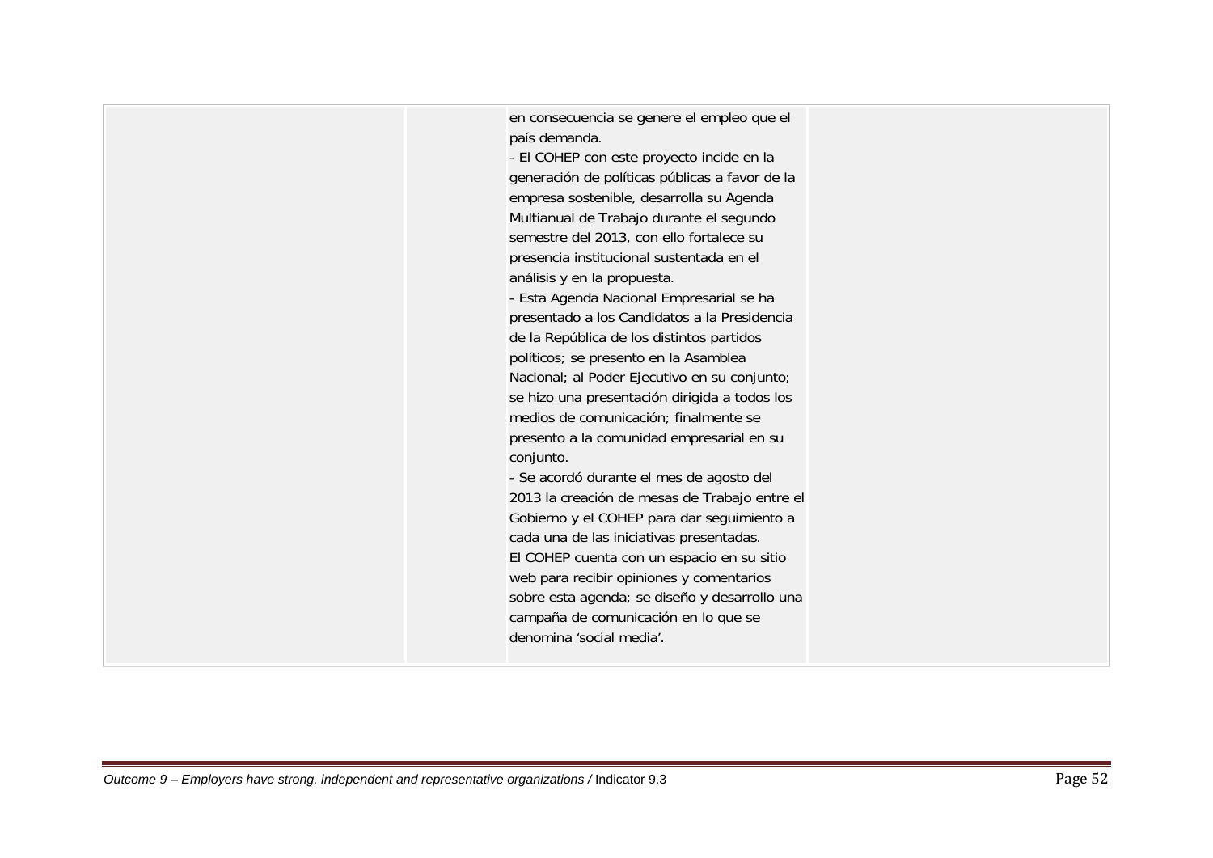| | | | |
|---|---|---|---|
| | | en consecuencia se genere el empleo que el país demanda.<br>- El COHEP con este proyecto incide en la generación de políticas públicas a favor de la empresa sostenible, desarrolla su Agenda Multianual de Trabajo durante el segundo semestre del 2013, con ello fortalece su presencia institucional sustentada en el análisis y en la propuesta.<br>- Esta Agenda Nacional Empresarial se ha presentado a los Candidatos a la Presidencia de la República de los distintos partidos políticos; se presento en la Asamblea Nacional; al Poder Ejecutivo en su conjunto; se hizo una presentación dirigida a todos los medios de comunicación; finalmente se presento a la comunidad empresarial en su conjunto.<br>- Se acordó durante el mes de agosto del 2013 la creación de mesas de Trabajo entre el Gobierno y el COHEP para dar seguimiento a cada una de las iniciativas presentadas.<br>El COHEP cuenta con un espacio en su sitio web para recibir opiniones y comentarios sobre esta agenda; se diseño y desarrollo una campaña de comunicación en lo que se denomina 'social media'. | |